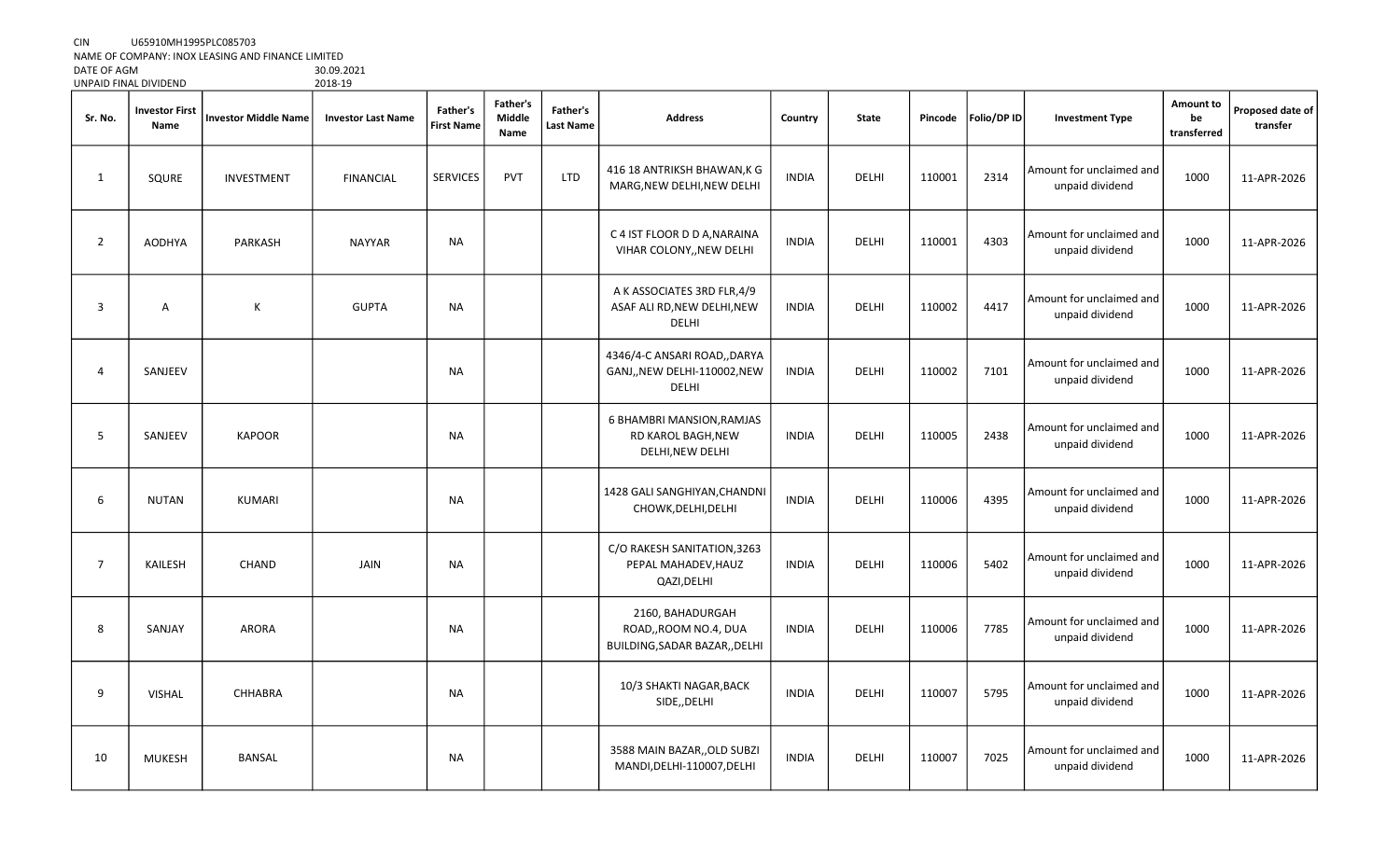CIN U65910MH1995PLC085703
NAME OF COMPANY: INOX LEASING AND FINANCE LIMITED
DATE OF AGM 30.09.2021
UNPAID FINAL DIVIDEND 2018-19

| Sr. No. | Investor First Name | Investor Middle Name | Investor Last Name | Father's First Name | Father's Middle Name | Father's Last Name | Address | Country | State | Pincode | Folio/DP ID | Investment Type | Amount to be transferred | Proposed date of transfer |
|---|---|---|---|---|---|---|---|---|---|---|---|---|---|---|
| 1 | SQURE | INVESTMENT | FINANCIAL | SERVICES | PVT | LTD | 416 18 ANTRIKSH BHAWAN,K G MARG,NEW DELHI,NEW DELHI | INDIA | DELHI | 110001 | 2314 | Amount for unclaimed and unpaid dividend | 1000 | 11-APR-2026 |
| 2 | AODHYA | PARKASH | NAYYAR | NA | | | C 4 IST FLOOR D D A,NARAINA VIHAR COLONY,,NEW DELHI | INDIA | DELHI | 110001 | 4303 | Amount for unclaimed and unpaid dividend | 1000 | 11-APR-2026 |
| 3 | A | K | GUPTA | NA | | | A K ASSOCIATES 3RD FLR,4/9 ASAF ALI RD,NEW DELHI,NEW DELHI | INDIA | DELHI | 110002 | 4417 | Amount for unclaimed and unpaid dividend | 1000 | 11-APR-2026 |
| 4 | SANJEEV | | | NA | | | 4346/4-C ANSARI ROAD,,DARYA GANJ,,NEW DELHI-110002,NEW DELHI | INDIA | DELHI | 110002 | 7101 | Amount for unclaimed and unpaid dividend | 1000 | 11-APR-2026 |
| 5 | SANJEEV | KAPOOR | | NA | | | 6 BHAMBRI MANSION,RAMJAS RD KAROL BAGH,NEW DELHI,NEW DELHI | INDIA | DELHI | 110005 | 2438 | Amount for unclaimed and unpaid dividend | 1000 | 11-APR-2026 |
| 6 | NUTAN | KUMARI | | NA | | | 1428 GALI SANGHIYAN,CHANDNI CHOWK,DELHI,DELHI | INDIA | DELHI | 110006 | 4395 | Amount for unclaimed and unpaid dividend | 1000 | 11-APR-2026 |
| 7 | KAILESH | CHAND | JAIN | NA | | | C/O RAKESH SANITATION,3263 PEPAL MAHADEV,HAUZ QAZI,DELHI | INDIA | DELHI | 110006 | 5402 | Amount for unclaimed and unpaid dividend | 1000 | 11-APR-2026 |
| 8 | SANJAY | ARORA | | NA | | | 2160, BAHADURGAH ROAD,,ROOM NO.4, DUA BUILDING,SADAR BAZAR,,DELHI | INDIA | DELHI | 110006 | 7785 | Amount for unclaimed and unpaid dividend | 1000 | 11-APR-2026 |
| 9 | VISHAL | CHHABRA | | NA | | | 10/3 SHAKTI NAGAR,BACK SIDE,,DELHI | INDIA | DELHI | 110007 | 5795 | Amount for unclaimed and unpaid dividend | 1000 | 11-APR-2026 |
| 10 | MUKESH | BANSAL | | NA | | | 3588 MAIN BAZAR,,OLD SUBZI MANDI,DELHI-110007,DELHI | INDIA | DELHI | 110007 | 7025 | Amount for unclaimed and unpaid dividend | 1000 | 11-APR-2026 |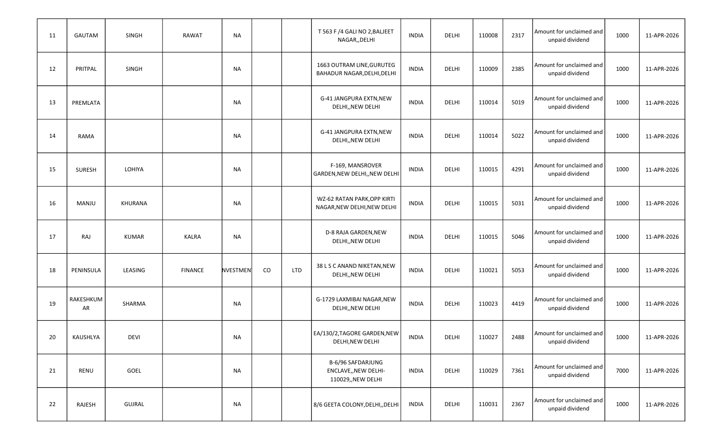| | | | | | | | | | | | | | | |
|---|---|---|---|---|---|---|---|---|---|---|---|---|---|---|
| 11 | GAUTAM | SINGH | RAWAT | NA | | | T 563 F /4 GALI NO 2,BALJEET NAGAR,,DELHI | INDIA | DELHI | 110008 | 2317 | Amount for unclaimed and unpaid dividend | 1000 | 11-APR-2026 |
| 12 | PRITPAL | SINGH | | NA | | | 1663 OUTRAM LINE,GURUTEG BAHADUR NAGAR,DELHI,DELHI | INDIA | DELHI | 110009 | 2385 | Amount for unclaimed and unpaid dividend | 1000 | 11-APR-2026 |
| 13 | PREMLATA | | | NA | | | G-41 JANGPURA EXTN,NEW DELHI,,NEW DELHI | INDIA | DELHI | 110014 | 5019 | Amount for unclaimed and unpaid dividend | 1000 | 11-APR-2026 |
| 14 | RAMA | | | NA | | | G-41 JANGPURA EXTN,NEW DELHI,,NEW DELHI | INDIA | DELHI | 110014 | 5022 | Amount for unclaimed and unpaid dividend | 1000 | 11-APR-2026 |
| 15 | SURESH | LOHIYA | | NA | | | F-169, MANSROVER GARDEN,NEW DELHI,,NEW DELHI | INDIA | DELHI | 110015 | 4291 | Amount for unclaimed and unpaid dividend | 1000 | 11-APR-2026 |
| 16 | MANJU | KHURANA | | NA | | | WZ-62 RATAN PARK,OPP KIRTI NAGAR,NEW DELHI,NEW DELHI | INDIA | DELHI | 110015 | 5031 | Amount for unclaimed and unpaid dividend | 1000 | 11-APR-2026 |
| 17 | RAJ | KUMAR | KALRA | NA | | | D-8 RAJA GARDEN,NEW DELHI,,NEW DELHI | INDIA | DELHI | 110015 | 5046 | Amount for unclaimed and unpaid dividend | 1000 | 11-APR-2026 |
| 18 | PENINSULA | LEASING | FINANCE | NVESTMEN | CO | LTD | 38 L S C ANAND NIKETAN,NEW DELHI,,NEW DELHI | INDIA | DELHI | 110021 | 5053 | Amount for unclaimed and unpaid dividend | 1000 | 11-APR-2026 |
| 19 | RAKESHKUMAR | SHARMA | | NA | | | G-1729 LAXMIBAI NAGAR,NEW DELHI,,NEW DELHI | INDIA | DELHI | 110023 | 4419 | Amount for unclaimed and unpaid dividend | 1000 | 11-APR-2026 |
| 20 | KAUSHLYA | DEVI | | NA | | | EA/130/2,TAGORE GARDEN,NEW DELHI,NEW DELHI | INDIA | DELHI | 110027 | 2488 | Amount for unclaimed and unpaid dividend | 1000 | 11-APR-2026 |
| 21 | RENU | GOEL | | NA | | | B-6/96 SAFDARJUNG ENCLAVE,,NEW DELHI-110029,,NEW DELHI | INDIA | DELHI | 110029 | 7361 | Amount for unclaimed and unpaid dividend | 7000 | 11-APR-2026 |
| 22 | RAJESH | GUJRAL | | NA | | | 8/6 GEETA COLONY,DELHI,,DELHI | INDIA | DELHI | 110031 | 2367 | Amount for unclaimed and unpaid dividend | 1000 | 11-APR-2026 |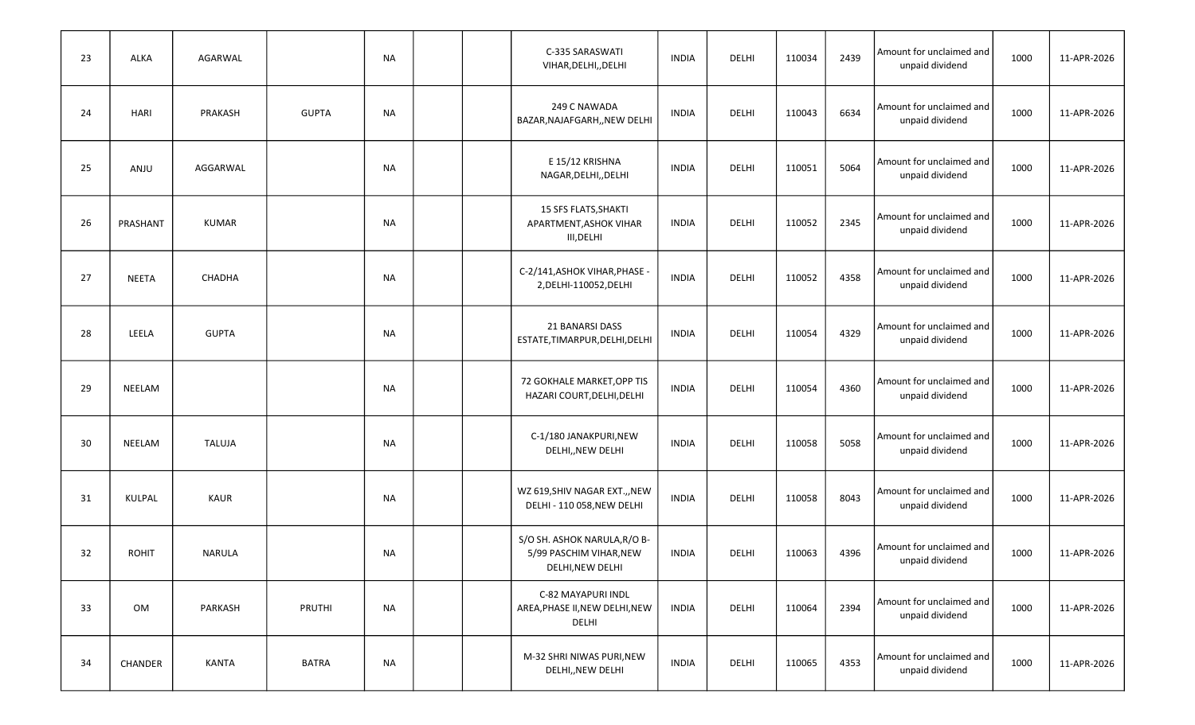| 23 | ALKA | AGARWAL | | NA | | | C-335 SARASWATI VIHAR,DELHI,,DELHI | INDIA | DELHI | 110034 | 2439 | Amount for unclaimed and unpaid dividend | 1000 | 11-APR-2026 |
|---|---|---|---|---|---|---|---|---|---|---|---|---|---|---|
| 24 | HARI | PRAKASH | GUPTA | NA | | | 249 C NAWADA BAZAR,NAJAFGARH,,NEW DELHI | INDIA | DELHI | 110043 | 6634 | Amount for unclaimed and unpaid dividend | 1000 | 11-APR-2026 |
| 25 | ANJU | AGGARWAL | | NA | | | E 15/12 KRISHNA NAGAR,DELHI,,DELHI | INDIA | DELHI | 110051 | 5064 | Amount for unclaimed and unpaid dividend | 1000 | 11-APR-2026 |
| 26 | PRASHANT | KUMAR | | NA | | | 15 SFS FLATS,SHAKTI APARTMENT,ASHOK VIHAR III,DELHI | INDIA | DELHI | 110052 | 2345 | Amount for unclaimed and unpaid dividend | 1000 | 11-APR-2026 |
| 27 | NEETA | CHADHA | | NA | | | C-2/141,ASHOK VIHAR,PHASE - 2,DELHI-110052,DELHI | INDIA | DELHI | 110052 | 4358 | Amount for unclaimed and unpaid dividend | 1000 | 11-APR-2026 |
| 28 | LEELA | GUPTA | | NA | | | 21 BANARSI DASS ESTATE,TIMARPUR,DELHI,DELHI | INDIA | DELHI | 110054 | 4329 | Amount for unclaimed and unpaid dividend | 1000 | 11-APR-2026 |
| 29 | NEELAM | | | NA | | | 72 GOKHALE MARKET,OPP TIS HAZARI COURT,DELHI,DELHI | INDIA | DELHI | 110054 | 4360 | Amount for unclaimed and unpaid dividend | 1000 | 11-APR-2026 |
| 30 | NEELAM | TALUJA | | NA | | | C-1/180 JANAKPURI,NEW DELHI,,NEW DELHI | INDIA | DELHI | 110058 | 5058 | Amount for unclaimed and unpaid dividend | 1000 | 11-APR-2026 |
| 31 | KULPAL | KAUR | | NA | | | WZ 619,SHIV NAGAR EXT.,,NEW DELHI - 110 058,NEW DELHI | INDIA | DELHI | 110058 | 8043 | Amount for unclaimed and unpaid dividend | 1000 | 11-APR-2026 |
| 32 | ROHIT | NARULA | | NA | | | S/O SH. ASHOK NARULA,R/O B-5/99 PASCHIM VIHAR,NEW DELHI,NEW DELHI | INDIA | DELHI | 110063 | 4396 | Amount for unclaimed and unpaid dividend | 1000 | 11-APR-2026 |
| 33 | OM | PARKASH | PRUTHI | NA | | | C-82 MAYAPURI INDL AREA,PHASE II,NEW DELHI,NEW DELHI | INDIA | DELHI | 110064 | 2394 | Amount for unclaimed and unpaid dividend | 1000 | 11-APR-2026 |
| 34 | CHANDER | KANTA | BATRA | NA | | | M-32 SHRI NIWAS PURI,NEW DELHI,,NEW DELHI | INDIA | DELHI | 110065 | 4353 | Amount for unclaimed and unpaid dividend | 1000 | 11-APR-2026 |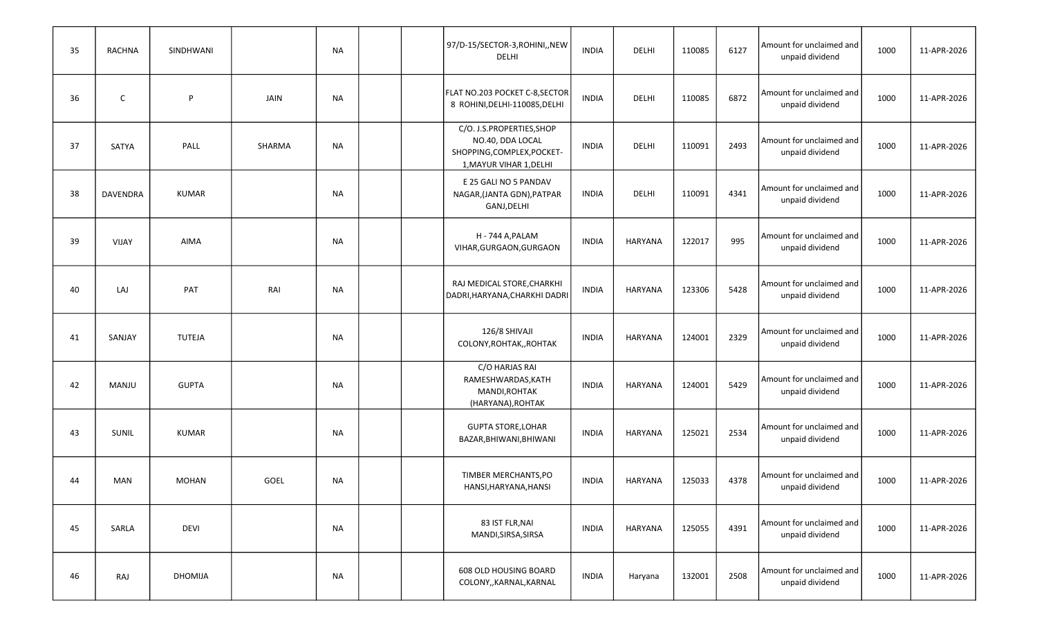| | | | | | | | | | | | | | | |
|---|---|---|---|---|---|---|---|---|---|---|---|---|---|---|
| 35 | RACHNA | SINDHWANI | | NA | | | 97/D-15/SECTOR-3,ROHINI,,NEW DELHI | INDIA | DELHI | 110085 | 6127 | Amount for unclaimed and unpaid dividend | 1000 | 11-APR-2026 |
| 36 | C | P | JAIN | NA | | | FLAT NO.203 POCKET C-8,SECTOR 8 ROHINI,DELHI-110085,DELHI | INDIA | DELHI | 110085 | 6872 | Amount for unclaimed and unpaid dividend | 1000 | 11-APR-2026 |
| 37 | SATYA | PALL | SHARMA | NA | | | C/O. J.S.PROPERTIES,SHOP NO.40, DDA LOCAL SHOPPING,COMPLEX,POCKET-1,MAYUR VIHAR 1,DELHI | INDIA | DELHI | 110091 | 2493 | Amount for unclaimed and unpaid dividend | 1000 | 11-APR-2026 |
| 38 | DAVENDRA | KUMAR | | NA | | | E 25 GALI NO 5 PANDAV NAGAR,(JANTA GDN),PATPAR GANJ,DELHI | INDIA | DELHI | 110091 | 4341 | Amount for unclaimed and unpaid dividend | 1000 | 11-APR-2026 |
| 39 | VIJAY | AIMA | | NA | | | H - 744 A,PALAM VIHAR,GURGAON,GURGAON | INDIA | HARYANA | 122017 | 995 | Amount for unclaimed and unpaid dividend | 1000 | 11-APR-2026 |
| 40 | LAJ | PAT | RAI | NA | | | RAJ MEDICAL STORE,CHARKHI DADRI,HARYANA,CHARKHI DADRI | INDIA | HARYANA | 123306 | 5428 | Amount for unclaimed and unpaid dividend | 1000 | 11-APR-2026 |
| 41 | SANJAY | TUTEJA | | NA | | | 126/8 SHIVAJI COLONY,ROHTAK,,ROHTAK | INDIA | HARYANA | 124001 | 2329 | Amount for unclaimed and unpaid dividend | 1000 | 11-APR-2026 |
| 42 | MANJU | GUPTA | | NA | | | C/O HARJAS RAI RAMESHWARDAS,KATH MANDI,ROHTAK (HARYANA),ROHTAK | INDIA | HARYANA | 124001 | 5429 | Amount for unclaimed and unpaid dividend | 1000 | 11-APR-2026 |
| 43 | SUNIL | KUMAR | | NA | | | GUPTA STORE,LOHAR BAZAR,BHIWANI,BHIWANI | INDIA | HARYANA | 125021 | 2534 | Amount for unclaimed and unpaid dividend | 1000 | 11-APR-2026 |
| 44 | MAN | MOHAN | GOEL | NA | | | TIMBER MERCHANTS,PO HANSI,HARYANA,HANSI | INDIA | HARYANA | 125033 | 4378 | Amount for unclaimed and unpaid dividend | 1000 | 11-APR-2026 |
| 45 | SARLA | DEVI | | NA | | | 83 IST FLR,NAI MANDI,SIRSA,SIRSA | INDIA | HARYANA | 125055 | 4391 | Amount for unclaimed and unpaid dividend | 1000 | 11-APR-2026 |
| 46 | RAJ | DHOMIJA | | NA | | | 608 OLD HOUSING BOARD COLONY,,KARNAL,KARNAL | INDIA | Haryana | 132001 | 2508 | Amount for unclaimed and unpaid dividend | 1000 | 11-APR-2026 |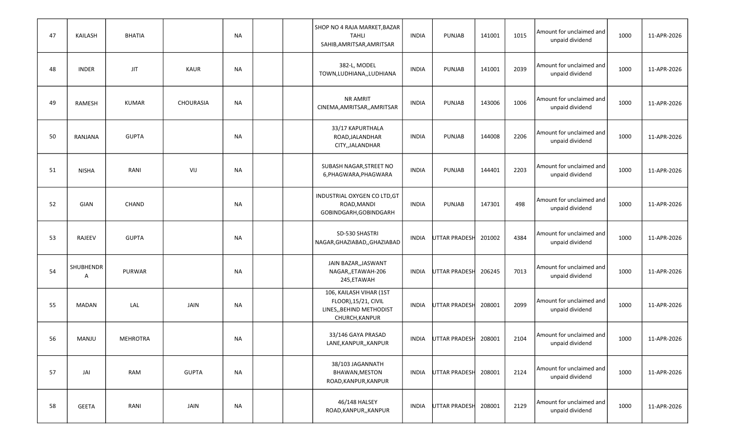| 47 | KAILASH | BHATIA | | NA | | | SHOP NO 4 RAJA MARKET,BAZAR TAHLI SAHIB,AMRITSAR,AMRITSAR | INDIA | PUNJAB | 141001 | 1015 | Amount for unclaimed and unpaid dividend | 1000 | 11-APR-2026 |
|---|---|---|---|---|---|---|---|---|---|---|---|---|---|---|
| 48 | INDER | JIT | KAUR | NA | | | 382-L, MODEL TOWN,LUDHIANA,,LUDHIANA | INDIA | PUNJAB | 141001 | 2039 | Amount for unclaimed and unpaid dividend | 1000 | 11-APR-2026 |
| 49 | RAMESH | KUMAR | CHOURASIA | NA | | | NR AMRIT CINEMA,AMRITSAR,,AMRITSAR | INDIA | PUNJAB | 143006 | 1006 | Amount for unclaimed and unpaid dividend | 1000 | 11-APR-2026 |
| 50 | RANJANA | GUPTA | | NA | | | 33/17 KAPURTHALA ROAD,JALANDHAR CITY,,JALANDHAR | INDIA | PUNJAB | 144008 | 2206 | Amount for unclaimed and unpaid dividend | 1000 | 11-APR-2026 |
| 51 | NISHA | RANI | VIJ | NA | | | SUBASH NAGAR,STREET NO 6,PHAGWARA,PHAGWARA | INDIA | PUNJAB | 144401 | 2203 | Amount for unclaimed and unpaid dividend | 1000 | 11-APR-2026 |
| 52 | GIAN | CHAND | | NA | | | INDUSTRIAL OXYGEN CO LTD,GT ROAD,MANDI GOBINDGARH,GOBINDGARH | INDIA | PUNJAB | 147301 | 498 | Amount for unclaimed and unpaid dividend | 1000 | 11-APR-2026 |
| 53 | RAJEEV | GUPTA | | NA | | | SD-530 SHASTRI NAGAR,GHAZIABAD,,GHAZIABAD | INDIA | UTTAR PRADESH | 201002 | 4384 | Amount for unclaimed and unpaid dividend | 1000 | 11-APR-2026 |
| 54 | SHUBHENDRA | PURWAR | | NA | | | JAIN BAZAR,,JASWANT NAGAR,,ETAWAH-206 245,ETAWAH | INDIA | UTTAR PRADESH | 206245 | 7013 | Amount for unclaimed and unpaid dividend | 1000 | 11-APR-2026 |
| 55 | MADAN | LAL | JAIN | NA | | | 106, KAILASH VIHAR (1ST FLOOR),15/21, CIVIL LINES,,BEHIND METHODIST CHURCH,KANPUR | INDIA | UTTAR PRADESH | 208001 | 2099 | Amount for unclaimed and unpaid dividend | 1000 | 11-APR-2026 |
| 56 | MANJU | MEHROTRA | | NA | | | 33/146 GAYA PRASAD LANE,KANPUR,,KANPUR | INDIA | UTTAR PRADESH | 208001 | 2104 | Amount for unclaimed and unpaid dividend | 1000 | 11-APR-2026 |
| 57 | JAI | RAM | GUPTA | NA | | | 38/103 JAGANNATH BHAWAN,MESTON ROAD,KANPUR,KANPUR | INDIA | UTTAR PRADESH | 208001 | 2124 | Amount for unclaimed and unpaid dividend | 1000 | 11-APR-2026 |
| 58 | GEETA | RANI | JAIN | NA | | | 46/148 HALSEY ROAD,KANPUR,,KANPUR | INDIA | UTTAR PRADESH | 208001 | 2129 | Amount for unclaimed and unpaid dividend | 1000 | 11-APR-2026 |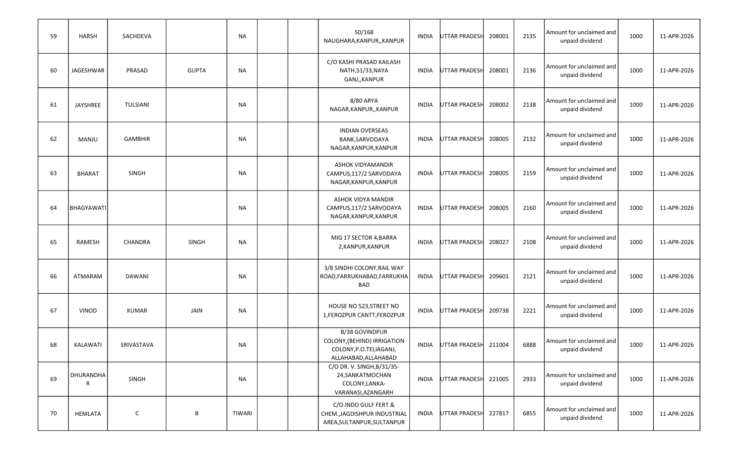| | | | | | | | | | | | | | | |
|---|---|---|---|---|---|---|---|---|---|---|---|---|---|---|
| 59 | HARSH | SACHDEVA | | NA | | | 50/168 NAUGHARA,KANPUR,,KANPUR | INDIA | UTTAR PRADESH | 208001 | 2135 | Amount for unclaimed and unpaid dividend | 1000 | 11-APR-2026 |
| 60 | JAGESHWAR | PRASAD | GUPTA | NA | | | C/O KASHI PRASAD KAILASH NATH,51/33,NAYA GANJ,,KANPUR | INDIA | UTTAR PRADESH | 208001 | 2136 | Amount for unclaimed and unpaid dividend | 1000 | 11-APR-2026 |
| 61 | JAYSHREE | TULSIANI | | NA | | | 8/80 ARYA NAGAR,KANPUR,,KANPUR | INDIA | UTTAR PRADESH | 208002 | 2138 | Amount for unclaimed and unpaid dividend | 1000 | 11-APR-2026 |
| 62 | MANJU | GAMBHIR | | NA | | | INDIAN OVERSEAS BANK,SARVODAYA NAGAR,KANPUR,KANPUR | INDIA | UTTAR PRADESH | 208005 | 2132 | Amount for unclaimed and unpaid dividend | 1000 | 11-APR-2026 |
| 63 | BHARAT | SINGH | | NA | | | ASHOK VIDYAMANDIR CAMPUS,117/2 SARVODAYA NAGAR,KANPUR,KANPUR | INDIA | UTTAR PRADESH | 208005 | 2159 | Amount for unclaimed and unpaid dividend | 1000 | 11-APR-2026 |
| 64 | BHAGYAWATI | | | NA | | | ASHOK VIDYA MANDIR CAMPUS,117/2 SARVODAYA NAGAR,KANPUR,KANPUR | INDIA | UTTAR PRADESH | 208005 | 2160 | Amount for unclaimed and unpaid dividend | 1000 | 11-APR-2026 |
| 65 | RAMESH | CHANDRA | SINGH | NA | | | MIG 17 SECTOR 4,BARRA 2,KANPUR,KANPUR | INDIA | UTTAR PRADESH | 208027 | 2108 | Amount for unclaimed and unpaid dividend | 1000 | 11-APR-2026 |
| 66 | ATMARAM | DAWANI | | NA | | | 3/8 SINDHI COLONY,RAIL WAY ROAD,FARRUKHABAD,FARRUKHABAD | INDIA | UTTAR PRADESH | 209601 | 2121 | Amount for unclaimed and unpaid dividend | 1000 | 11-APR-2026 |
| 67 | VINOD | KUMAR | JAIN | NA | | | HOUSE NO 523,STREET NO 1,FEROZPUR CANTT,FEROZPUR | INDIA | UTTAR PRADESH | 209738 | 2221 | Amount for unclaimed and unpaid dividend | 1000 | 11-APR-2026 |
| 68 | KALAWATI | SRIVASTAVA | | NA | | | B/38 GOVINDPUR COLONY,(BEHIND) IRRIGATION COLONY,P.O.TELIAGANJ, ALLAHABAD,ALLAHABAD | INDIA | UTTAR PRADESH | 211004 | 6888 | Amount for unclaimed and unpaid dividend | 1000 | 11-APR-2026 |
| 69 | DHURANDHAR | SINGH | | NA | | | C/O DR. V. SINGH,B/31/35-24,SANKATMOCHAN COLONY,LANKA-VARANASI,AZANGARH | INDIA | UTTAR PRADESH | 221005 | 2933 | Amount for unclaimed and unpaid dividend | 1000 | 11-APR-2026 |
| 70 | HEMLATA | C | B | TIWARI | | | C/O.INDO GULF FERT.& CHEM.,JAGDISHPUR INDUSTRIAL AREA,SULTANPUR,SULTANPUR | INDIA | UTTAR PRADESH | 227817 | 6855 | Amount for unclaimed and unpaid dividend | 1000 | 11-APR-2026 |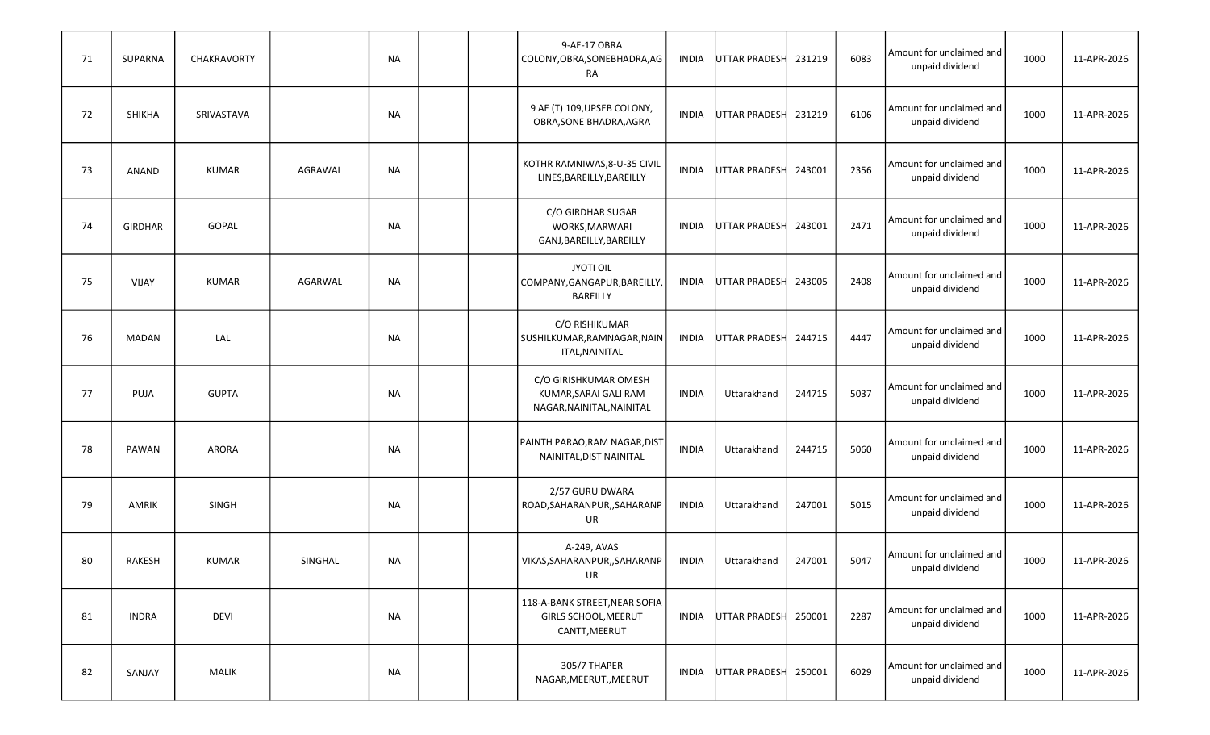| | | | | | | | | | | | | | |
|---|---|---|---|---|---|---|---|---|---|---|---|---|---|
| 71 | SUPARNA | CHAKRAVORTY | | NA | | | 9-AE-17 OBRA COLONY,OBRA,SONEBHADRA,AGRA | INDIA | UTTAR PRADESH | 231219 | 6083 | Amount for unclaimed and unpaid dividend | 1000 | 11-APR-2026 |
| 72 | SHIKHA | SRIVASTAVA | | NA | | | 9 AE (T) 109,UPSEB COLONY, OBRA,SONE BHADRA,AGRA | INDIA | UTTAR PRADESH | 231219 | 6106 | Amount for unclaimed and unpaid dividend | 1000 | 11-APR-2026 |
| 73 | ANAND | KUMAR | AGRAWAL | NA | | | KOTHR RAMNIWAS,8-U-35 CIVIL LINES,BAREILLY,BAREILLY | INDIA | UTTAR PRADESH | 243001 | 2356 | Amount for unclaimed and unpaid dividend | 1000 | 11-APR-2026 |
| 74 | GIRDHAR | GOPAL | | NA | | | C/O GIRDHAR SUGAR WORKS,MARWARI GANJ,BAREILLY,BAREILLY | INDIA | UTTAR PRADESH | 243001 | 2471 | Amount for unclaimed and unpaid dividend | 1000 | 11-APR-2026 |
| 75 | VIJAY | KUMAR | AGARWAL | NA | | | JYOTI OIL COMPANY,GANGAPUR,BAREILLY,BAREILLY | INDIA | UTTAR PRADESH | 243005 | 2408 | Amount for unclaimed and unpaid dividend | 1000 | 11-APR-2026 |
| 76 | MADAN | LAL | | NA | | | C/O RISHIKUMAR SUSHILKUMAR,RAMNAGAR,NAINITAL,NAINITAL | INDIA | UTTAR PRADESH | 244715 | 4447 | Amount for unclaimed and unpaid dividend | 1000 | 11-APR-2026 |
| 77 | PUJA | GUPTA | | NA | | | C/O GIRISHKUMAR OMESH KUMAR,SARAI GALI RAM NAGAR,NAINITAL,NAINITAL | INDIA | Uttarakhand | 244715 | 5037 | Amount for unclaimed and unpaid dividend | 1000 | 11-APR-2026 |
| 78 | PAWAN | ARORA | | NA | | | PAINTH PARAO,RAM NAGAR,DIST NAINITAL,DIST NAINITAL | INDIA | Uttarakhand | 244715 | 5060 | Amount for unclaimed and unpaid dividend | 1000 | 11-APR-2026 |
| 79 | AMRIK | SINGH | | NA | | | 2/57 GURU DWARA ROAD,SAHARANPUR,,SAHARANPUR | INDIA | Uttarakhand | 247001 | 5015 | Amount for unclaimed and unpaid dividend | 1000 | 11-APR-2026 |
| 80 | RAKESH | KUMAR | SINGHAL | NA | | | A-249, AVAS VIKAS,SAHARANPUR,,SAHARANPUR | INDIA | Uttarakhand | 247001 | 5047 | Amount for unclaimed and unpaid dividend | 1000 | 11-APR-2026 |
| 81 | INDRA | DEVI | | NA | | | 118-A-BANK STREET,NEAR SOFIA GIRLS SCHOOL,MEERUT CANTT,MEERUT | INDIA | UTTAR PRADESH | 250001 | 2287 | Amount for unclaimed and unpaid dividend | 1000 | 11-APR-2026 |
| 82 | SANJAY | MALIK | | NA | | | 305/7 THAPER NAGAR,MEERUT,,MEERUT | INDIA | UTTAR PRADESH | 250001 | 6029 | Amount for unclaimed and unpaid dividend | 1000 | 11-APR-2026 |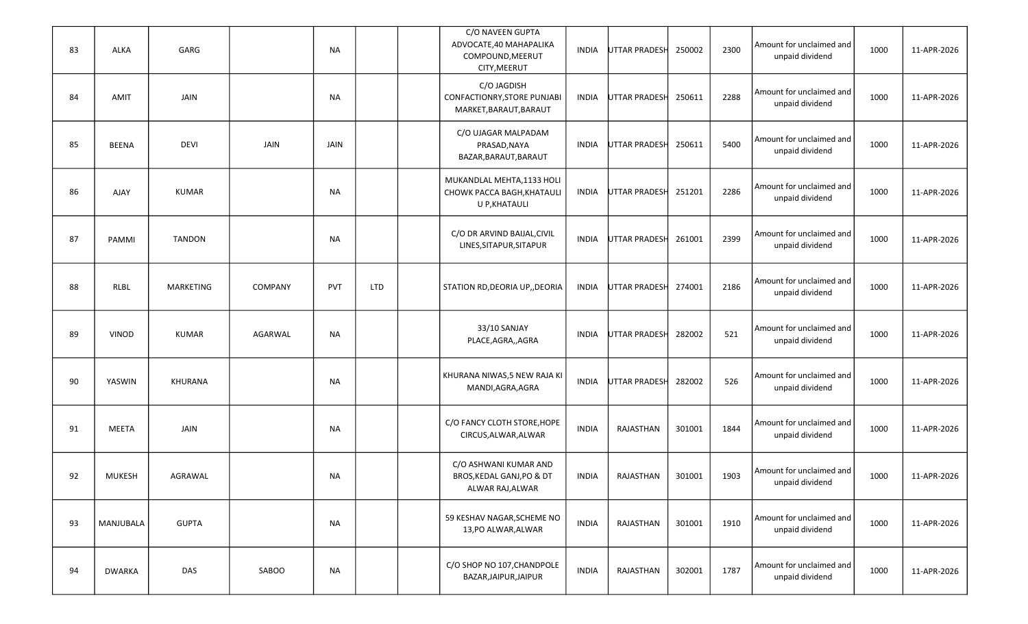| | | | | | | | | | | | | | | |
|---|---|---|---|---|---|---|---|---|---|---|---|---|---|---|
| 83 | ALKA | GARG | | NA | | | C/O NAVEEN GUPTA ADVOCATE,40 MAHAPALIKA COMPOUND,MEERUT CITY,MEERUT | INDIA | UTTAR PRADESH | 250002 | 2300 | Amount for unclaimed and unpaid dividend | 1000 | 11-APR-2026 |
| 84 | AMIT | JAIN | | NA | | | C/O JAGDISH CONFACTIONRY,STORE PUNJABI MARKET,BARAUT,BARAUT | INDIA | UTTAR PRADESH | 250611 | 2288 | Amount for unclaimed and unpaid dividend | 1000 | 11-APR-2026 |
| 85 | BEENA | DEVI | JAIN | JAIN | | | C/O UJAGAR MALPADAM PRASAD,NAYA BAZAR,BARAUT,BARAUT | INDIA | UTTAR PRADESH | 250611 | 5400 | Amount for unclaimed and unpaid dividend | 1000 | 11-APR-2026 |
| 86 | AJAY | KUMAR | | NA | | | MUKANDLAL MEHTA,1133 HOLI CHOWK PACCA BAGH,KHATAULI U P,KHATAULI | INDIA | UTTAR PRADESH | 251201 | 2286 | Amount for unclaimed and unpaid dividend | 1000 | 11-APR-2026 |
| 87 | PAMMI | TANDON | | NA | | | C/O DR ARVIND BAIJAL,CIVIL LINES,SITAPUR,SITAPUR | INDIA | UTTAR PRADESH | 261001 | 2399 | Amount for unclaimed and unpaid dividend | 1000 | 11-APR-2026 |
| 88 | RLBL | MARKETING | COMPANY | PVT | LTD | | STATION RD,DEORIA UP,,DEORIA | INDIA | UTTAR PRADESH | 274001 | 2186 | Amount for unclaimed and unpaid dividend | 1000 | 11-APR-2026 |
| 89 | VINOD | KUMAR | AGARWAL | NA | | | 33/10 SANJAY PLACE,AGRA,,AGRA | INDIA | UTTAR PRADESH | 282002 | 521 | Amount for unclaimed and unpaid dividend | 1000 | 11-APR-2026 |
| 90 | YASWIN | KHURANA | | NA | | | KHURANA NIWAS,5 NEW RAJA KI MANDI,AGRA,AGRA | INDIA | UTTAR PRADESH | 282002 | 526 | Amount for unclaimed and unpaid dividend | 1000 | 11-APR-2026 |
| 91 | MEETA | JAIN | | NA | | | C/O FANCY CLOTH STORE,HOPE CIRCUS,ALWAR,ALWAR | INDIA | RAJASTHAN | 301001 | 1844 | Amount for unclaimed and unpaid dividend | 1000 | 11-APR-2026 |
| 92 | MUKESH | AGRAWAL | | NA | | | C/O ASHWANI KUMAR AND BROS,KEDAL GANJ,PO & DT ALWAR RAJ,ALWAR | INDIA | RAJASTHAN | 301001 | 1903 | Amount for unclaimed and unpaid dividend | 1000 | 11-APR-2026 |
| 93 | MANJUBALA | GUPTA | | NA | | | 59 KESHAV NAGAR,SCHEME NO 13,PO ALWAR,ALWAR | INDIA | RAJASTHAN | 301001 | 1910 | Amount for unclaimed and unpaid dividend | 1000 | 11-APR-2026 |
| 94 | DWARKA | DAS | SABOO | NA | | | C/O SHOP NO 107,CHANDPOLE BAZAR,JAIPUR,JAIPUR | INDIA | RAJASTHAN | 302001 | 1787 | Amount for unclaimed and unpaid dividend | 1000 | 11-APR-2026 |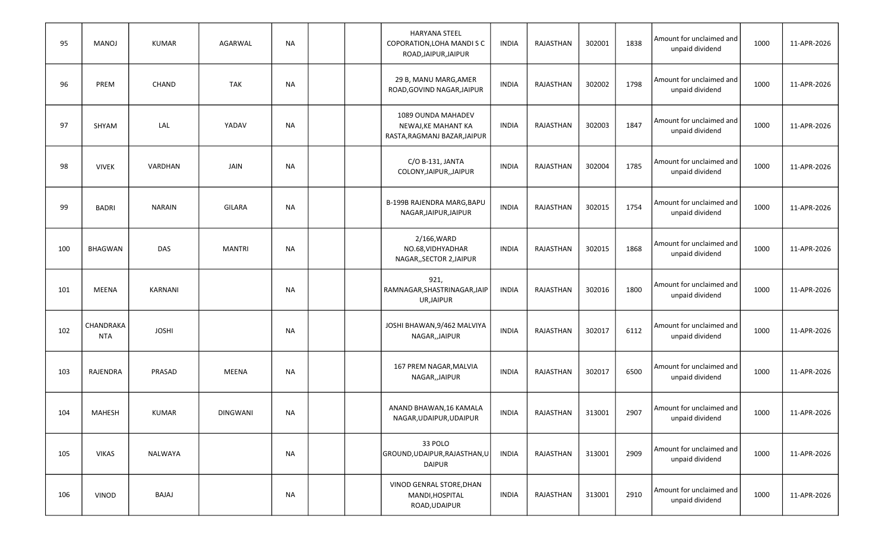| | | | | | | | | | | | | | | |
|---|---|---|---|---|---|---|---|---|---|---|---|---|---|---|
| 95 | MANOJ | KUMAR | AGARWAL | NA | | | HARYANA STEEL COPORATION,LOHA MANDI S C ROAD,JAIPUR,JAIPUR | INDIA | RAJASTHAN | 302001 | 1838 | Amount for unclaimed and unpaid dividend | 1000 | 11-APR-2026 |
| 96 | PREM | CHAND | TAK | NA | | | 29 B, MANU MARG,AMER ROAD,GOVIND NAGAR,JAIPUR | INDIA | RAJASTHAN | 302002 | 1798 | Amount for unclaimed and unpaid dividend | 1000 | 11-APR-2026 |
| 97 | SHYAM | LAL | YADAV | NA | | | 1089 OUNDA MAHADEV NEWAJ,KE MAHANT KA RASTA,RAGMANJ BAZAR,JAIPUR | INDIA | RAJASTHAN | 302003 | 1847 | Amount for unclaimed and unpaid dividend | 1000 | 11-APR-2026 |
| 98 | VIVEK | VARDHAN | JAIN | NA | | | C/O B-131, JANTA COLONY,JAIPUR,,JAIPUR | INDIA | RAJASTHAN | 302004 | 1785 | Amount for unclaimed and unpaid dividend | 1000 | 11-APR-2026 |
| 99 | BADRI | NARAIN | GILARA | NA | | | B-199B RAJENDRA MARG,BAPU NAGAR,JAIPUR,JAIPUR | INDIA | RAJASTHAN | 302015 | 1754 | Amount for unclaimed and unpaid dividend | 1000 | 11-APR-2026 |
| 100 | BHAGWAN | DAS | MANTRI | NA | | | 2/166,WARD NO.68,VIDHYADHAR NAGAR,,SECTOR 2,JAIPUR | INDIA | RAJASTHAN | 302015 | 1868 | Amount for unclaimed and unpaid dividend | 1000 | 11-APR-2026 |
| 101 | MEENA | KARNANI | | NA | | | 921, RAMNAGAR,SHASTRINAGAR,JAIPUR,JAIPUR | INDIA | RAJASTHAN | 302016 | 1800 | Amount for unclaimed and unpaid dividend | 1000 | 11-APR-2026 |
| 102 | CHANDRAKANTA | JOSHI | | NA | | | JOSHI BHAWAN,9/462 MALVIYA NAGAR,,JAIPUR | INDIA | RAJASTHAN | 302017 | 6112 | Amount for unclaimed and unpaid dividend | 1000 | 11-APR-2026 |
| 103 | RAJENDRA | PRASAD | MEENA | NA | | | 167 PREM NAGAR,MALVIA NAGAR,,JAIPUR | INDIA | RAJASTHAN | 302017 | 6500 | Amount for unclaimed and unpaid dividend | 1000 | 11-APR-2026 |
| 104 | MAHESH | KUMAR | DINGWANI | NA | | | ANAND BHAWAN,16 KAMALA NAGAR,UDAIPUR,UDAIPUR | INDIA | RAJASTHAN | 313001 | 2907 | Amount for unclaimed and unpaid dividend | 1000 | 11-APR-2026 |
| 105 | VIKAS | NALWAYA | | NA | | | 33 POLO GROUND,UDAIPUR,RAJASTHAN,UDAIPUR | INDIA | RAJASTHAN | 313001 | 2909 | Amount for unclaimed and unpaid dividend | 1000 | 11-APR-2026 |
| 106 | VINOD | BAJAJ | | NA | | | VINOD GENRAL STORE,DHAN MANDI,HOSPITAL ROAD,UDAIPUR | INDIA | RAJASTHAN | 313001 | 2910 | Amount for unclaimed and unpaid dividend | 1000 | 11-APR-2026 |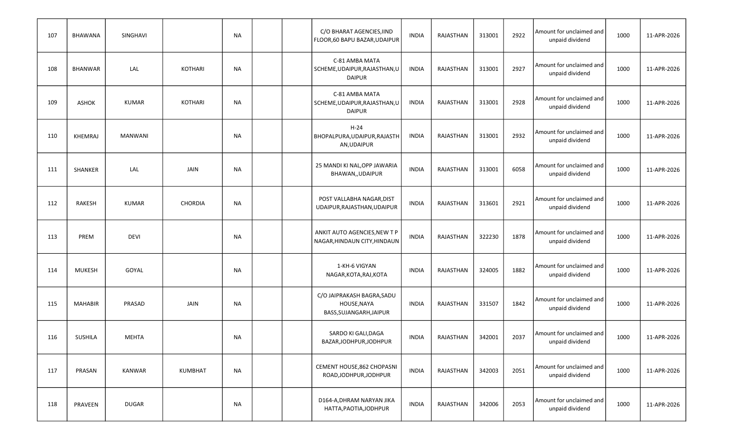| | | | | | | | | | | | | | | |
|---|---|---|---|---|---|---|---|---|---|---|---|---|---|---|
| 107 | BHAWANA | SINGHAVI | | NA | | | C/O BHARAT AGENCIES,IIND FLOOR,60 BAPU BAZAR,UDAIPUR | INDIA | RAJASTHAN | 313001 | 2922 | Amount for unclaimed and unpaid dividend | 1000 | 11-APR-2026 |
| 108 | BHANWAR | LAL | KOTHARI | NA | | | C-81 AMBA MATA SCHEME,UDAIPUR,RAJASTHAN,UDAIPUR | INDIA | RAJASTHAN | 313001 | 2927 | Amount for unclaimed and unpaid dividend | 1000 | 11-APR-2026 |
| 109 | ASHOK | KUMAR | KOTHARI | NA | | | C-81 AMBA MATA SCHEME,UDAIPUR,RAJASTHAN,UDAIPUR | INDIA | RAJASTHAN | 313001 | 2928 | Amount for unclaimed and unpaid dividend | 1000 | 11-APR-2026 |
| 110 | KHEMRAJ | MANWANI | | NA | | | H-24 BHOPALPURA,UDAIPUR,RAJASTHAN,UDAIPUR | INDIA | RAJASTHAN | 313001 | 2932 | Amount for unclaimed and unpaid dividend | 1000 | 11-APR-2026 |
| 111 | SHANKER | LAL | JAIN | NA | | | 25 MANDI KI NAL,OPP JAWARIA BHAWAN,,UDAIPUR | INDIA | RAJASTHAN | 313001 | 6058 | Amount for unclaimed and unpaid dividend | 1000 | 11-APR-2026 |
| 112 | RAKESH | KUMAR | CHORDIA | NA | | | POST VALLABHA NAGAR,DIST UDAIPUR,RAJASTHAN,UDAIPUR | INDIA | RAJASTHAN | 313601 | 2921 | Amount for unclaimed and unpaid dividend | 1000 | 11-APR-2026 |
| 113 | PREM | DEVI | | NA | | | ANKIT AUTO AGENCIES,NEW T P NAGAR,HINDAUN CITY,HINDAUN | INDIA | RAJASTHAN | 322230 | 1878 | Amount for unclaimed and unpaid dividend | 1000 | 11-APR-2026 |
| 114 | MUKESH | GOYAL | | NA | | | 1-KH-6 VIGYAN NAGAR,KOTA,RAJ,KOTA | INDIA | RAJASTHAN | 324005 | 1882 | Amount for unclaimed and unpaid dividend | 1000 | 11-APR-2026 |
| 115 | MAHABIR | PRASAD | JAIN | NA | | | C/O JAIPRAKASH BAGRA,SADU HOUSE,NAYA BASS,SUJANGARH,JAIPUR | INDIA | RAJASTHAN | 331507 | 1842 | Amount for unclaimed and unpaid dividend | 1000 | 11-APR-2026 |
| 116 | SUSHILA | MEHTA | | NA | | | SARDO KI GALI,DAGA BAZAR,JODHPUR,JODHPUR | INDIA | RAJASTHAN | 342001 | 2037 | Amount for unclaimed and unpaid dividend | 1000 | 11-APR-2026 |
| 117 | PRASAN | KANWAR | KUMBHAT | NA | | | CEMENT HOUSE,862 CHOPASNI ROAD,JODHPUR,JODHPUR | INDIA | RAJASTHAN | 342003 | 2051 | Amount for unclaimed and unpaid dividend | 1000 | 11-APR-2026 |
| 118 | PRAVEEN | DUGAR | | NA | | | D164-A,DHRAM NARYAN JIKA HATTA,PAOTIA,JODHPUR | INDIA | RAJASTHAN | 342006 | 2053 | Amount for unclaimed and unpaid dividend | 1000 | 11-APR-2026 |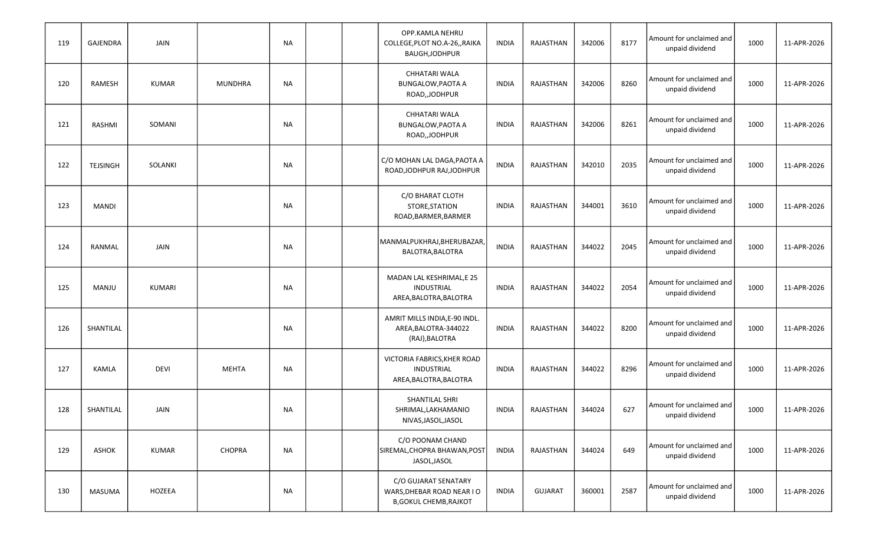| | | | | | | | | | | | | | | |
|---|---|---|---|---|---|---|---|---|---|---|---|---|---|---|
| 119 | GAJENDRA | JAIN | | NA | | | OPP.KAMLA NEHRU COLLEGE,PLOT NO.A-26,,RAIKA BAUGH,JODHPUR | INDIA | RAJASTHAN | 342006 | 8177 | Amount for unclaimed and unpaid dividend | 1000 | 11-APR-2026 |
| 120 | RAMESH | KUMAR | MUNDHRA | NA | | | CHHATARI WALA BUNGALOW,PAOTA A ROAD,,JODHPUR | INDIA | RAJASTHAN | 342006 | 8260 | Amount for unclaimed and unpaid dividend | 1000 | 11-APR-2026 |
| 121 | RASHMI | SOMANI | | NA | | | CHHATARI WALA BUNGALOW,PAOTA A ROAD,,JODHPUR | INDIA | RAJASTHAN | 342006 | 8261 | Amount for unclaimed and unpaid dividend | 1000 | 11-APR-2026 |
| 122 | TEJSINGH | SOLANKI | | NA | | | C/O MOHAN LAL DAGA,PAOTA A ROAD,JODHPUR RAJ,JODHPUR | INDIA | RAJASTHAN | 342010 | 2035 | Amount for unclaimed and unpaid dividend | 1000 | 11-APR-2026 |
| 123 | MANDI | | | NA | | | C/O BHARAT CLOTH STORE,STATION ROAD,BARMER,BARMER | INDIA | RAJASTHAN | 344001 | 3610 | Amount for unclaimed and unpaid dividend | 1000 | 11-APR-2026 |
| 124 | RANMAL | JAIN | | NA | | | MANMALPUKHRAJ,BHERUBAZAR,BALOTRA,BALOTRA | INDIA | RAJASTHAN | 344022 | 2045 | Amount for unclaimed and unpaid dividend | 1000 | 11-APR-2026 |
| 125 | MANJU | KUMARI | | NA | | | MADAN LAL KESHRIMAL,E 25 INDUSTRIAL AREA,BALOTRA,BALOTRA | INDIA | RAJASTHAN | 344022 | 2054 | Amount for unclaimed and unpaid dividend | 1000 | 11-APR-2026 |
| 126 | SHANTILAL | | | NA | | | AMRIT MILLS INDIA,E-90 INDL. AREA,BALOTRA-344022 (RAJ),BALOTRA | INDIA | RAJASTHAN | 344022 | 8200 | Amount for unclaimed and unpaid dividend | 1000 | 11-APR-2026 |
| 127 | KAMLA | DEVI | MEHTA | NA | | | VICTORIA FABRICS,KHER ROAD INDUSTRIAL AREA,BALOTRA,BALOTRA | INDIA | RAJASTHAN | 344022 | 8296 | Amount for unclaimed and unpaid dividend | 1000 | 11-APR-2026 |
| 128 | SHANTILAL | JAIN | | NA | | | SHANTILAL SHRI SHRIMAL,LAKHAMANIO NIVAS,JASOL,JASOL | INDIA | RAJASTHAN | 344024 | 627 | Amount for unclaimed and unpaid dividend | 1000 | 11-APR-2026 |
| 129 | ASHOK | KUMAR | CHOPRA | NA | | | C/O POONAM CHAND SIREMAL,CHOPRA BHAWAN,POST JASOL,JASOL | INDIA | RAJASTHAN | 344024 | 649 | Amount for unclaimed and unpaid dividend | 1000 | 11-APR-2026 |
| 130 | MASUMA | HOZEEA | | NA | | | C/O GUJARAT SENATARY WARS,DHEBAR ROAD NEAR I O B,GOKUL CHEMB,RAJKOT | INDIA | GUJARAT | 360001 | 2587 | Amount for unclaimed and unpaid dividend | 1000 | 11-APR-2026 |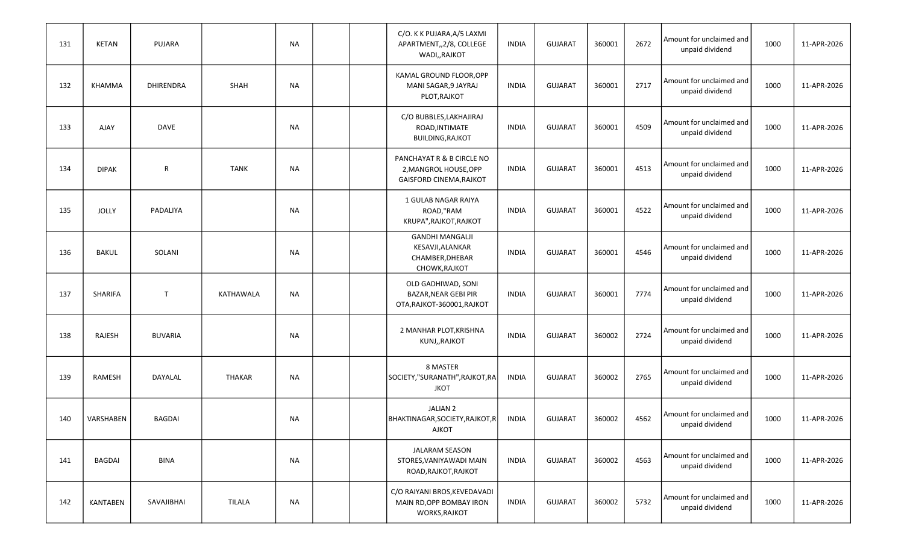| 131 | KETAN | PUJARA | | NA | | | C/O. K K PUJARA,A/5 LAXMI APARTMENT,,2/8, COLLEGE WADI,,RAJKOT | INDIA | GUJARAT | 360001 | 2672 | Amount for unclaimed and unpaid dividend | 1000 | 11-APR-2026 |
|---|---|---|---|---|---|---|---|---|---|---|---|---|---|---|
| 132 | KHAMMA | DHIRENDRA | SHAH | NA | | | KAMAL GROUND FLOOR,OPP MANI SAGAR,9 JAYRAJ PLOT,RAJKOT | INDIA | GUJARAT | 360001 | 2717 | Amount for unclaimed and unpaid dividend | 1000 | 11-APR-2026 |
| 133 | AJAY | DAVE | | NA | | | C/O BUBBLES,LAKHAJIRAJ ROAD,INTIMATE BUILDING,RAJKOT | INDIA | GUJARAT | 360001 | 4509 | Amount for unclaimed and unpaid dividend | 1000 | 11-APR-2026 |
| 134 | DIPAK | R | TANK | NA | | | PANCHAYAT R & B CIRCLE NO 2,MANGROL HOUSE,OPP GAISFORD CINEMA,RAJKOT | INDIA | GUJARAT | 360001 | 4513 | Amount for unclaimed and unpaid dividend | 1000 | 11-APR-2026 |
| 135 | JOLLY | PADALIYA | | NA | | | 1 GULAB NAGAR RAIYA ROAD,"RAM KRUPA",RAJKOT,RAJKOT | INDIA | GUJARAT | 360001 | 4522 | Amount for unclaimed and unpaid dividend | 1000 | 11-APR-2026 |
| 136 | BAKUL | SOLANI | | NA | | | GANDHI MANGALJI KESAVJI,ALANKAR CHAMBER,DHEBAR CHOWK,RAJKOT | INDIA | GUJARAT | 360001 | 4546 | Amount for unclaimed and unpaid dividend | 1000 | 11-APR-2026 |
| 137 | SHARIFA | T | KATHAWALA | NA | | | OLD GADHIWAD, SONI BAZAR,NEAR GEBI PIR OTA,RAJKOT-360001,RAJKOT | INDIA | GUJARAT | 360001 | 7774 | Amount for unclaimed and unpaid dividend | 1000 | 11-APR-2026 |
| 138 | RAJESH | BUVARIA | | NA | | | 2 MANHAR PLOT,KRISHNA KUNJ,,RAJKOT | INDIA | GUJARAT | 360002 | 2724 | Amount for unclaimed and unpaid dividend | 1000 | 11-APR-2026 |
| 139 | RAMESH | DAYALAL | THAKAR | NA | | | 8 MASTER SOCIETY,"SURANATH",RAJKOT,RAJKOT | INDIA | GUJARAT | 360002 | 2765 | Amount for unclaimed and unpaid dividend | 1000 | 11-APR-2026 |
| 140 | VARSHABEN | BAGDAI | | NA | | | JALIAN 2 BHAKTINAGAR,SOCIETY,RAJKOT,RAJKOT | INDIA | GUJARAT | 360002 | 4562 | Amount for unclaimed and unpaid dividend | 1000 | 11-APR-2026 |
| 141 | BAGDAI | BINA | | NA | | | JALARAM SEASON STORES,VANIYAWADI MAIN ROAD,RAJKOT,RAJKOT | INDIA | GUJARAT | 360002 | 4563 | Amount for unclaimed and unpaid dividend | 1000 | 11-APR-2026 |
| 142 | KANTABEN | SAVAJIBHAI | TILALA | NA | | | C/O RAIYANI BROS,KEVEDAVADI MAIN RD,OPP BOMBAY IRON WORKS,RAJKOT | INDIA | GUJARAT | 360002 | 5732 | Amount for unclaimed and unpaid dividend | 1000 | 11-APR-2026 |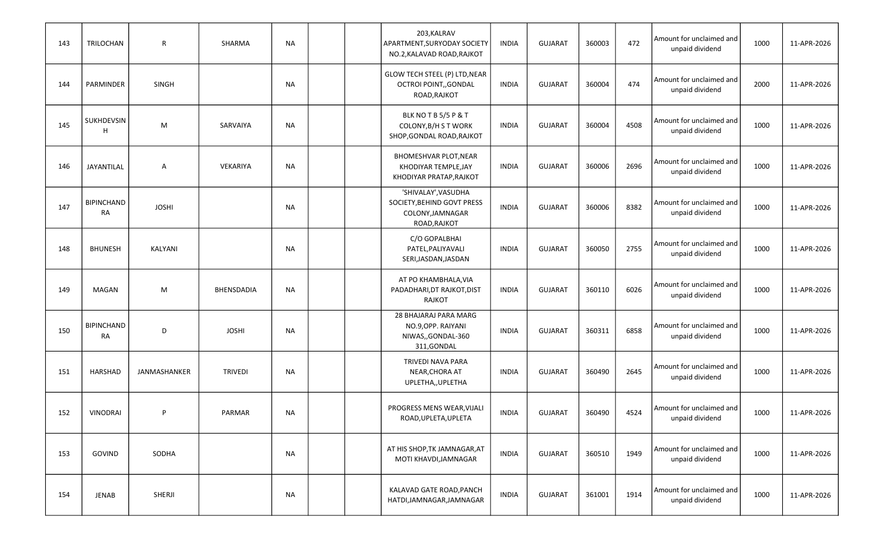| 143 | TRILOCHAN | R | SHARMA | NA | | | 203,KALRAV APARTMENT,SURYODAY SOCIETY NO.2,KALAVAD ROAD,RAJKOT | INDIA | GUJARAT | 360003 | 472 | Amount for unclaimed and unpaid dividend | 1000 | 11-APR-2026 |
|---|---|---|---|---|---|---|---|---|---|---|---|---|---|---|
| 144 | PARMINDER | SINGH | | NA | | | GLOW TECH STEEL (P) LTD,NEAR OCTROI POINT,,GONDAL ROAD,RAJKOT | INDIA | GUJARAT | 360004 | 474 | Amount for unclaimed and unpaid dividend | 2000 | 11-APR-2026 |
| 145 | SUKHDEVSINH | M | SARVAIYA | NA | | | BLK NO T B 5/5 P & T COLONY,B/H S T WORK SHOP,GONDAL ROAD,RAJKOT | INDIA | GUJARAT | 360004 | 4508 | Amount for unclaimed and unpaid dividend | 1000 | 11-APR-2026 |
| 146 | JAYANTILAL | A | VEKARIYA | NA | | | BHOMESHVAR PLOT,NEAR KHODIYAR TEMPLE,JAY KHODIYAR PRATAP,RAJKOT | INDIA | GUJARAT | 360006 | 2696 | Amount for unclaimed and unpaid dividend | 1000 | 11-APR-2026 |
| 147 | BIPINCHANDRA | JOSHI | | NA | | | 'SHIVALAY',VASUDHA SOCIETY,BEHIND GOVT PRESS COLONY,JAMNAGAR ROAD,RAJKOT | INDIA | GUJARAT | 360006 | 8382 | Amount for unclaimed and unpaid dividend | 1000 | 11-APR-2026 |
| 148 | BHUNESH | KALYANI | | NA | | | C/O GOPALBHAI PATEL,PALIYAVALI SERI,JASDAN,JASDAN | INDIA | GUJARAT | 360050 | 2755 | Amount for unclaimed and unpaid dividend | 1000 | 11-APR-2026 |
| 149 | MAGAN | M | BHENSDADIA | NA | | | AT PO KHAMBHALA,VIA PADADHARI,DT RAJKOT,DIST RAJKOT | INDIA | GUJARAT | 360110 | 6026 | Amount for unclaimed and unpaid dividend | 1000 | 11-APR-2026 |
| 150 | BIPINCHANDRA | D | JOSHI | NA | | | 28 BHAJARAJ PARA MARG NO.9,OPP. RAIYANI NIWAS,,GONDAL-360 311,GONDAL | INDIA | GUJARAT | 360311 | 6858 | Amount for unclaimed and unpaid dividend | 1000 | 11-APR-2026 |
| 151 | HARSHAD | JANMASHANKER | TRIVEDI | NA | | | TRIVEDI NAVA PARA NEAR,CHORA AT UPLETHA,,UPLETHA | INDIA | GUJARAT | 360490 | 2645 | Amount for unclaimed and unpaid dividend | 1000 | 11-APR-2026 |
| 152 | VINODRAI | P | PARMAR | NA | | | PROGRESS MENS WEAR,VIJALI ROAD,UPLETA,UPLETA | INDIA | GUJARAT | 360490 | 4524 | Amount for unclaimed and unpaid dividend | 1000 | 11-APR-2026 |
| 153 | GOVIND | SODHA | | NA | | | AT HIS SHOP,TK JAMNAGAR,AT MOTI KHAVDI,JAMNAGAR | INDIA | GUJARAT | 360510 | 1949 | Amount for unclaimed and unpaid dividend | 1000 | 11-APR-2026 |
| 154 | JENAB | SHERJI | | NA | | | KALAVAD GATE ROAD,PANCH HATDI,JAMNAGAR,JAMNAGAR | INDIA | GUJARAT | 361001 | 1914 | Amount for unclaimed and unpaid dividend | 1000 | 11-APR-2026 |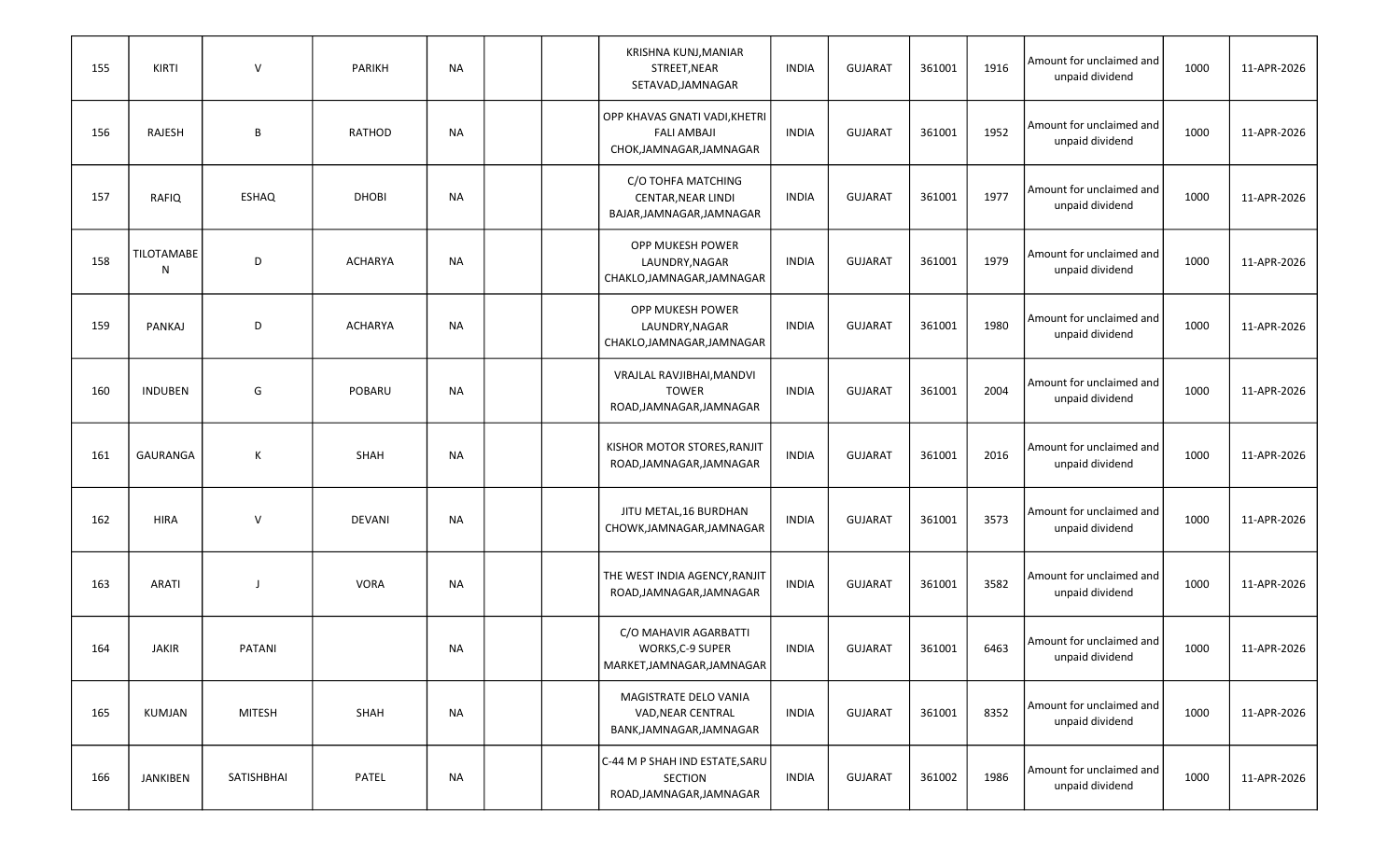| | | | | | | | | | | | | | | |
|---|---|---|---|---|---|---|---|---|---|---|---|---|---|---|
| 155 | KIRTI | V | PARIKH | NA | | | KRISHNA KUNJ,MANIAR STREET,NEAR SETAVAD,JAMNAGAR | INDIA | GUJARAT | 361001 | 1916 | Amount for unclaimed and unpaid dividend | 1000 | 11-APR-2026 |
| 156 | RAJESH | B | RATHOD | NA | | | OPP KHAVAS GNATI VADI,KHETRI FALI AMBAJI CHOK,JAMNAGAR,JAMNAGAR | INDIA | GUJARAT | 361001 | 1952 | Amount for unclaimed and unpaid dividend | 1000 | 11-APR-2026 |
| 157 | RAFIQ | ESHAQ | DHOBI | NA | | | C/O TOHFA MATCHING CENTAR,NEAR LINDI BAJAR,JAMNAGAR,JAMNAGAR | INDIA | GUJARAT | 361001 | 1977 | Amount for unclaimed and unpaid dividend | 1000 | 11-APR-2026 |
| 158 | TILOTAMABEN | D | ACHARYA | NA | | | OPP MUKESH POWER LAUNDRY,NAGAR CHAKLO,JAMNAGAR,JAMNAGAR | INDIA | GUJARAT | 361001 | 1979 | Amount for unclaimed and unpaid dividend | 1000 | 11-APR-2026 |
| 159 | PANKAJ | D | ACHARYA | NA | | | OPP MUKESH POWER LAUNDRY,NAGAR CHAKLO,JAMNAGAR,JAMNAGAR | INDIA | GUJARAT | 361001 | 1980 | Amount for unclaimed and unpaid dividend | 1000 | 11-APR-2026 |
| 160 | INDUBEN | G | POBARU | NA | | | VRAJLAL RAVJIBHAI,MANDVI TOWER ROAD,JAMNAGAR,JAMNAGAR | INDIA | GUJARAT | 361001 | 2004 | Amount for unclaimed and unpaid dividend | 1000 | 11-APR-2026 |
| 161 | GAURANGA | K | SHAH | NA | | | KISHOR MOTOR STORES,RANJIT ROAD,JAMNAGAR,JAMNAGAR | INDIA | GUJARAT | 361001 | 2016 | Amount for unclaimed and unpaid dividend | 1000 | 11-APR-2026 |
| 162 | HIRA | V | DEVANI | NA | | | JITU METAL,16 BURDHAN CHOWK,JAMNAGAR,JAMNAGAR | INDIA | GUJARAT | 361001 | 3573 | Amount for unclaimed and unpaid dividend | 1000 | 11-APR-2026 |
| 163 | ARATI | J | VORA | NA | | | THE WEST INDIA AGENCY,RANJIT ROAD,JAMNAGAR,JAMNAGAR | INDIA | GUJARAT | 361001 | 3582 | Amount for unclaimed and unpaid dividend | 1000 | 11-APR-2026 |
| 164 | JAKIR | PATANI | | NA | | | C/O MAHAVIR AGARBATTI WORKS,C-9 SUPER MARKET,JAMNAGAR,JAMNAGAR | INDIA | GUJARAT | 361001 | 6463 | Amount for unclaimed and unpaid dividend | 1000 | 11-APR-2026 |
| 165 | KUMJAN | MITESH | SHAH | NA | | | MAGISTRATE DELO VANIA VAD,NEAR CENTRAL BANK,JAMNAGAR,JAMNAGAR | INDIA | GUJARAT | 361001 | 8352 | Amount for unclaimed and unpaid dividend | 1000 | 11-APR-2026 |
| 166 | JANKIBEN | SATISHBHAI | PATEL | NA | | | C-44 M P SHAH IND ESTATE,SARU SECTION ROAD,JAMNAGAR,JAMNAGAR | INDIA | GUJARAT | 361002 | 1986 | Amount for unclaimed and unpaid dividend | 1000 | 11-APR-2026 |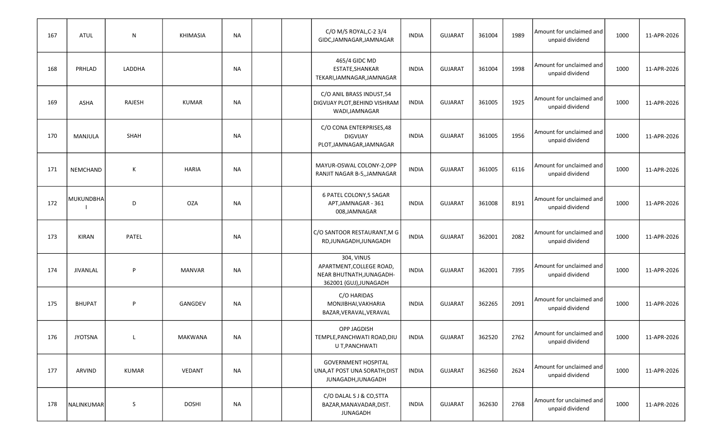| 167 | ATUL | N | KHIMASIA | NA | | | C/O M/S ROYAL,C-2 3/4 GIDC,JAMNAGAR,JAMNAGAR | INDIA | GUJARAT | 361004 | 1989 | Amount for unclaimed and unpaid dividend | 1000 | 11-APR-2026 |
|---|---|---|---|---|---|---|---|---|---|---|---|---|---|---|
| 168 | PRHLAD | LADDHA | | NA | | | 465/4 GIDC MD ESTATE,SHANKAR TEKARI,JAMNAGAR,JAMNAGAR | INDIA | GUJARAT | 361004 | 1998 | Amount for unclaimed and unpaid dividend | 1000 | 11-APR-2026 |
| 169 | ASHA | RAJESH | KUMAR | NA | | | C/O ANIL BRASS INDUST,54 DIGVIJAY PLOT,BEHIND VISHRAM WADI,JAMNAGAR | INDIA | GUJARAT | 361005 | 1925 | Amount for unclaimed and unpaid dividend | 1000 | 11-APR-2026 |
| 170 | MANJULA | SHAH | | NA | | | C/O CONA ENTERPRISES,48 DIGVIJAY PLOT,JAMNAGAR,JAMNAGAR | INDIA | GUJARAT | 361005 | 1956 | Amount for unclaimed and unpaid dividend | 1000 | 11-APR-2026 |
| 171 | NEMCHAND | K | HARIA | NA | | | MAYUR-OSWAL COLONY-2,OPP RANJIT NAGAR B-5,,JAMNAGAR | INDIA | GUJARAT | 361005 | 6116 | Amount for unclaimed and unpaid dividend | 1000 | 11-APR-2026 |
| 172 | MUKUNDBHAI | D | OZA | NA | | | 6 PATEL COLONY,5 SAGAR APT,JAMNAGAR - 361 008,JAMNAGAR | INDIA | GUJARAT | 361008 | 8191 | Amount for unclaimed and unpaid dividend | 1000 | 11-APR-2026 |
| 173 | KIRAN | PATEL | | NA | | | C/O SANTOOR RESTAURANT,M G RD,JUNAGADH,JUNAGADH | INDIA | GUJARAT | 362001 | 2082 | Amount for unclaimed and unpaid dividend | 1000 | 11-APR-2026 |
| 174 | JIVANLAL | P | MANVAR | NA | | | 304, VINUS APARTMENT,COLLEGE ROAD, NEAR BHUTNATH,JUNAGADH-362001 (GUJ),JUNAGADH | INDIA | GUJARAT | 362001 | 7395 | Amount for unclaimed and unpaid dividend | 1000 | 11-APR-2026 |
| 175 | BHUPAT | P | GANGDEV | NA | | | C/O HARIDAS MONJIBHAI,VAKHARIA BAZAR,VERAVAL,VERAVAL | INDIA | GUJARAT | 362265 | 2091 | Amount for unclaimed and unpaid dividend | 1000 | 11-APR-2026 |
| 176 | JYOTSNA | L | MAKWANA | NA | | | OPP JAGDISH TEMPLE,PANCHWATI ROAD,DIU U T,PANCHWATI | INDIA | GUJARAT | 362520 | 2762 | Amount for unclaimed and unpaid dividend | 1000 | 11-APR-2026 |
| 177 | ARVIND | KUMAR | VEDANT | NA | | | GOVERNMENT HOSPITAL UNA,AT POST UNA SORATH,DIST JUNAGADH,JUNAGADH | INDIA | GUJARAT | 362560 | 2624 | Amount for unclaimed and unpaid dividend | 1000 | 11-APR-2026 |
| 178 | NALINKUMAR | S | DOSHI | NA | | | C/O DALAL S J & CO,STTA BAZAR,MANAVADAR,DIST. JUNAGADH | INDIA | GUJARAT | 362630 | 2768 | Amount for unclaimed and unpaid dividend | 1000 | 11-APR-2026 |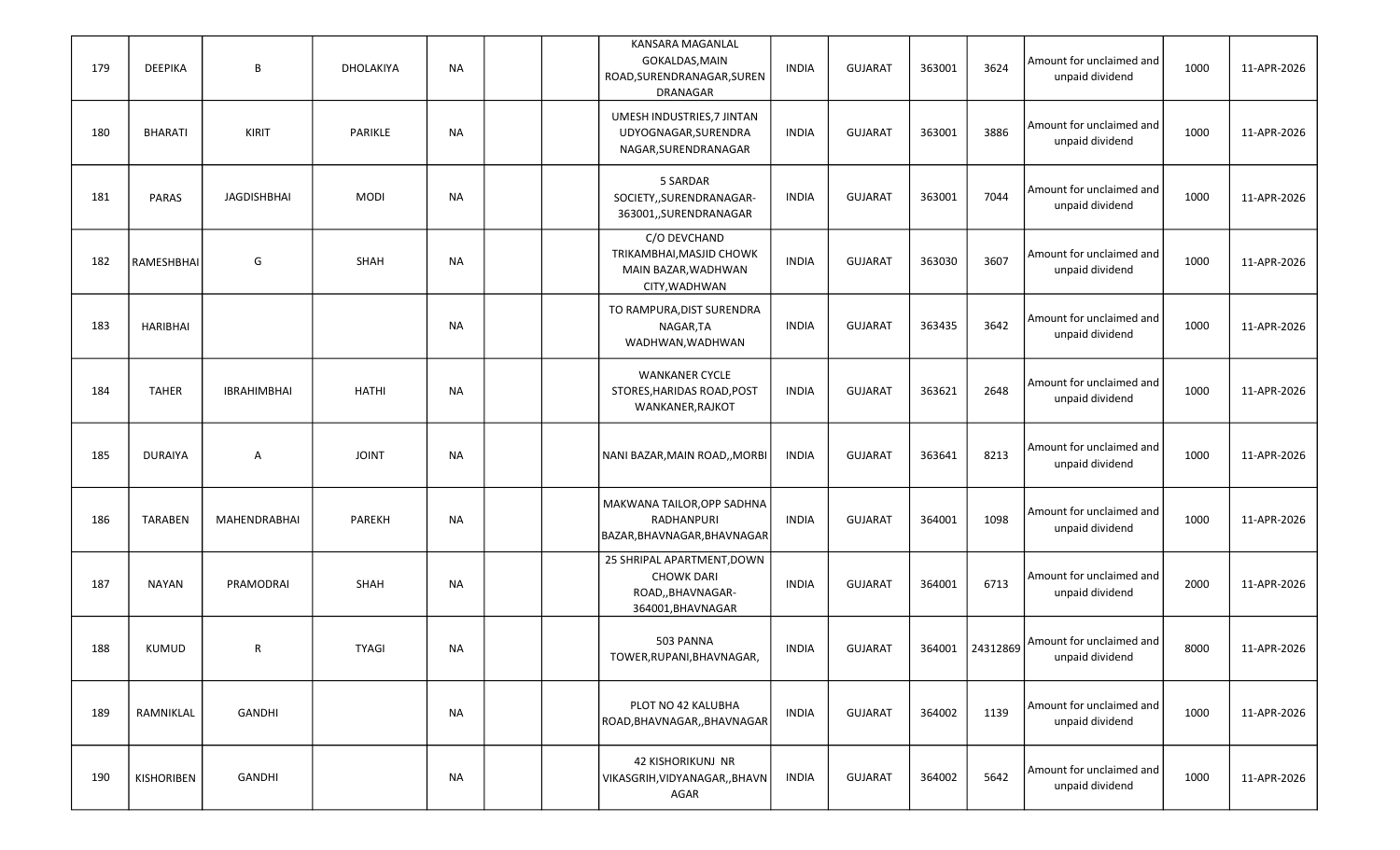| | | | | | | | | | | | | | | |
|---|---|---|---|---|---|---|---|---|---|---|---|---|---|---|
| 179 | DEEPIKA | B | DHOLAKIYA | NA | | | KANSARA MAGANLAL GOKALDAS,MAIN ROAD,SURENDRANAGAR,SURENDRANAGAR | INDIA | GUJARAT | 363001 | 3624 | Amount for unclaimed and unpaid dividend | 1000 | 11-APR-2026 |
| 180 | BHARATI | KIRIT | PARIKLE | NA | | | UMESH INDUSTRIES,7 JINTAN UDYOGNAGAR,SURENDRA NAGAR,SURENDRANAGAR | INDIA | GUJARAT | 363001 | 3886 | Amount for unclaimed and unpaid dividend | 1000 | 11-APR-2026 |
| 181 | PARAS | JAGDISHBHAI | MODI | NA | | | 5 SARDAR SOCIETY,,SURENDRANAGAR-363001,,SURENDRANAGAR | INDIA | GUJARAT | 363001 | 7044 | Amount for unclaimed and unpaid dividend | 1000 | 11-APR-2026 |
| 182 | RAMESHBHAI | G | SHAH | NA | | | C/O DEVCHAND TRIKAMBHAI,MASJID CHOWK MAIN BAZAR,WADHWAN CITY,WADHWAN | INDIA | GUJARAT | 363030 | 3607 | Amount for unclaimed and unpaid dividend | 1000 | 11-APR-2026 |
| 183 | HARIBHAI | | | NA | | | TO RAMPURA,DIST SURENDRA NAGAR,TA WADHWAN,WADHWAN | INDIA | GUJARAT | 363435 | 3642 | Amount for unclaimed and unpaid dividend | 1000 | 11-APR-2026 |
| 184 | TAHER | IBRAHIMBHAI | HATHI | NA | | | WANKANER CYCLE STORES,HARIDAS ROAD,POST WANKANER,RAJKOT | INDIA | GUJARAT | 363621 | 2648 | Amount for unclaimed and unpaid dividend | 1000 | 11-APR-2026 |
| 185 | DURAIYA | A | JOINT | NA | | | NANI BAZAR,MAIN ROAD,,MORBI | INDIA | GUJARAT | 363641 | 8213 | Amount for unclaimed and unpaid dividend | 1000 | 11-APR-2026 |
| 186 | TARABEN | MAHENDRABHAI | PAREKH | NA | | | MAKWANA TAILOR,OPP SADHNA RADHANPURI BAZAR,BHAVNAGAR,BHAVNAGAR | INDIA | GUJARAT | 364001 | 1098 | Amount for unclaimed and unpaid dividend | 1000 | 11-APR-2026 |
| 187 | NAYAN | PRAMODRAI | SHAH | NA | | | 25 SHRIPAL APARTMENT,DOWN CHOWK DARI ROAD,,BHAVNAGAR-364001,BHAVNAGAR | INDIA | GUJARAT | 364001 | 6713 | Amount for unclaimed and unpaid dividend | 2000 | 11-APR-2026 |
| 188 | KUMUD | R | TYAGI | NA | | | 503 PANNA TOWER,RUPANI,BHAVNAGAR, | INDIA | GUJARAT | 364001 | 24312869 | Amount for unclaimed and unpaid dividend | 8000 | 11-APR-2026 |
| 189 | RAMNIKLAL | GANDHI | | NA | | | PLOT NO 42 KALUBHA ROAD,BHAVNAGAR,,BHAVNAGAR | INDIA | GUJARAT | 364002 | 1139 | Amount for unclaimed and unpaid dividend | 1000 | 11-APR-2026 |
| 190 | KISHORIBEN | GANDHI | | NA | | | 42 KISHORIKUNJ NR VIKASGRIH,VIDYANAGAR,,BHAVNAGAR | INDIA | GUJARAT | 364002 | 5642 | Amount for unclaimed and unpaid dividend | 1000 | 11-APR-2026 |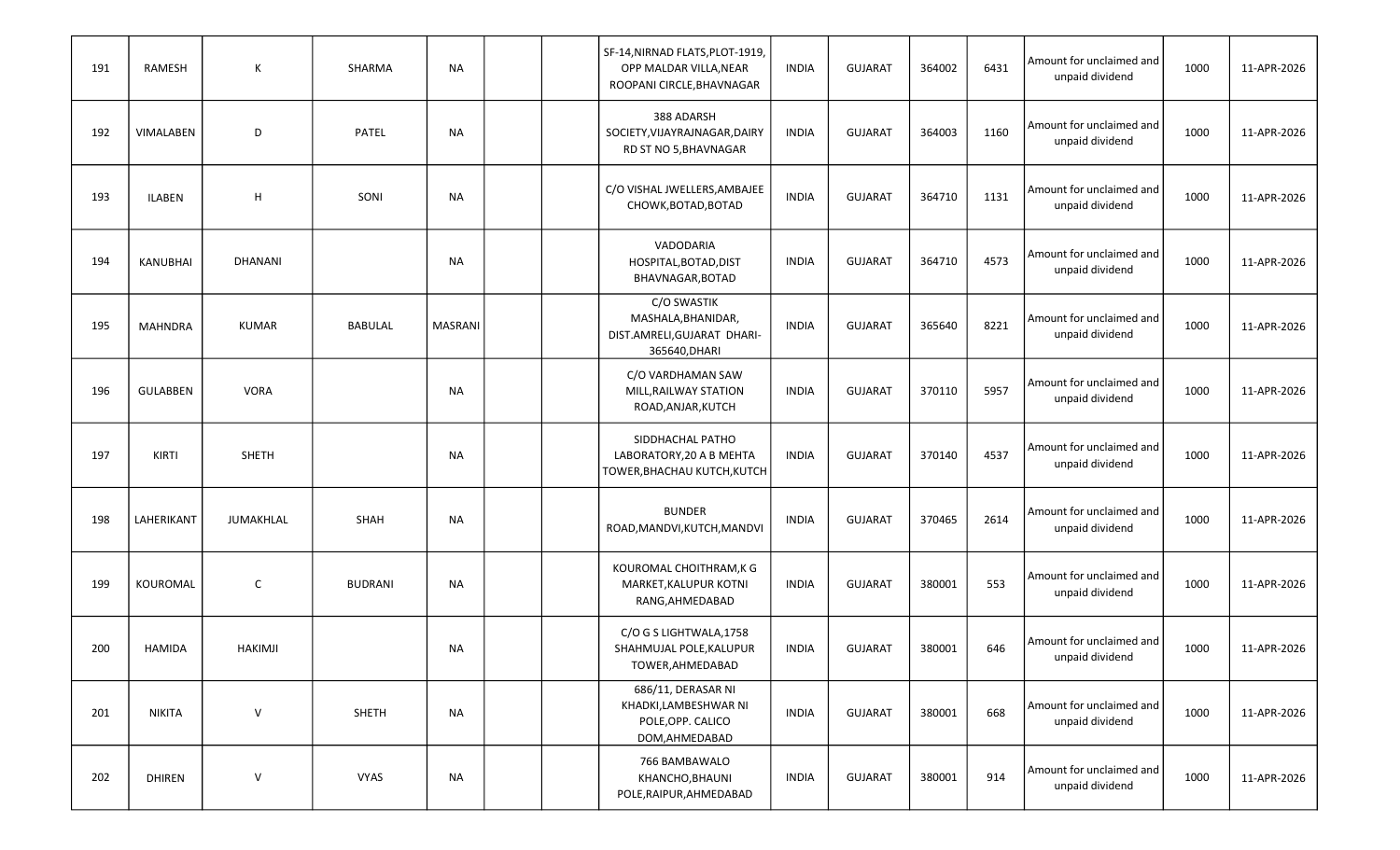| | | | | | | | | | | | | | | |
|---|---|---|---|---|---|---|---|---|---|---|---|---|---|---|
| 191 | RAMESH | K | SHARMA | NA | | | SF-14,NIRNAD FLATS,PLOT-1919, OPP MALDAR VILLA,NEAR ROOPANI CIRCLE,BHAVNAGAR | INDIA | GUJARAT | 364002 | 6431 | Amount for unclaimed and unpaid dividend | 1000 | 11-APR-2026 |
| 192 | VIMALABEN | D | PATEL | NA | | | 388 ADARSH SOCIETY,VIJAYRAJNAGAR,DAIRY RD ST NO 5,BHAVNAGAR | INDIA | GUJARAT | 364003 | 1160 | Amount for unclaimed and unpaid dividend | 1000 | 11-APR-2026 |
| 193 | ILABEN | H | SONI | NA | | | C/O VISHAL JWELLERS,AMBAJEE CHOWK,BOTAD,BOTAD | INDIA | GUJARAT | 364710 | 1131 | Amount for unclaimed and unpaid dividend | 1000 | 11-APR-2026 |
| 194 | KANUBHAI | DHANANI | | NA | | | VADODARIA HOSPITAL,BOTAD,DIST BHAVNAGAR,BOTAD | INDIA | GUJARAT | 364710 | 4573 | Amount for unclaimed and unpaid dividend | 1000 | 11-APR-2026 |
| 195 | MAHNDRA | KUMAR | BABULAL | MASRANI | | | C/O SWASTIK MASHALA,BHANIDAR, DIST.AMRELI,GUJARAT DHARI-365640,DHARI | INDIA | GUJARAT | 365640 | 8221 | Amount for unclaimed and unpaid dividend | 1000 | 11-APR-2026 |
| 196 | GULABBEN | VORA | | NA | | | C/O VARDHAMAN SAW MILL,RAILWAY STATION ROAD,ANJAR,KUTCH | INDIA | GUJARAT | 370110 | 5957 | Amount for unclaimed and unpaid dividend | 1000 | 11-APR-2026 |
| 197 | KIRTI | SHETH | | NA | | | SIDDHACHAL PATHO LABORATORY,20 A B MEHTA TOWER,BHACHAU KUTCH,KUTCH | INDIA | GUJARAT | 370140 | 4537 | Amount for unclaimed and unpaid dividend | 1000 | 11-APR-2026 |
| 198 | LAHERIKANT | JUMAKHLAL | SHAH | NA | | | BUNDER ROAD,MANDVI,KUTCH,MANDVI | INDIA | GUJARAT | 370465 | 2614 | Amount for unclaimed and unpaid dividend | 1000 | 11-APR-2026 |
| 199 | KOUROMAL | C | BUDRANI | NA | | | KOUROMAL CHOITHRAM,K G MARKET,KALUPUR KOTNI RANG,AHMEDABAD | INDIA | GUJARAT | 380001 | 553 | Amount for unclaimed and unpaid dividend | 1000 | 11-APR-2026 |
| 200 | HAMIDA | HAKIMJI | | NA | | | C/O G S LIGHTWALA,1758 SHAHMUJAL POLE,KALUPUR TOWER,AHMEDABAD | INDIA | GUJARAT | 380001 | 646 | Amount for unclaimed and unpaid dividend | 1000 | 11-APR-2026 |
| 201 | NIKITA | V | SHETH | NA | | | 686/11, DERASAR NI KHADKI,LAMBESHWAR NI POLE,OPP. CALICO DOM,AHMEDABAD | INDIA | GUJARAT | 380001 | 668 | Amount for unclaimed and unpaid dividend | 1000 | 11-APR-2026 |
| 202 | DHIREN | V | VYAS | NA | | | 766 BAMBAWALO KHANCHO,BHAUNI POLE,RAIPUR,AHMEDABAD | INDIA | GUJARAT | 380001 | 914 | Amount for unclaimed and unpaid dividend | 1000 | 11-APR-2026 |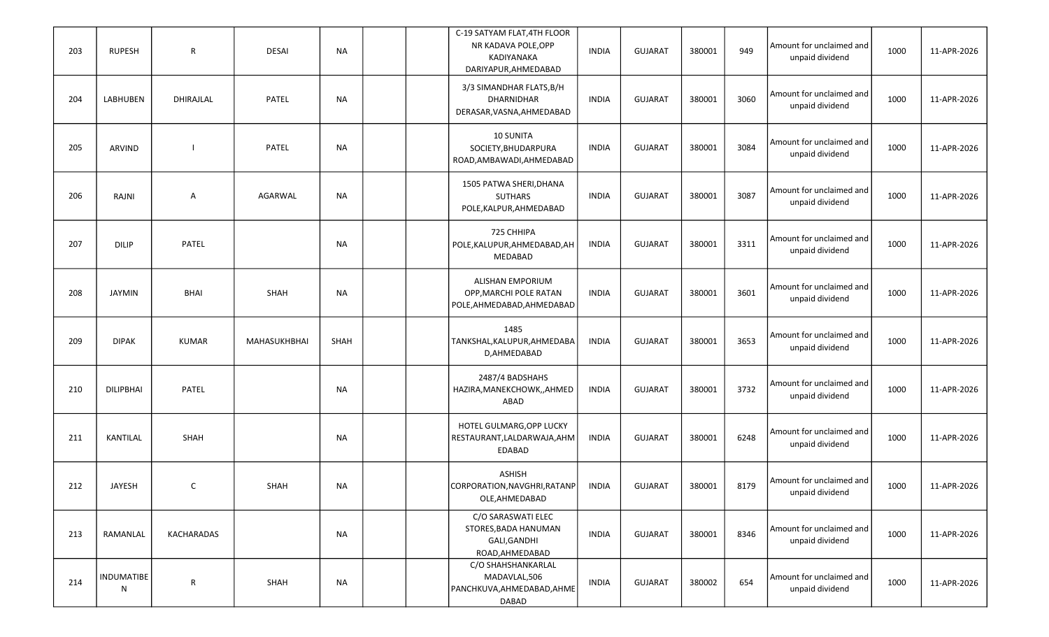| 203 | RUPESH | R | DESAI | NA | | | C-19 SATYAM FLAT,4TH FLOOR NR KADAVA POLE,OPP KADIYANAKA DARIYAPUR,AHMEDABAD | INDIA | GUJARAT | 380001 | 949 | Amount for unclaimed and unpaid dividend | 1000 | 11-APR-2026 |
|---|---|---|---|---|---|---|---|---|---|---|---|---|---|---|
| 204 | LABHUBEN | DHIRAJLAL | PATEL | NA | | | 3/3 SIMANDHAR FLATS,B/H DHARNIDHAR DERASAR,VASNA,AHMEDABAD | INDIA | GUJARAT | 380001 | 3060 | Amount for unclaimed and unpaid dividend | 1000 | 11-APR-2026 |
| 205 | ARVIND | I | PATEL | NA | | | 10 SUNITA SOCIETY,BHUDARPURA ROAD,AMBAWADI,AHMEDABAD | INDIA | GUJARAT | 380001 | 3084 | Amount for unclaimed and unpaid dividend | 1000 | 11-APR-2026 |
| 206 | RAJNI | A | AGARWAL | NA | | | 1505 PATWA SHERI,DHANA SUTHARS POLE,KALPUR,AHMEDABAD | INDIA | GUJARAT | 380001 | 3087 | Amount for unclaimed and unpaid dividend | 1000 | 11-APR-2026 |
| 207 | DILIP | PATEL | | NA | | | 725 CHHIPA POLE,KALUPUR,AHMEDABAD,AHMEDABAD | INDIA | GUJARAT | 380001 | 3311 | Amount for unclaimed and unpaid dividend | 1000 | 11-APR-2026 |
| 208 | JAYMIN | BHAI | SHAH | NA | | | ALISHAN EMPORIUM OPP,MARCHI POLE RATAN POLE,AHMEDABAD,AHMEDABAD | INDIA | GUJARAT | 380001 | 3601 | Amount for unclaimed and unpaid dividend | 1000 | 11-APR-2026 |
| 209 | DIPAK | KUMAR | MAHASUKHBHAI | SHAH | | | 1485 TANKSHAL,KALUPUR,AHMEDABAD,AHMEDABAD | INDIA | GUJARAT | 380001 | 3653 | Amount for unclaimed and unpaid dividend | 1000 | 11-APR-2026 |
| 210 | DILIPBHAI | PATEL | | NA | | | 2487/4 BADSHAHS HAZIRA,MANEKCHOWK,,AHMEDABAD | INDIA | GUJARAT | 380001 | 3732 | Amount for unclaimed and unpaid dividend | 1000 | 11-APR-2026 |
| 211 | KANTILAL | SHAH | | NA | | | HOTEL GULMARG,OPP LUCKY RESTAURANT,LALDARWAJA,AHMEDABAD | INDIA | GUJARAT | 380001 | 6248 | Amount for unclaimed and unpaid dividend | 1000 | 11-APR-2026 |
| 212 | JAYESH | C | SHAH | NA | | | ASHISH CORPORATION,NAVGHRI,RATANPOLE,AHMEDABAD | INDIA | GUJARAT | 380001 | 8179 | Amount for unclaimed and unpaid dividend | 1000 | 11-APR-2026 |
| 213 | RAMANLAL | KACHARADAS | | NA | | | C/O SARASWATI ELEC STORES,BADA HANUMAN GALI,GANDHI ROAD,AHMEDABAD | INDIA | GUJARAT | 380001 | 8346 | Amount for unclaimed and unpaid dividend | 1000 | 11-APR-2026 |
| 214 | INDUMATIBEN | R | SHAH | NA | | | C/O SHAHSHANKARLAL MADAVLAL,506 PANCHKUVA,AHMEDABAD,AHMEDABAD | INDIA | GUJARAT | 380002 | 654 | Amount for unclaimed and unpaid dividend | 1000 | 11-APR-2026 |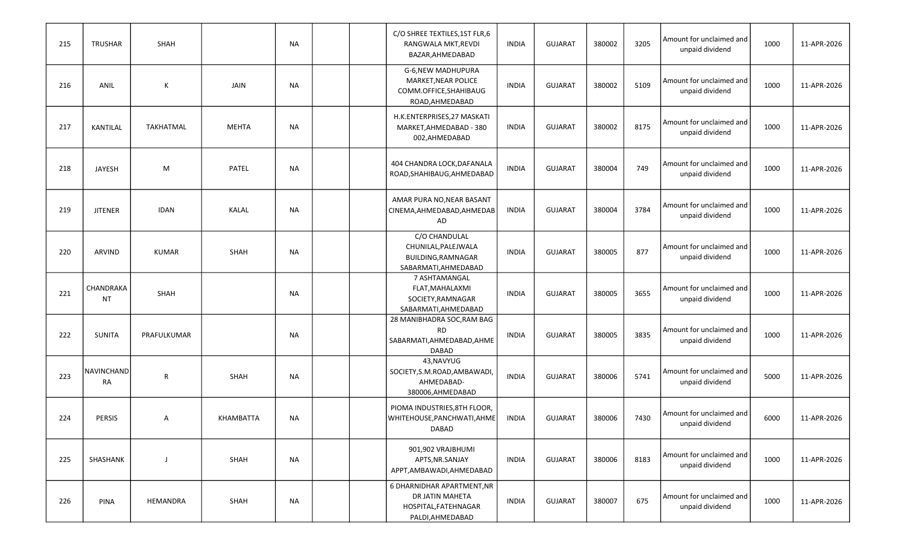| | | | | | | | | | | | | | | |
|---|---|---|---|---|---|---|---|---|---|---|---|---|---|---|
| 215 | TRUSHAR | SHAH | | NA | | | C/O SHREE TEXTILES,1ST FLR,6 RANGWALA MKT,REVDI BAZAR,AHMEDABAD | INDIA | GUJARAT | 380002 | 3205 | Amount for unclaimed and unpaid dividend | 1000 | 11-APR-2026 |
| 216 | ANIL | K | JAIN | NA | | | G-6,NEW MADHUPURA MARKET,NEAR POLICE COMM.OFFICE,SHAHIBAUG ROAD,AHMEDABAD | INDIA | GUJARAT | 380002 | 5109 | Amount for unclaimed and unpaid dividend | 1000 | 11-APR-2026 |
| 217 | KANTILAL | TAKHATMAL | MEHTA | NA | | | H.K.ENTERPRISES,27 MASKATI MARKET,AHMEDABAD - 380 002,AHMEDABAD | INDIA | GUJARAT | 380002 | 8175 | Amount for unclaimed and unpaid dividend | 1000 | 11-APR-2026 |
| 218 | JAYESH | M | PATEL | NA | | | 404 CHANDRA LOCK,DAFANALA ROAD,SHAHIBAUG,AHMEDABAD | INDIA | GUJARAT | 380004 | 749 | Amount for unclaimed and unpaid dividend | 1000 | 11-APR-2026 |
| 219 | JITENER | IDAN | KALAL | NA | | | AMAR PURA NO,NEAR BASANT CINEMA,AHMEDABAD,AHMEDABAD | INDIA | GUJARAT | 380004 | 3784 | Amount for unclaimed and unpaid dividend | 1000 | 11-APR-2026 |
| 220 | ARVIND | KUMAR | SHAH | NA | | | C/O CHANDULAL CHUNILAL,PALEJWALA BUILDING,RAMNAGAR SABARMATI,AHMEDABAD | INDIA | GUJARAT | 380005 | 877 | Amount for unclaimed and unpaid dividend | 1000 | 11-APR-2026 |
| 221 | CHANDRAKANT | SHAH | | NA | | | 7 ASHTAMANGAL FLAT,MAHALAXMI SOCIETY,RAMNAGAR SABARMATI,AHMEDABAD | INDIA | GUJARAT | 380005 | 3655 | Amount for unclaimed and unpaid dividend | 1000 | 11-APR-2026 |
| 222 | SUNITA | PRAFULKUMAR | | NA | | | 28 MANIBHADRA SOC,RAM BAG RD SABARMATI,AHMEDABAD,AHMEDABAD | INDIA | GUJARAT | 380005 | 3835 | Amount for unclaimed and unpaid dividend | 1000 | 11-APR-2026 |
| 223 | NAVINCHANDRA | R | SHAH | NA | | | 43,NAVYUG SOCIETY,S.M.ROAD,AMBAWADI, AHMEDABAD-380006,AHMEDABAD | INDIA | GUJARAT | 380006 | 5741 | Amount for unclaimed and unpaid dividend | 5000 | 11-APR-2026 |
| 224 | PERSIS | A | KHAMBATTA | NA | | | PIOMA INDUSTRIES,8TH FLOOR, WHITEHOUSE,PANCHWATI,AHMEDABAD | INDIA | GUJARAT | 380006 | 7430 | Amount for unclaimed and unpaid dividend | 6000 | 11-APR-2026 |
| 225 | SHASHANK | J | SHAH | NA | | | 901,902 VRAJBHUMI APTS,NR.SANJAY APPT,AMBAWADI,AHMEDABAD | INDIA | GUJARAT | 380006 | 8183 | Amount for unclaimed and unpaid dividend | 1000 | 11-APR-2026 |
| 226 | PINA | HEMANDRA | SHAH | NA | | | 6 DHARNIDHAR APARTMENT,NR DR JATIN MAHETA HOSPITAL,FATEHNAGAR PALDI,AHMEDABAD | INDIA | GUJARAT | 380007 | 675 | Amount for unclaimed and unpaid dividend | 1000 | 11-APR-2026 |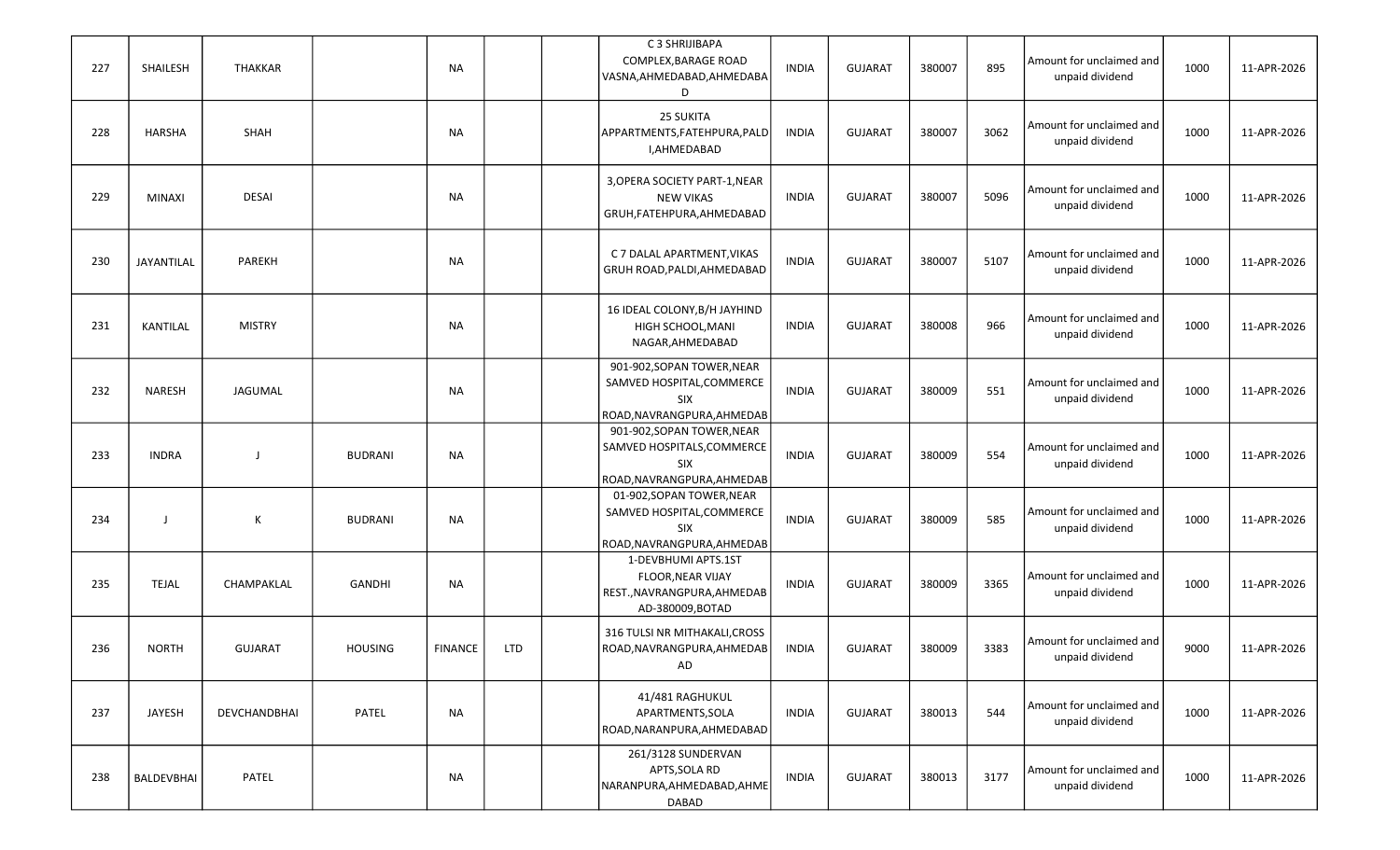| 227 | SHAILESH | THAKKAR | | NA | | | C 3 SHRIJIBAPA COMPLEX,BARAGE ROAD VASNA,AHMEDABAD,AHMEDABAD | INDIA | GUJARAT | 380007 | 895 | Amount for unclaimed and unpaid dividend | 1000 | 11-APR-2026 |
|---|---|---|---|---|---|---|---|---|---|---|---|---|---|---|
| 228 | HARSHA | SHAH | | NA | | | 25 SUKITA APPARTMENTS,FATEHPURA,PALDI,AHMEDABAD | INDIA | GUJARAT | 380007 | 3062 | Amount for unclaimed and unpaid dividend | 1000 | 11-APR-2026 |
| 229 | MINAXI | DESAI | | NA | | | 3,OPERA SOCIETY PART-1,NEAR NEW VIKAS GRUH,FATEHPURA,AHMEDABAD | INDIA | GUJARAT | 380007 | 5096 | Amount for unclaimed and unpaid dividend | 1000 | 11-APR-2026 |
| 230 | JAYANTILAL | PAREKH | | NA | | | C 7 DALAL APARTMENT,VIKAS GRUH ROAD,PALDI,AHMEDABAD | INDIA | GUJARAT | 380007 | 5107 | Amount for unclaimed and unpaid dividend | 1000 | 11-APR-2026 |
| 231 | KANTILAL | MISTRY | | NA | | | 16 IDEAL COLONY,B/H JAYHIND HIGH SCHOOL,MANI NAGAR,AHMEDABAD | INDIA | GUJARAT | 380008 | 966 | Amount for unclaimed and unpaid dividend | 1000 | 11-APR-2026 |
| 232 | NARESH | JAGUMAL | | NA | | | 901-902,SOPAN TOWER,NEAR SAMVED HOSPITAL,COMMERCE SIX ROAD,NAVRANGPURA,AHMEDAB | INDIA | GUJARAT | 380009 | 551 | Amount for unclaimed and unpaid dividend | 1000 | 11-APR-2026 |
| 233 | INDRA | J | BUDRANI | NA | | | 901-902,SOPAN TOWER,NEAR SAMVED HOSPITALS,COMMERCE SIX ROAD,NAVRANGPURA,AHMEDAB | INDIA | GUJARAT | 380009 | 554 | Amount for unclaimed and unpaid dividend | 1000 | 11-APR-2026 |
| 234 | J | K | BUDRANI | NA | | | 01-902,SOPAN TOWER,NEAR SAMVED HOSPITAL,COMMERCE SIX ROAD,NAVRANGPURA,AHMEDAB | INDIA | GUJARAT | 380009 | 585 | Amount for unclaimed and unpaid dividend | 1000 | 11-APR-2026 |
| 235 | TEJAL | CHAMPAKLAL | GANDHI | NA | | | 1-DEVBHUMI APTS.1ST FLOOR,NEAR VIJAY REST.,NAVRANGPURA,AHMEDABAD-380009,BOTAD | INDIA | GUJARAT | 380009 | 3365 | Amount for unclaimed and unpaid dividend | 1000 | 11-APR-2026 |
| 236 | NORTH | GUJARAT | HOUSING | FINANCE | LTD | | 316 TULSI NR MITHAKALI,CROSS ROAD,NAVRANGPURA,AHMEDABAD | INDIA | GUJARAT | 380009 | 3383 | Amount for unclaimed and unpaid dividend | 9000 | 11-APR-2026 |
| 237 | JAYESH | DEVCHANDBHAI | PATEL | NA | | | 41/481 RAGHUKUL APARTMENTS,SOLA ROAD,NARANPURA,AHMEDABAD | INDIA | GUJARAT | 380013 | 544 | Amount for unclaimed and unpaid dividend | 1000 | 11-APR-2026 |
| 238 | BALDEVBHAI | PATEL | | NA | | | 261/3128 SUNDERVAN APTS,SOLA RD NARANPURA,AHMEDABAD,AHMEDABAD | INDIA | GUJARAT | 380013 | 3177 | Amount for unclaimed and unpaid dividend | 1000 | 11-APR-2026 |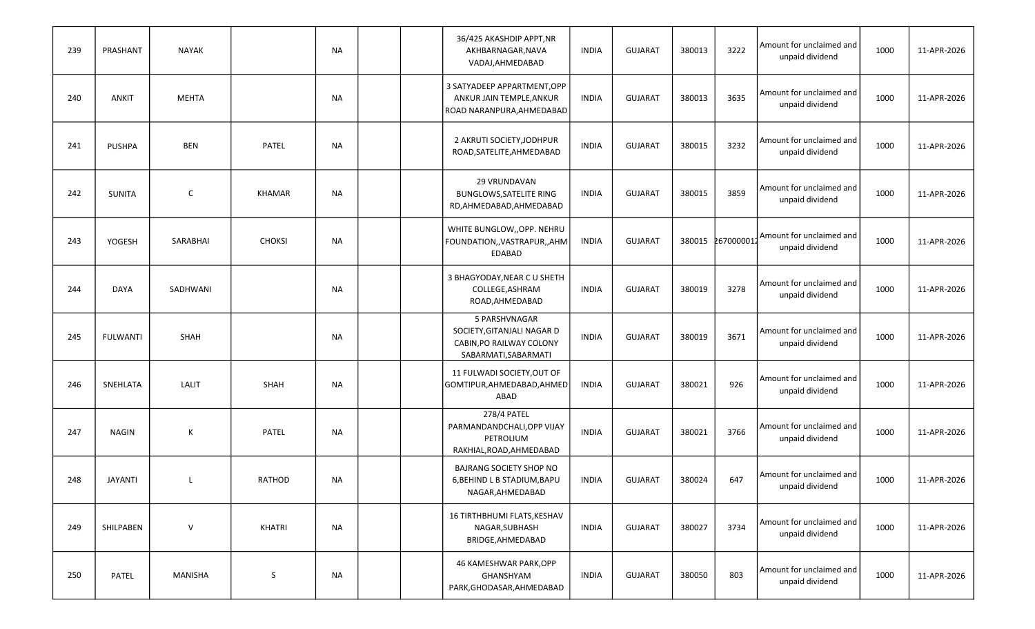| 239 | PRASHANT | NAYAK | | NA | | | 36/425 AKASHDIP APPT,NR AKHBARNAGAR,NAVA VADAJ,AHMEDABAD | INDIA | GUJARAT | 380013 | 3222 | Amount for unclaimed and unpaid dividend | 1000 | 11-APR-2026 |
|---|---|---|---|---|---|---|---|---|---|---|---|---|---|---|
| 240 | ANKIT | MEHTA | | NA | | | 3 SATYADEEP APPARTMENT,OPP ANKUR JAIN TEMPLE,ANKUR ROAD NARANPURA,AHMEDABAD | INDIA | GUJARAT | 380013 | 3635 | Amount for unclaimed and unpaid dividend | 1000 | 11-APR-2026 |
| 241 | PUSHPA | BEN | PATEL | NA | | | 2 AKRUTI SOCIETY,JODHPUR ROAD,SATELITE,AHMEDABAD | INDIA | GUJARAT | 380015 | 3232 | Amount for unclaimed and unpaid dividend | 1000 | 11-APR-2026 |
| 242 | SUNITA | C | KHAMAR | NA | | | 29 VRUNDAVAN BUNGLOWS,SATELITE RING RD,AHMEDABAD,AHMEDABAD | INDIA | GUJARAT | 380015 | 3859 | Amount for unclaimed and unpaid dividend | 1000 | 11-APR-2026 |
| 243 | YOGESH | SARABHAI | CHOKSI | NA | | | WHITE BUNGLOW,,OPP. NEHRU FOUNDATION,,VASTRAPUR,,AHMEDABAD | INDIA | GUJARAT | 380015 | 2670000012 | Amount for unclaimed and unpaid dividend | 1000 | 11-APR-2026 |
| 244 | DAYA | SADHWANI | | NA | | | 3 BHAGYODAY,NEAR C U SHETH COLLEGE,ASHRAM ROAD,AHMEDABAD | INDIA | GUJARAT | 380019 | 3278 | Amount for unclaimed and unpaid dividend | 1000 | 11-APR-2026 |
| 245 | FULWANTI | SHAH | | NA | | | 5 PARSHVNAGAR SOCIETY,GITANJALI NAGAR D CABIN,PO RAILWAY COLONY SABARMATI,SABARMATI | INDIA | GUJARAT | 380019 | 3671 | Amount for unclaimed and unpaid dividend | 1000 | 11-APR-2026 |
| 246 | SNEHLATA | LALIT | SHAH | NA | | | 11 FULWADI SOCIETY,OUT OF GOMTIPUR,AHMEDABAD,AHMEDABAD | INDIA | GUJARAT | 380021 | 926 | Amount for unclaimed and unpaid dividend | 1000 | 11-APR-2026 |
| 247 | NAGIN | K | PATEL | NA | | | 278/4 PATEL PARMANDANDCHALI,OPP VIJAY PETROLIUM RAKHIAL,ROAD,AHMEDABAD | INDIA | GUJARAT | 380021 | 3766 | Amount for unclaimed and unpaid dividend | 1000 | 11-APR-2026 |
| 248 | JAYANTI | L | RATHOD | NA | | | BAJRANG SOCIETY SHOP NO 6,BEHIND L B STADIUM,BAPU NAGAR,AHMEDABAD | INDIA | GUJARAT | 380024 | 647 | Amount for unclaimed and unpaid dividend | 1000 | 11-APR-2026 |
| 249 | SHILPABEN | V | KHATRI | NA | | | 16 TIRTHBHUMI FLATS,KESHAV NAGAR,SUBHASH BRIDGE,AHMEDABAD | INDIA | GUJARAT | 380027 | 3734 | Amount for unclaimed and unpaid dividend | 1000 | 11-APR-2026 |
| 250 | PATEL | MANISHA | S | NA | | | 46 KAMESHWAR PARK,OPP GHANSHYAM PARK,GHODASAR,AHMEDABAD | INDIA | GUJARAT | 380050 | 803 | Amount for unclaimed and unpaid dividend | 1000 | 11-APR-2026 |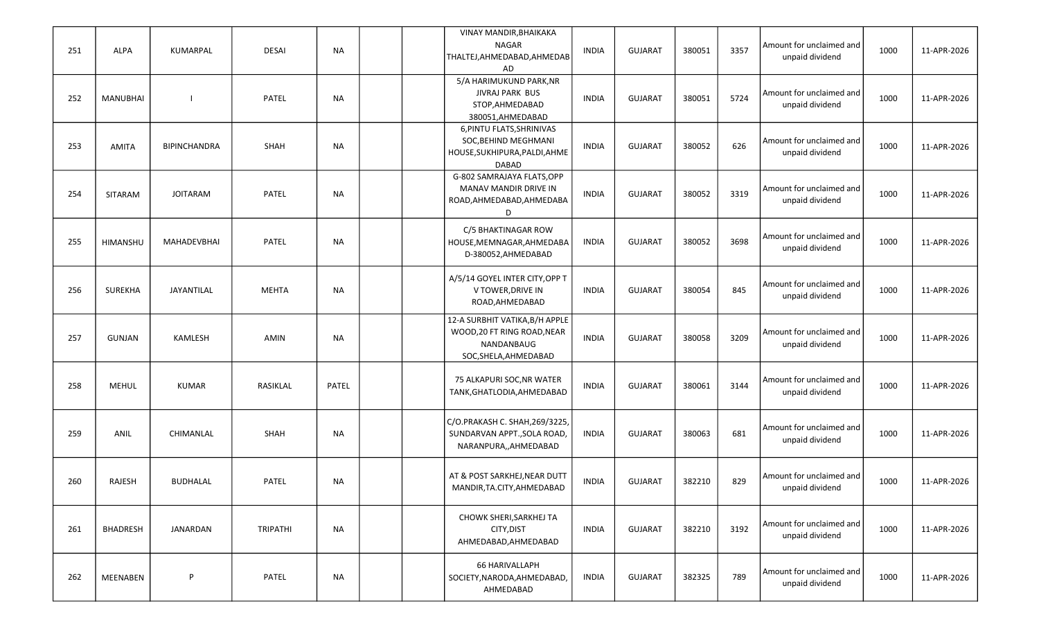| 251 | ALPA | KUMARPAL | DESAI | NA | | | VINAY MANDIR,BHAIKAKA NAGAR THALTEJ,AHMEDABAD,AHMEDABAD | INDIA | GUJARAT | 380051 | 3357 | Amount for unclaimed and unpaid dividend | 1000 | 11-APR-2026 |
|---|---|---|---|---|---|---|---|---|---|---|---|---|---|---|
| 252 | MANUBHAI | I | PATEL | NA | | | 5/A HARIMUKUND PARK,NR JIVRAJ PARK BUS STOP,AHMEDABAD 380051,AHMEDABAD | INDIA | GUJARAT | 380051 | 5724 | Amount for unclaimed and unpaid dividend | 1000 | 11-APR-2026 |
| 253 | AMITA | BIPINCHANDRA | SHAH | NA | | | 6,PINTU FLATS,SHRINIVAS SOC,BEHIND MEGHMANI HOUSE,SUKHIPURA,PALDI,AHMEDABAD | INDIA | GUJARAT | 380052 | 626 | Amount for unclaimed and unpaid dividend | 1000 | 11-APR-2026 |
| 254 | SITARAM | JOITARAM | PATEL | NA | | | G-802 SAMRAJAYA FLATS,OPP MANAV MANDIR DRIVE IN ROAD,AHMEDABAD,AHMEDABAD | INDIA | GUJARAT | 380052 | 3319 | Amount for unclaimed and unpaid dividend | 1000 | 11-APR-2026 |
| 255 | HIMANSHU | MAHADEVBHAI | PATEL | NA | | | C/5 BHAKTINAGAR ROW HOUSE,MEMNAGAR,AHMEDABAD-380052,AHMEDABAD | INDIA | GUJARAT | 380052 | 3698 | Amount for unclaimed and unpaid dividend | 1000 | 11-APR-2026 |
| 256 | SUREKHA | JAYANTILAL | MEHTA | NA | | | A/5/14 GOYEL INTER CITY,OPP T V TOWER,DRIVE IN ROAD,AHMEDABAD | INDIA | GUJARAT | 380054 | 845 | Amount for unclaimed and unpaid dividend | 1000 | 11-APR-2026 |
| 257 | GUNJAN | KAMLESH | AMIN | NA | | | 12-A SURBHIT VATIKA,B/H APPLE WOOD,20 FT RING ROAD,NEAR NANDANBAUG SOC,SHELA,AHMEDABAD | INDIA | GUJARAT | 380058 | 3209 | Amount for unclaimed and unpaid dividend | 1000 | 11-APR-2026 |
| 258 | MEHUL | KUMAR | RASIKLAL | PATEL | | | 75 ALKAPURI SOC,NR WATER TANK,GHATLODIA,AHMEDABAD | INDIA | GUJARAT | 380061 | 3144 | Amount for unclaimed and unpaid dividend | 1000 | 11-APR-2026 |
| 259 | ANIL | CHIMANLAL | SHAH | NA | | | C/O.PRAKASH C. SHAH,269/3225, SUNDARVAN APPT.,SOLA ROAD, NARANPURA,,AHMEDABAD | INDIA | GUJARAT | 380063 | 681 | Amount for unclaimed and unpaid dividend | 1000 | 11-APR-2026 |
| 260 | RAJESH | BUDHALAL | PATEL | NA | | | AT & POST SARKHEJ,NEAR DUTT MANDIR,TA.CITY,AHMEDABAD | INDIA | GUJARAT | 382210 | 829 | Amount for unclaimed and unpaid dividend | 1000 | 11-APR-2026 |
| 261 | BHADRESH | JANARDAN | TRIPATHI | NA | | | CHOWK SHERI,SARKHEJ TA CITY,DIST AHMEDABAD,AHMEDABAD | INDIA | GUJARAT | 382210 | 3192 | Amount for unclaimed and unpaid dividend | 1000 | 11-APR-2026 |
| 262 | MEENABEN | P | PATEL | NA | | | 66 HARIVALLAPH SOCIETY,NARODA,AHMEDABAD, AHMEDABAD | INDIA | GUJARAT | 382325 | 789 | Amount for unclaimed and unpaid dividend | 1000 | 11-APR-2026 |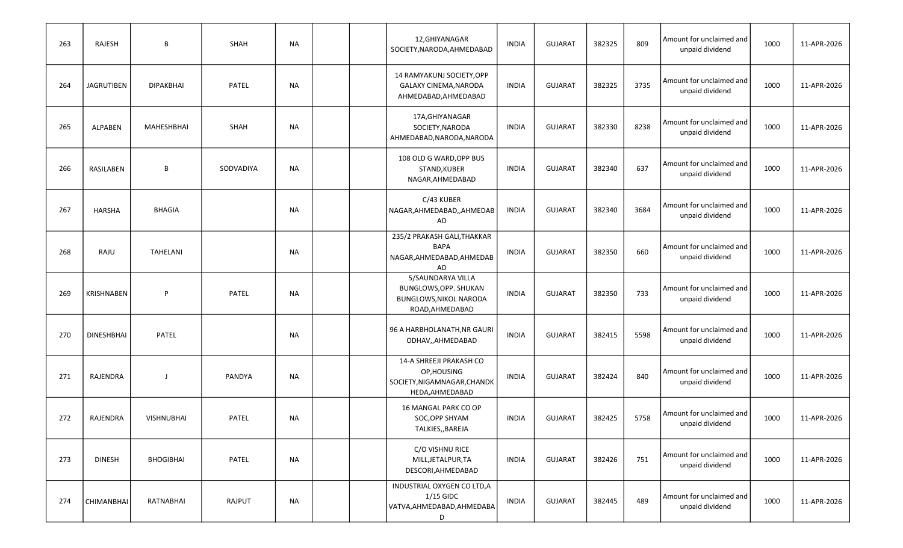| | | | | | | | | | | | | | | |
|---|---|---|---|---|---|---|---|---|---|---|---|---|---|---|
| 263 | RAJESH | B | SHAH | NA | | | 12,GHIYANAGAR SOCIETY,NARODA,AHMEDABAD | INDIA | GUJARAT | 382325 | 809 | Amount for unclaimed and unpaid dividend | 1000 | 11-APR-2026 |
| 264 | JAGRUTIBEN | DIPAKBHAI | PATEL | NA | | | 14 RAMYAKUNJ SOCIETY,OPP GALAXY CINEMA,NARODA AHMEDABAD,AHMEDABAD | INDIA | GUJARAT | 382325 | 3735 | Amount for unclaimed and unpaid dividend | 1000 | 11-APR-2026 |
| 265 | ALPABEN | MAHESHBHAI | SHAH | NA | | | 17A,GHIYANAGAR SOCIETY,NARODA AHMEDABAD,NARODA,NARODA | INDIA | GUJARAT | 382330 | 8238 | Amount for unclaimed and unpaid dividend | 1000 | 11-APR-2026 |
| 266 | RASILABEN | B | SODVADIYA | NA | | | 108 OLD G WARD,OPP BUS STAND,KUBER NAGAR,AHMEDABAD | INDIA | GUJARAT | 382340 | 637 | Amount for unclaimed and unpaid dividend | 1000 | 11-APR-2026 |
| 267 | HARSHA | BHAGIA | | NA | | | C/43 KUBER NAGAR,AHMEDABAD,,AHMEDABAD | INDIA | GUJARAT | 382340 | 3684 | Amount for unclaimed and unpaid dividend | 1000 | 11-APR-2026 |
| 268 | RAJU | TAHELANI | | NA | | | 235/2 PRAKASH GALI,THAKKAR BAPA NAGAR,AHMEDABAD,AHMEDABAD | INDIA | GUJARAT | 382350 | 660 | Amount for unclaimed and unpaid dividend | 1000 | 11-APR-2026 |
| 269 | KRISHNABEN | P | PATEL | NA | | | 5/SAUNDARYA VILLA BUNGLOWS,OPP. SHUKAN BUNGLOWS,NIKOL NARODA ROAD,AHMEDABAD | INDIA | GUJARAT | 382350 | 733 | Amount for unclaimed and unpaid dividend | 1000 | 11-APR-2026 |
| 270 | DINESHBHAI | PATEL | | NA | | | 96 A HARBHOLANATH,NR GAURI ODHAV,,AHMEDABAD | INDIA | GUJARAT | 382415 | 5598 | Amount for unclaimed and unpaid dividend | 1000 | 11-APR-2026 |
| 271 | RAJENDRA | J | PANDYA | NA | | | 14-A SHREEJI PRAKASH CO OP,HOUSING SOCIETY,NIGAMNAGAR,CHANDKHEDA,AHMEDABAD | INDIA | GUJARAT | 382424 | 840 | Amount for unclaimed and unpaid dividend | 1000 | 11-APR-2026 |
| 272 | RAJENDRA | VISHNUBHAI | PATEL | NA | | | 16 MANGAL PARK CO OP SOC,OPP SHYAM TALKIES,,BAREJA | INDIA | GUJARAT | 382425 | 5758 | Amount for unclaimed and unpaid dividend | 1000 | 11-APR-2026 |
| 273 | DINESH | BHOGIBHAI | PATEL | NA | | | C/O VISHNU RICE MILL,JETALPUR,TA DESCORI,AHMEDABAD | INDIA | GUJARAT | 382426 | 751 | Amount for unclaimed and unpaid dividend | 1000 | 11-APR-2026 |
| 274 | CHIMANBHAI | RATNABHAI | RAJPUT | NA | | | INDUSTRIAL OXYGEN CO LTD,A 1/15 GIDC VATVA,AHMEDABAD,AHMEDABAD | INDIA | GUJARAT | 382445 | 489 | Amount for unclaimed and unpaid dividend | 1000 | 11-APR-2026 |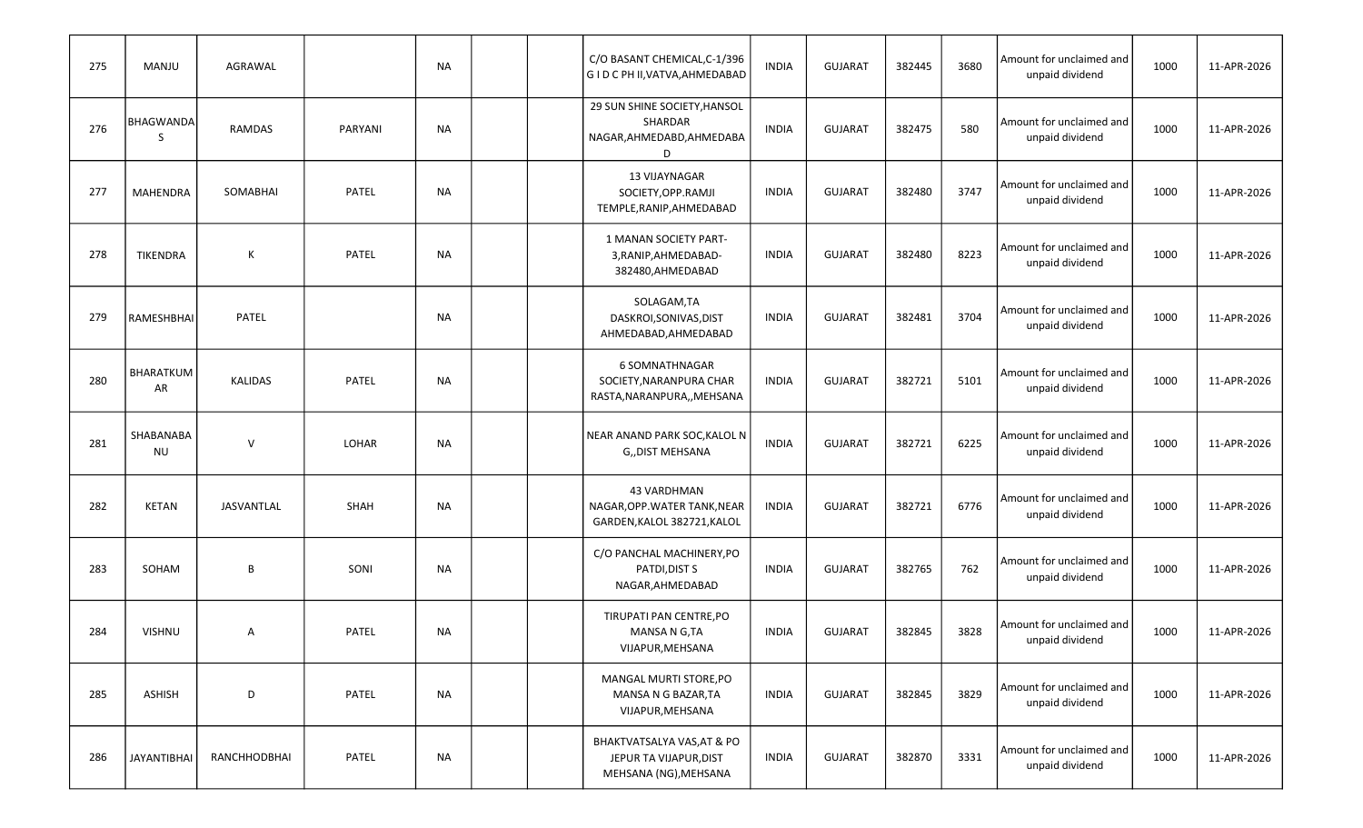| 275 | MANJU | AGRAWAL | | NA | | | C/O BASANT CHEMICAL,C-1/396 G I D C PH II,VATVA,AHMEDABAD | INDIA | GUJARAT | 382445 | 3680 | Amount for unclaimed and unpaid dividend | 1000 | 11-APR-2026 |
|---|---|---|---|---|---|---|---|---|---|---|---|---|---|---|
| 276 | BHAGWANDAS | RAMDAS | PARYANI | NA | | | 29 SUN SHINE SOCIETY,HANSOL SHARDAR NAGAR,AHMEDABD,AHMEDABAD | INDIA | GUJARAT | 382475 | 580 | Amount for unclaimed and unpaid dividend | 1000 | 11-APR-2026 |
| 277 | MAHENDRA | SOMABHAI | PATEL | NA | | | 13 VIJAYNAGAR SOCIETY,OPP.RAMJI TEMPLE,RANIP,AHMEDABAD | INDIA | GUJARAT | 382480 | 3747 | Amount for unclaimed and unpaid dividend | 1000 | 11-APR-2026 |
| 278 | TIKENDRA | K | PATEL | NA | | | 1 MANAN SOCIETY PART-3,RANIP,AHMEDABAD-382480,AHMEDABAD | INDIA | GUJARAT | 382480 | 8223 | Amount for unclaimed and unpaid dividend | 1000 | 11-APR-2026 |
| 279 | RAMESHBHAI | PATEL | | NA | | | SOLAGAM,TA DASKROI,SONIVAS,DIST AHMEDABAD,AHMEDABAD | INDIA | GUJARAT | 382481 | 3704 | Amount for unclaimed and unpaid dividend | 1000 | 11-APR-2026 |
| 280 | BHARATKUMAR | KALIDAS | PATEL | NA | | | 6 SOMNATHNAGAR SOCIETY,NARANPURA CHAR RASTA,NARANPURA,,MEHSANA | INDIA | GUJARAT | 382721 | 5101 | Amount for unclaimed and unpaid dividend | 1000 | 11-APR-2026 |
| 281 | SHABANABANU | V | LOHAR | NA | | | NEAR ANAND PARK SOC,KALOL N G,,DIST MEHSANA | INDIA | GUJARAT | 382721 | 6225 | Amount for unclaimed and unpaid dividend | 1000 | 11-APR-2026 |
| 282 | KETAN | JASVANTLAL | SHAH | NA | | | 43 VARDHMAN NAGAR,OPP.WATER TANK,NEAR GARDEN,KALOL 382721,KALOL | INDIA | GUJARAT | 382721 | 6776 | Amount for unclaimed and unpaid dividend | 1000 | 11-APR-2026 |
| 283 | SOHAM | B | SONI | NA | | | C/O PANCHAL MACHINERY,PO PATDI,DIST S NAGAR,AHMEDABAD | INDIA | GUJARAT | 382765 | 762 | Amount for unclaimed and unpaid dividend | 1000 | 11-APR-2026 |
| 284 | VISHNU | A | PATEL | NA | | | TIRUPATI PAN CENTRE,PO MANSA N G,TA VIJAPUR,MEHSANA | INDIA | GUJARAT | 382845 | 3828 | Amount for unclaimed and unpaid dividend | 1000 | 11-APR-2026 |
| 285 | ASHISH | D | PATEL | NA | | | MANGAL MURTI STORE,PO MANSA N G BAZAR,TA VIJAPUR,MEHSANA | INDIA | GUJARAT | 382845 | 3829 | Amount for unclaimed and unpaid dividend | 1000 | 11-APR-2026 |
| 286 | JAYANTIBHAI | RANCHHODBHAI | PATEL | NA | | | BHAKTVATSALYA VAS,AT & PO JEPUR TA VIJAPUR,DIST MEHSANA (NG),MEHSANA | INDIA | GUJARAT | 382870 | 3331 | Amount for unclaimed and unpaid dividend | 1000 | 11-APR-2026 |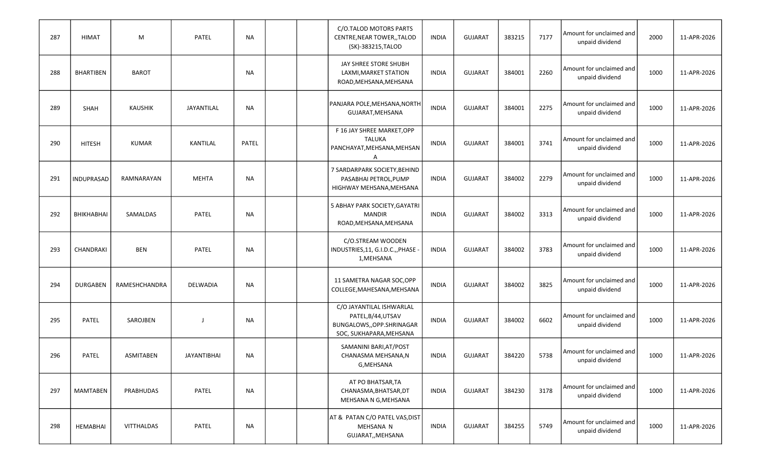| 287 | HIMAT | M | PATEL | NA | | | C/O.TALOD MOTORS PARTS CENTRE,NEAR TOWER,,TALOD (SK)-383215,TALOD | INDIA | GUJARAT | 383215 | 7177 | Amount for unclaimed and unpaid dividend | 2000 | 11-APR-2026 |
|---|---|---|---|---|---|---|---|---|---|---|---|---|---|---|
| 288 | BHARTIBEN | BAROT | | NA | | | JAY SHREE STORE SHUBH LAXMI,MARKET STATION ROAD,MEHSANA,MEHSANA | INDIA | GUJARAT | 384001 | 2260 | Amount for unclaimed and unpaid dividend | 1000 | 11-APR-2026 |
| 289 | SHAH | KAUSHIK | JAYANTILAL | NA | | | PANJARA POLE,MEHSANA,NORTH GUJARAT,MEHSANA | INDIA | GUJARAT | 384001 | 2275 | Amount for unclaimed and unpaid dividend | 1000 | 11-APR-2026 |
| 290 | HITESH | KUMAR | KANTILAL | PATEL | | | F 16 JAY SHREE MARKET,OPP TALUKA PANCHAYAT,MEHSANA,MEHSANA | INDIA | GUJARAT | 384001 | 3741 | Amount for unclaimed and unpaid dividend | 1000 | 11-APR-2026 |
| 291 | INDUPRASAD | RAMNARAYAN | MEHTA | NA | | | 7 SARDARPARK SOCIETY,BEHIND PASABHAI PETROL,PUMP HIGHWAY MEHSANA,MEHSANA | INDIA | GUJARAT | 384002 | 2279 | Amount for unclaimed and unpaid dividend | 1000 | 11-APR-2026 |
| 292 | BHIKHABHAI | SAMALDAS | PATEL | NA | | | 5 ABHAY PARK SOCIETY,GAYATRI MANDIR ROAD,MEHSANA,MEHSANA | INDIA | GUJARAT | 384002 | 3313 | Amount for unclaimed and unpaid dividend | 1000 | 11-APR-2026 |
| 293 | CHANDRAKI | BEN | PATEL | NA | | | C/O.STREAM WOODEN INDUSTRIES,11, G.I.D.C.,,PHASE - 1,MEHSANA | INDIA | GUJARAT | 384002 | 3783 | Amount for unclaimed and unpaid dividend | 1000 | 11-APR-2026 |
| 294 | DURGABEN | RAMESHCHANDRA | DELWADIA | NA | | | 11 SAMETRA NAGAR SOC,OPP COLLEGE,MAHESANA,MEHSANA | INDIA | GUJARAT | 384002 | 3825 | Amount for unclaimed and unpaid dividend | 1000 | 11-APR-2026 |
| 295 | PATEL | SAROJBEN | J | NA | | | C/O JAYANTILAL ISHWARLAL PATEL,B/44,UTSAV BUNGALOWS,,OPP.SHRINAGAR SOC, SUKHAPARA,MEHSANA | INDIA | GUJARAT | 384002 | 6602 | Amount for unclaimed and unpaid dividend | 1000 | 11-APR-2026 |
| 296 | PATEL | ASMITABEN | JAYANTIBHAI | NA | | | SAMANINI BARI,AT/POST CHANASMA MEHSANA,N G,MEHSANA | INDIA | GUJARAT | 384220 | 5738 | Amount for unclaimed and unpaid dividend | 1000 | 11-APR-2026 |
| 297 | MAMTABEN | PRABHUDAS | PATEL | NA | | | AT PO BHATSAR,TA CHANASMA,BHATSAR,DT MEHSANA N G,MEHSANA | INDIA | GUJARAT | 384230 | 3178 | Amount for unclaimed and unpaid dividend | 1000 | 11-APR-2026 |
| 298 | HEMABHAI | VITTHALDAS | PATEL | NA | | | AT & PATAN C/O PATEL VAS,DIST MEHSANA N GUJARAT,,MEHSANA | INDIA | GUJARAT | 384255 | 5749 | Amount for unclaimed and unpaid dividend | 1000 | 11-APR-2026 |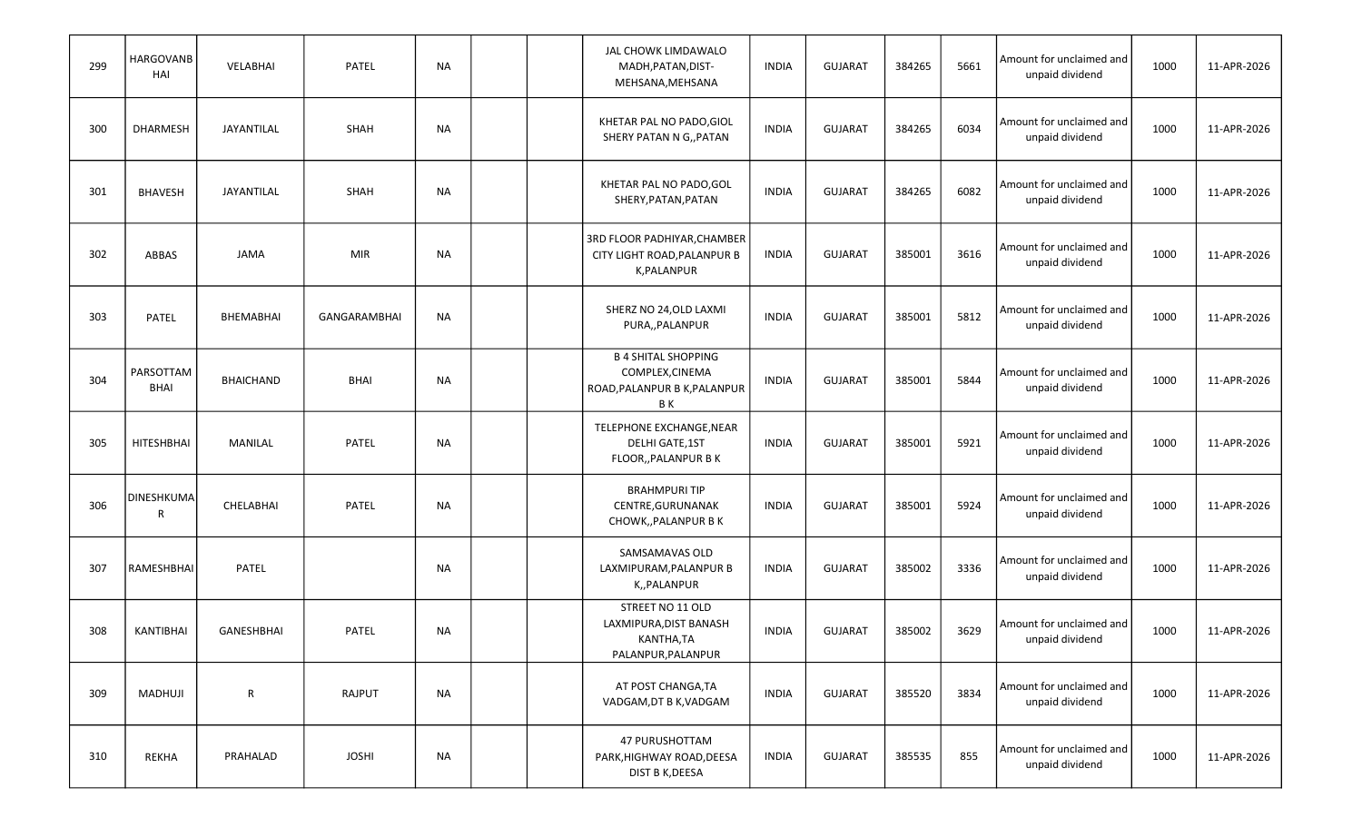| 299 | HARGOVANBHAI | VELABHAI | PATEL | NA | | | JAL CHOWK LIMDAWALO MADH,PATAN,DIST-MEHSANA,MEHSANA | INDIA | GUJARAT | 384265 | 5661 | Amount for unclaimed and unpaid dividend | 1000 | 11-APR-2026 |
|---|---|---|---|---|---|---|---|---|---|---|---|---|---|---|
| 300 | DHARMESH | JAYANTILAL | SHAH | NA | | | KHETAR PAL NO PADO,GIOL SHERY PATAN N G,,PATAN | INDIA | GUJARAT | 384265 | 6034 | Amount for unclaimed and unpaid dividend | 1000 | 11-APR-2026 |
| 301 | BHAVESH | JAYANTILAL | SHAH | NA | | | KHETAR PAL NO PADO,GOL SHERY,PATAN,PATAN | INDIA | GUJARAT | 384265 | 6082 | Amount for unclaimed and unpaid dividend | 1000 | 11-APR-2026 |
| 302 | ABBAS | JAMA | MIR | NA | | | 3RD FLOOR PADHIYAR,CHAMBER CITY LIGHT ROAD,PALANPUR B K,PALANPUR | INDIA | GUJARAT | 385001 | 3616 | Amount for unclaimed and unpaid dividend | 1000 | 11-APR-2026 |
| 303 | PATEL | BHEMABHAI | GANGARAMBHAI | NA | | | SHERZ NO 24,OLD LAXMI PURA,,PALANPUR | INDIA | GUJARAT | 385001 | 5812 | Amount for unclaimed and unpaid dividend | 1000 | 11-APR-2026 |
| 304 | PARSOTTAM BHAI | BHAICHAND | BHAI | NA | | | B 4 SHITAL SHOPPING COMPLEX,CINEMA ROAD,PALANPUR B K,PALANPUR B K | INDIA | GUJARAT | 385001 | 5844 | Amount for unclaimed and unpaid dividend | 1000 | 11-APR-2026 |
| 305 | HITESHBHAI | MANILAL | PATEL | NA | | | TELEPHONE EXCHANGE,NEAR DELHI GATE,1ST FLOOR,,PALANPUR B K | INDIA | GUJARAT | 385001 | 5921 | Amount for unclaimed and unpaid dividend | 1000 | 11-APR-2026 |
| 306 | DINESHKUMAR | CHELABHAI | PATEL | NA | | | BRAHMPURI TIP CENTRE,GURUNANAK CHOWK,,PALANPUR B K | INDIA | GUJARAT | 385001 | 5924 | Amount for unclaimed and unpaid dividend | 1000 | 11-APR-2026 |
| 307 | RAMESHBHAI | PATEL | | NA | | | SAMSAMAVAS OLD LAXMIPURAM,PALANPUR B K,,PALANPUR | INDIA | GUJARAT | 385002 | 3336 | Amount for unclaimed and unpaid dividend | 1000 | 11-APR-2026 |
| 308 | KANTIBHAI | GANESHBHAI | PATEL | NA | | | STREET NO 11 OLD LAXMIPURA,DIST BANASH KANTHA,TA PALANPUR,PALANPUR | INDIA | GUJARAT | 385002 | 3629 | Amount for unclaimed and unpaid dividend | 1000 | 11-APR-2026 |
| 309 | MADHUJI | R | RAJPUT | NA | | | AT POST CHANGA,TA VADGAM,DT B K,VADGAM | INDIA | GUJARAT | 385520 | 3834 | Amount for unclaimed and unpaid dividend | 1000 | 11-APR-2026 |
| 310 | REKHA | PRAHALAD | JOSHI | NA | | | 47 PURUSHOTTAM PARK,HIGHWAY ROAD,DEESA DIST B K,DEESA | INDIA | GUJARAT | 385535 | 855 | Amount for unclaimed and unpaid dividend | 1000 | 11-APR-2026 |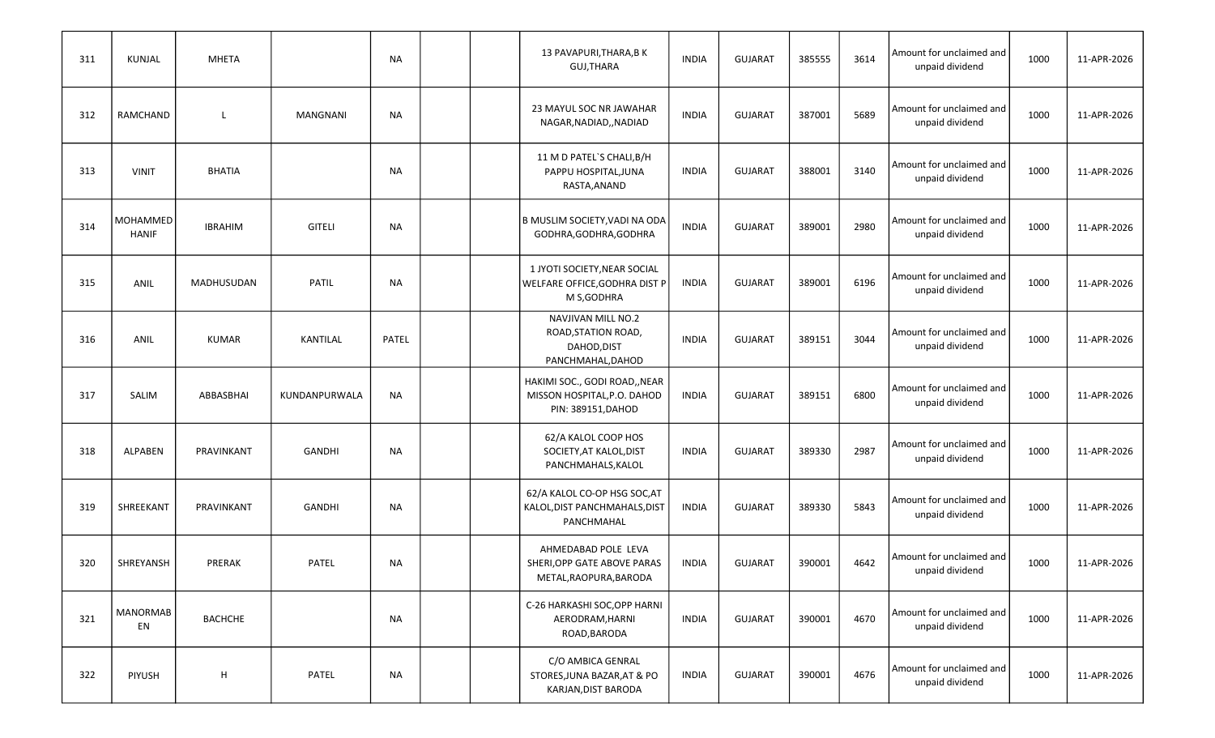| 311 | KUNJAL | MHETA | | NA | | | 13 PAVAPURI,THARA,B K GUJ,THARA | INDIA | GUJARAT | 385555 | 3614 | Amount for unclaimed and unpaid dividend | 1000 | 11-APR-2026 |
|---|---|---|---|---|---|---|---|---|---|---|---|---|---|---|
| 312 | RAMCHAND | L | MANGNANI | NA | | | 23 MAYUL SOC NR JAWAHAR NAGAR,NADIAD,,NADIAD | INDIA | GUJARAT | 387001 | 5689 | Amount for unclaimed and unpaid dividend | 1000 | 11-APR-2026 |
| 313 | VINIT | BHATIA | | NA | | | 11 M D PATEL`S CHALI,B/H PAPPU HOSPITAL,JUNA RASTA,ANAND | INDIA | GUJARAT | 388001 | 3140 | Amount for unclaimed and unpaid dividend | 1000 | 11-APR-2026 |
| 314 | MOHAMMED HANIF | IBRAHIM | GITELI | NA | | | B MUSLIM SOCIETY,VADI NA ODA GODHRA,GODHRA,GODHRA | INDIA | GUJARAT | 389001 | 2980 | Amount for unclaimed and unpaid dividend | 1000 | 11-APR-2026 |
| 315 | ANIL | MADHUSUDAN | PATIL | NA | | | 1 JYOTI SOCIETY,NEAR SOCIAL WELFARE OFFICE,GODHRA DIST P M S,GODHRA | INDIA | GUJARAT | 389001 | 6196 | Amount for unclaimed and unpaid dividend | 1000 | 11-APR-2026 |
| 316 | ANIL | KUMAR | KANTILAL | PATEL | | | NAVJIVAN MILL NO.2 ROAD,STATION ROAD, DAHOD,DIST PANCHMAHAL,DAHOD | INDIA | GUJARAT | 389151 | 3044 | Amount for unclaimed and unpaid dividend | 1000 | 11-APR-2026 |
| 317 | SALIM | ABBASBHAI | KUNDANPURWALA | NA | | | HAKIMI SOC., GODI ROAD,,NEAR MISSON HOSPITAL,P.O. DAHOD PIN: 389151,DAHOD | INDIA | GUJARAT | 389151 | 6800 | Amount for unclaimed and unpaid dividend | 1000 | 11-APR-2026 |
| 318 | ALPABEN | PRAVINKANT | GANDHI | NA | | | 62/A KALOL COOP HOS SOCIETY,AT KALOL,DIST PANCHMAHALS,KALOL | INDIA | GUJARAT | 389330 | 2987 | Amount for unclaimed and unpaid dividend | 1000 | 11-APR-2026 |
| 319 | SHREEKANT | PRAVINKANT | GANDHI | NA | | | 62/A KALOL CO-OP HSG SOC,AT KALOL,DIST PANCHMAHALS,DIST PANCHMAHAL | INDIA | GUJARAT | 389330 | 5843 | Amount for unclaimed and unpaid dividend | 1000 | 11-APR-2026 |
| 320 | SHREYANSH | PRERAK | PATEL | NA | | | AHMEDABAD POLE LEVA SHERI,OPP GATE ABOVE PARAS METAL,RAOPURA,BARODA | INDIA | GUJARAT | 390001 | 4642 | Amount for unclaimed and unpaid dividend | 1000 | 11-APR-2026 |
| 321 | MANORMAB EN | BACHCHE | | NA | | | C-26 HARKASHI SOC,OPP HARNI AERODRAM,HARNI ROAD,BARODA | INDIA | GUJARAT | 390001 | 4670 | Amount for unclaimed and unpaid dividend | 1000 | 11-APR-2026 |
| 322 | PIYUSH | H | PATEL | NA | | | C/O AMBICA GENRAL STORES,JUNA BAZAR,AT & PO KARJAN,DIST BARODA | INDIA | GUJARAT | 390001 | 4676 | Amount for unclaimed and unpaid dividend | 1000 | 11-APR-2026 |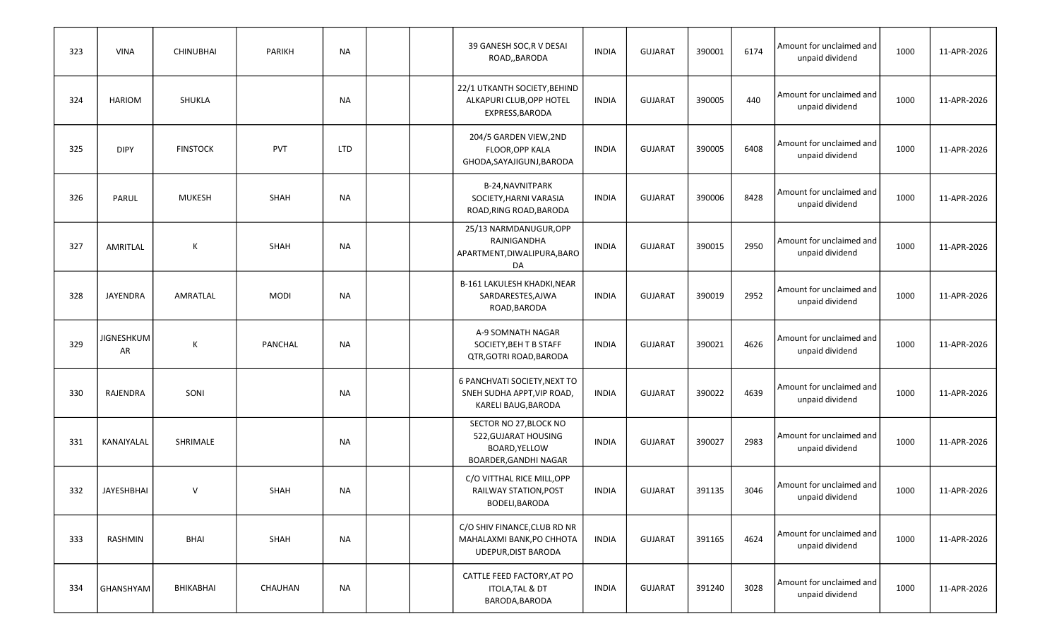| 323 | VINA | CHINUBHAI | PARIKH | NA | | | 39 GANESH SOC,R V DESAI ROAD,,BARODA | INDIA | GUJARAT | 390001 | 6174 | Amount for unclaimed and unpaid dividend | 1000 | 11-APR-2026 |
|---|---|---|---|---|---|---|---|---|---|---|---|---|---|---|
| 324 | HARIOM | SHUKLA | | NA | | | 22/1 UTKANTH SOCIETY,BEHIND ALKAPURI CLUB,OPP HOTEL EXPRESS,BARODA | INDIA | GUJARAT | 390005 | 440 | Amount for unclaimed and unpaid dividend | 1000 | 11-APR-2026 |
| 325 | DIPY | FINSTOCK | PVT | LTD | | | 204/5 GARDEN VIEW,2ND FLOOR,OPP KALA GHODA,SAYAJIGUNJ,BARODA | INDIA | GUJARAT | 390005 | 6408 | Amount for unclaimed and unpaid dividend | 1000 | 11-APR-2026 |
| 326 | PARUL | MUKESH | SHAH | NA | | | B-24,NAVNITPARK SOCIETY,HARNI VARASIA ROAD,RING ROAD,BARODA | INDIA | GUJARAT | 390006 | 8428 | Amount for unclaimed and unpaid dividend | 1000 | 11-APR-2026 |
| 327 | AMRITLAL | K | SHAH | NA | | | 25/13 NARMDANUGUR,OPP RAJNIGANDHA APARTMENT,DIWALIPURA,BARODA | INDIA | GUJARAT | 390015 | 2950 | Amount for unclaimed and unpaid dividend | 1000 | 11-APR-2026 |
| 328 | JAYENDRA | AMRATLAL | MODI | NA | | | B-161 LAKULESH KHADKI,NEAR SARDARESTES,AJWA ROAD,BARODA | INDIA | GUJARAT | 390019 | 2952 | Amount for unclaimed and unpaid dividend | 1000 | 11-APR-2026 |
| 329 | JIGNESHKUMAR | K | PANCHAL | NA | | | A-9 SOMNATH NAGAR SOCIETY,BEH T B STAFF QTR,GOTRI ROAD,BARODA | INDIA | GUJARAT | 390021 | 4626 | Amount for unclaimed and unpaid dividend | 1000 | 11-APR-2026 |
| 330 | RAJENDRA | SONI | | NA | | | 6 PANCHVATI SOCIETY,NEXT TO SNEH SUDHA APPT,VIP ROAD, KARELI BAUG,BARODA | INDIA | GUJARAT | 390022 | 4639 | Amount for unclaimed and unpaid dividend | 1000 | 11-APR-2026 |
| 331 | KANAIYALAL | SHRIMALE | | NA | | | SECTOR NO 27,BLOCK NO 522,GUJARAT HOUSING BOARD,YELLOW BOARDER,GANDHI NAGAR | INDIA | GUJARAT | 390027 | 2983 | Amount for unclaimed and unpaid dividend | 1000 | 11-APR-2026 |
| 332 | JAYESHBHAI | V | SHAH | NA | | | C/O VITTHAL RICE MILL,OPP RAILWAY STATION,POST BODELI,BARODA | INDIA | GUJARAT | 391135 | 3046 | Amount for unclaimed and unpaid dividend | 1000 | 11-APR-2026 |
| 333 | RASHMIN | BHAI | SHAH | NA | | | C/O SHIV FINANCE,CLUB RD NR MAHALAXMI BANK,PO CHHOTA UDEPUR,DIST BARODA | INDIA | GUJARAT | 391165 | 4624 | Amount for unclaimed and unpaid dividend | 1000 | 11-APR-2026 |
| 334 | GHANSHYAM | BHIKABHAI | CHAUHAN | NA | | | CATTLE FEED FACTORY,AT PO ITOLA,TAL & DT BARODA,BARODA | INDIA | GUJARAT | 391240 | 3028 | Amount for unclaimed and unpaid dividend | 1000 | 11-APR-2026 |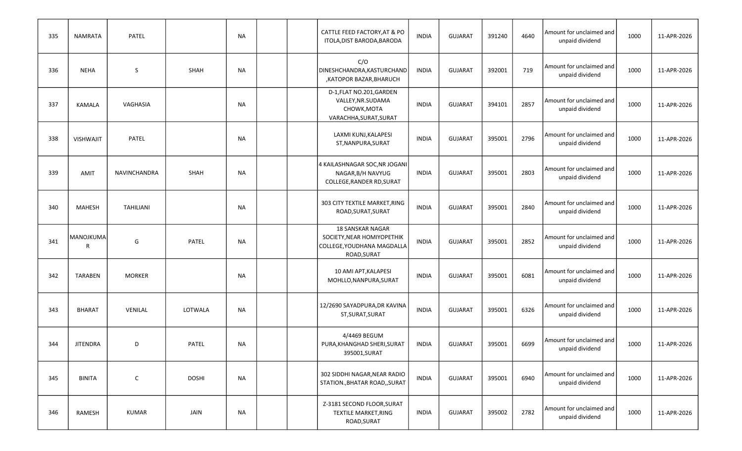| 335 | NAMRATA | PATEL | | NA | | | CATTLE FEED FACTORY,AT & PO ITOLA,DIST BARODA,BARODA | INDIA | GUJARAT | 391240 | 4640 | Amount for unclaimed and unpaid dividend | 1000 | 11-APR-2026 |
|---|---|---|---|---|---|---|---|---|---|---|---|---|---|---|
| 336 | NEHA | S | SHAH | NA | | | C/O DINESHCHANDRA,KASTURCHAND ,KATOPOR BAZAR,BHARUCH | INDIA | GUJARAT | 392001 | 719 | Amount for unclaimed and unpaid dividend | 1000 | 11-APR-2026 |
| 337 | KAMALA | VAGHASIA | | NA | | | D-1,FLAT NO.201,GARDEN VALLEY,NR.SUDAMA CHOWK,MOTA VARACHHA,SURAT,SURAT | INDIA | GUJARAT | 394101 | 2857 | Amount for unclaimed and unpaid dividend | 1000 | 11-APR-2026 |
| 338 | VISHWAJIT | PATEL | | NA | | | LAXMI KUNJ,KALAPESI ST,NANPURA,SURAT | INDIA | GUJARAT | 395001 | 2796 | Amount for unclaimed and unpaid dividend | 1000 | 11-APR-2026 |
| 339 | AMIT | NAVINCHANDRA | SHAH | NA | | | 4 KAILASHNAGAR SOC,NR JOGANI NAGAR,B/H NAVYUG COLLEGE,RANDER RD,SURAT | INDIA | GUJARAT | 395001 | 2803 | Amount for unclaimed and unpaid dividend | 1000 | 11-APR-2026 |
| 340 | MAHESH | TAHILIANI | | NA | | | 303 CITY TEXTILE MARKET,RING ROAD,SURAT,SURAT | INDIA | GUJARAT | 395001 | 2840 | Amount for unclaimed and unpaid dividend | 1000 | 11-APR-2026 |
| 341 | MANOJKUMAR | G | PATEL | NA | | | 18 SANSKAR NAGAR SOCIETY,NEAR HOMIYOPETHIK COLLEGE,YOUDHANA MAGDALLA ROAD,SURAT | INDIA | GUJARAT | 395001 | 2852 | Amount for unclaimed and unpaid dividend | 1000 | 11-APR-2026 |
| 342 | TARABEN | MORKER | | NA | | | 10 AMI APT,KALAPESI MOHLLO,NANPURA,SURAT | INDIA | GUJARAT | 395001 | 6081 | Amount for unclaimed and unpaid dividend | 1000 | 11-APR-2026 |
| 343 | BHARAT | VENILAL | LOTWALA | NA | | | 12/2690 SAYADPURA,DR KAVINA ST,SURAT,SURAT | INDIA | GUJARAT | 395001 | 6326 | Amount for unclaimed and unpaid dividend | 1000 | 11-APR-2026 |
| 344 | JITENDRA | D | PATEL | NA | | | 4/4469 BEGUM PURA,KHANGHAD SHERI,SURAT 395001,SURAT | INDIA | GUJARAT | 395001 | 6699 | Amount for unclaimed and unpaid dividend | 1000 | 11-APR-2026 |
| 345 | BINITA | C | DOSHI | NA | | | 302 SIDDHI NAGAR,NEAR RADIO STATION.,BHATAR ROAD,,SURAT | INDIA | GUJARAT | 395001 | 6940 | Amount for unclaimed and unpaid dividend | 1000 | 11-APR-2026 |
| 346 | RAMESH | KUMAR | JAIN | NA | | | Z-3181 SECOND FLOOR,SURAT TEXTILE MARKET,RING ROAD,SURAT | INDIA | GUJARAT | 395002 | 2782 | Amount for unclaimed and unpaid dividend | 1000 | 11-APR-2026 |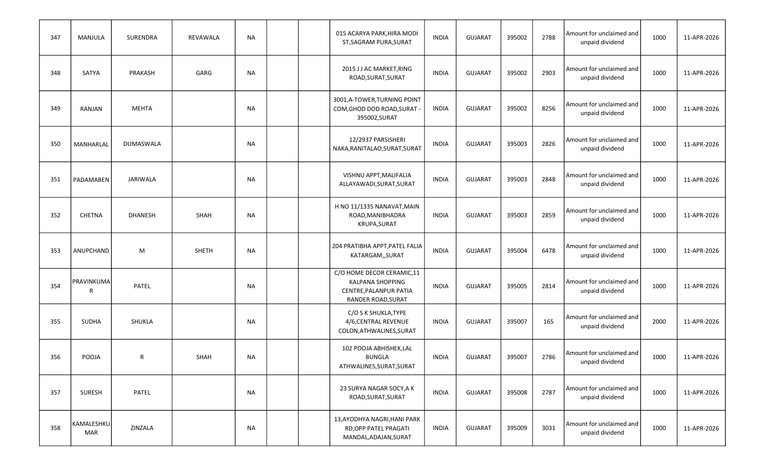| 347 | MANJULA | SURENDRA | REVAWALA | NA | | | 015 ACARYA PARK,HIRA MODI ST,SAGRAM PURA,SURAT | INDIA | GUJARAT | 395002 | 2788 | Amount for unclaimed and unpaid dividend | 1000 | 11-APR-2026 |
|---|---|---|---|---|---|---|---|---|---|---|---|---|---|---|
| 348 | SATYA | PRAKASH | GARG | NA | | | 2015 J J AC MARKET,RING ROAD,SURAT,SURAT | INDIA | GUJARAT | 395002 | 2903 | Amount for unclaimed and unpaid dividend | 1000 | 11-APR-2026 |
| 349 | RANJAN | MEHTA | | NA | | | 3001,A-TOWER,TURNING POINT COM,GHOD DOD ROAD,SURAT - 395002,SURAT | INDIA | GUJARAT | 395002 | 8256 | Amount for unclaimed and unpaid dividend | 1000 | 11-APR-2026 |
| 350 | MANHARLAL | DUMASWALA | | NA | | | 12/2937 PARSISHERI NAKA,RANITALAO,SURAT,SURAT | INDIA | GUJARAT | 395003 | 2826 | Amount for unclaimed and unpaid dividend | 1000 | 11-APR-2026 |
| 351 | PADAMABEN | JARIWALA | | NA | | | VISHNU APPT,MALIFALIA ALLAYAWADI,SURAT,SURAT | INDIA | GUJARAT | 395003 | 2848 | Amount for unclaimed and unpaid dividend | 1000 | 11-APR-2026 |
| 352 | CHETNA | DHANESH | SHAH | NA | | | H NO 11/1335 NANAVAT,MAIN ROAD,MANIBHADRA KRUPA,SURAT | INDIA | GUJARAT | 395003 | 2859 | Amount for unclaimed and unpaid dividend | 1000 | 11-APR-2026 |
| 353 | ANUPCHAND | M | SHETH | NA | | | 204 PRATIBHA APPT,PATEL FALIA KATARGAM,,SURAT | INDIA | GUJARAT | 395004 | 6478 | Amount for unclaimed and unpaid dividend | 1000 | 11-APR-2026 |
| 354 | PRAVINKUMAR | PATEL | | NA | | | C/O HOME DECOR CERAMIC,11 KALPANA SHOPPING CENTRE,PALANPUR PATIA RANDER ROAD,SURAT | INDIA | GUJARAT | 395005 | 2814 | Amount for unclaimed and unpaid dividend | 1000 | 11-APR-2026 |
| 355 | SUDHA | SHUKLA | | NA | | | C/O S K SHUKLA,TYPE 4/6,CENTRAL REVENUE COLON,ATHWALINES,SURAT | INDIA | GUJARAT | 395007 | 165 | Amount for unclaimed and unpaid dividend | 2000 | 11-APR-2026 |
| 356 | POOJA | R | SHAH | NA | | | 102 POOJA ABHISHEK,LAL BUNGLA ATHWALINES,SURAT,SURAT | INDIA | GUJARAT | 395007 | 2786 | Amount for unclaimed and unpaid dividend | 1000 | 11-APR-2026 |
| 357 | SURESH | PATEL | | NA | | | 23 SURYA NAGAR SOCY,A K ROAD,SURAT,SURAT | INDIA | GUJARAT | 395008 | 2787 | Amount for unclaimed and unpaid dividend | 1000 | 11-APR-2026 |
| 358 | KAMALESHKUMAR | ZINZALA | | NA | | | 13,AYODHYA NAGRI,HANI PARK RD,OPP PATEL PRAGATI MANDAL,ADAJAN,SURAT | INDIA | GUJARAT | 395009 | 3031 | Amount for unclaimed and unpaid dividend | 1000 | 11-APR-2026 |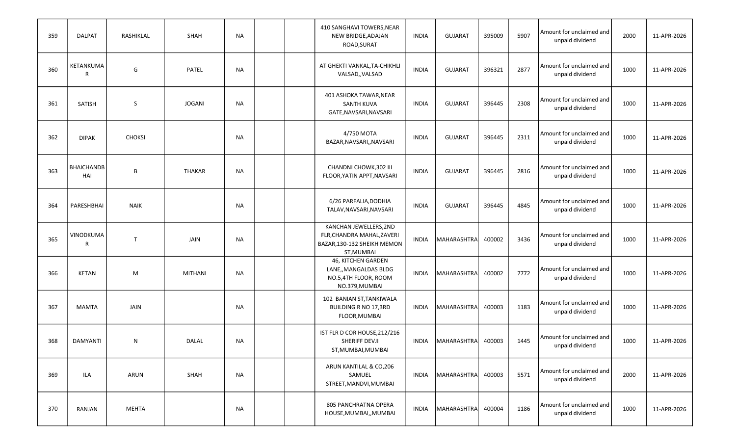| | | | | | | | | | | | | | | |
|---|---|---|---|---|---|---|---|---|---|---|---|---|---|---|
| 359 | DALPAT | RASHIKLAL | SHAH | NA | | | 410 SANGHAVI TOWERS,NEAR NEW BRIDGE,ADAJAN ROAD,SURAT | INDIA | GUJARAT | 395009 | 5907 | Amount for unclaimed and unpaid dividend | 2000 | 11-APR-2026 |
| 360 | KETANKUMAR | G | PATEL | NA | | | AT GHEKTI VANKAL,TA-CHIKHLI VALSAD,,VALSAD | INDIA | GUJARAT | 396321 | 2877 | Amount for unclaimed and unpaid dividend | 1000 | 11-APR-2026 |
| 361 | SATISH | S | JOGANI | NA | | | 401 ASHOKA TAWAR,NEAR SANTH KUVA GATE,NAVSARI,NAVSARI | INDIA | GUJARAT | 396445 | 2308 | Amount for unclaimed and unpaid dividend | 1000 | 11-APR-2026 |
| 362 | DIPAK | CHOKSI | | NA | | | 4/750 MOTA BAZAR,NAVSARI,,NAVSARI | INDIA | GUJARAT | 396445 | 2311 | Amount for unclaimed and unpaid dividend | 1000 | 11-APR-2026 |
| 363 | BHAICHANDBHAI | B | THAKAR | NA | | | CHANDNI CHOWK,302 III FLOOR,YATIN APPT,NAVSARI | INDIA | GUJARAT | 396445 | 2816 | Amount for unclaimed and unpaid dividend | 1000 | 11-APR-2026 |
| 364 | PARESHBHAI | NAIK | | NA | | | 6/26 PARFALIA,DODHIA TALAV,NAVSARI,NAVSARI | INDIA | GUJARAT | 396445 | 4845 | Amount for unclaimed and unpaid dividend | 1000 | 11-APR-2026 |
| 365 | VINODKUMAR | T | JAIN | NA | | | KANCHAN JEWELLERS,2ND FLR,CHANDRA MAHAL,ZAVERI BAZAR,130-132 SHEIKH MEMON ST,MUMBAI | INDIA | MAHARASHTRA | 400002 | 3436 | Amount for unclaimed and unpaid dividend | 1000 | 11-APR-2026 |
| 366 | KETAN | M | MITHANI | NA | | | 46, KITCHEN GARDEN LANE,,MANGALDAS BLDG NO.5,4TH FLOOR, ROOM NO.379,MUMBAI | INDIA | MAHARASHTRA | 400002 | 7772 | Amount for unclaimed and unpaid dividend | 1000 | 11-APR-2026 |
| 367 | MAMTA | JAIN | | NA | | | 102 BANIAN ST,TANKIWALA BUILDING R NO 17,3RD FLOOR,MUMBAI | INDIA | MAHARASHTRA | 400003 | 1183 | Amount for unclaimed and unpaid dividend | 1000 | 11-APR-2026 |
| 368 | DAMYANTI | N | DALAL | NA | | | IST FLR D COR HOUSE,212/216 SHERIFF DEVJI ST,MUMBAI,MUMBAI | INDIA | MAHARASHTRA | 400003 | 1445 | Amount for unclaimed and unpaid dividend | 1000 | 11-APR-2026 |
| 369 | ILA | ARUN | SHAH | NA | | | ARUN KANTILAL & CO,206 SAMUEL STREET,MANDVI,MUMBAI | INDIA | MAHARASHTRA | 400003 | 5571 | Amount for unclaimed and unpaid dividend | 2000 | 11-APR-2026 |
| 370 | RANJAN | MEHTA | | NA | | | 805 PANCHRATNA OPERA HOUSE,MUMBAI,,MUMBAI | INDIA | MAHARASHTRA | 400004 | 1186 | Amount for unclaimed and unpaid dividend | 1000 | 11-APR-2026 |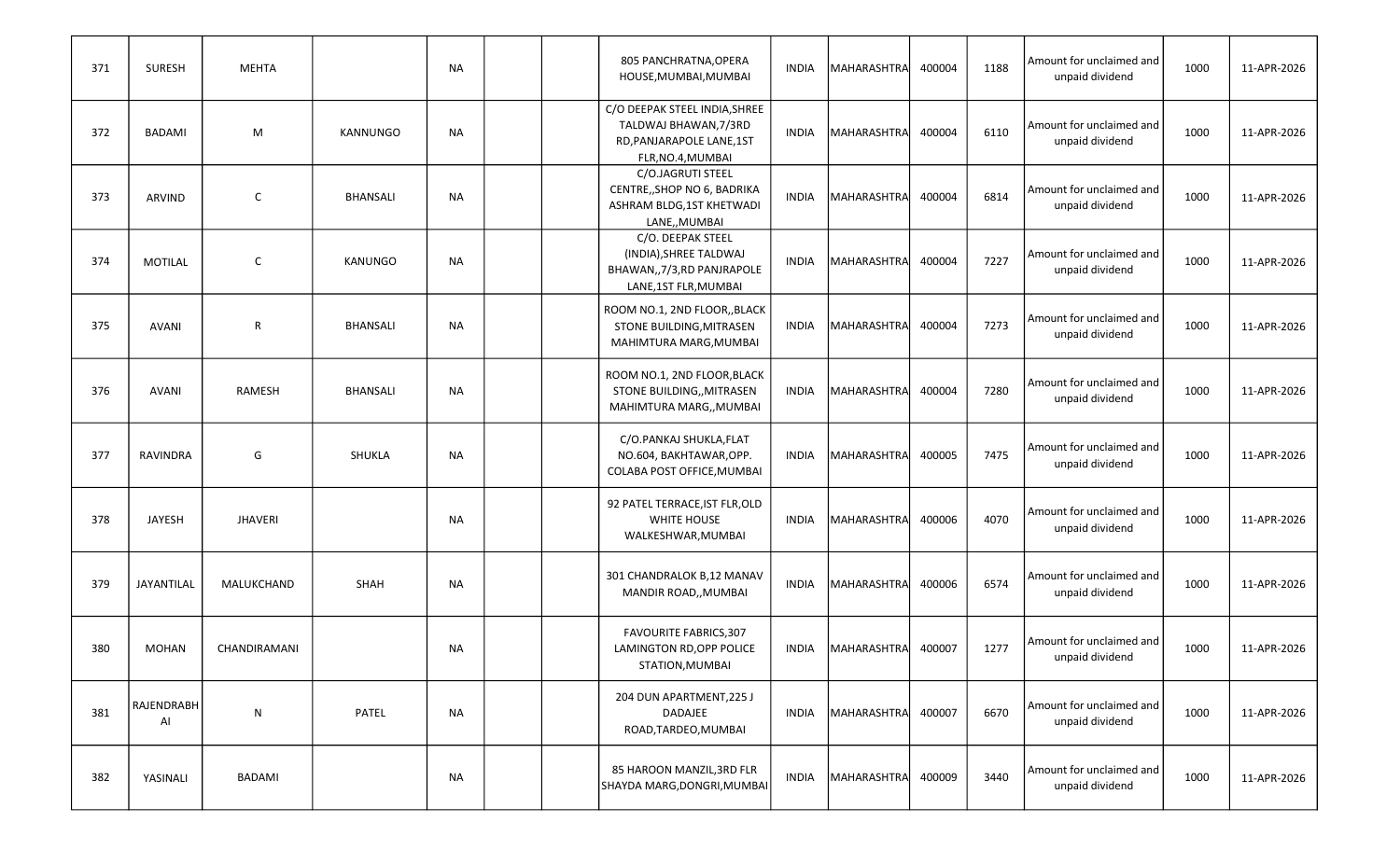| | | | | | | | | | | | | | | |
|---|---|---|---|---|---|---|---|---|---|---|---|---|---|---|
| 371 | SURESH | MEHTA | | NA | | | 805 PANCHRATNA,OPERA HOUSE,MUMBAI,MUMBAI | INDIA | MAHARASHTRA | 400004 | 1188 | Amount for unclaimed and unpaid dividend | 1000 | 11-APR-2026 |
| 372 | BADAMI | M | KANNUNGO | NA | | | C/O DEEPAK STEEL INDIA,SHREE TALDWAJ BHAWAN,7/3RD RD,PANJARAPOLE LANE,1ST FLR,NO.4,MUMBAI | INDIA | MAHARASHTRA | 400004 | 6110 | Amount for unclaimed and unpaid dividend | 1000 | 11-APR-2026 |
| 373 | ARVIND | C | BHANSALI | NA | | | C/O.JAGRUTI STEEL CENTRE,,SHOP NO 6, BADRIKA ASHRAM BLDG,1ST KHETWADI LANE,,MUMBAI | INDIA | MAHARASHTRA | 400004 | 6814 | Amount for unclaimed and unpaid dividend | 1000 | 11-APR-2026 |
| 374 | MOTILAL | C | KANUNGO | NA | | | C/O. DEEPAK STEEL (INDIA),SHREE TALDWAJ BHAWAN,,7/3,RD PANJRAPOLE LANE,1ST FLR,MUMBAI | INDIA | MAHARASHTRA | 400004 | 7227 | Amount for unclaimed and unpaid dividend | 1000 | 11-APR-2026 |
| 375 | AVANI | R | BHANSALI | NA | | | ROOM NO.1, 2ND FLOOR,,BLACK STONE BUILDING,MITRASEN MAHIMTURA MARG,MUMBAI | INDIA | MAHARASHTRA | 400004 | 7273 | Amount for unclaimed and unpaid dividend | 1000 | 11-APR-2026 |
| 376 | AVANI | RAMESH | BHANSALI | NA | | | ROOM NO.1, 2ND FLOOR,BLACK STONE BUILDING,,MITRASEN MAHIMTURA MARG,,MUMBAI | INDIA | MAHARASHTRA | 400004 | 7280 | Amount for unclaimed and unpaid dividend | 1000 | 11-APR-2026 |
| 377 | RAVINDRA | G | SHUKLA | NA | | | C/O.PANKAJ SHUKLA,FLAT NO.604, BAKHTAWAR,OPP. COLABA POST OFFICE,MUMBAI | INDIA | MAHARASHTRA | 400005 | 7475 | Amount for unclaimed and unpaid dividend | 1000 | 11-APR-2026 |
| 378 | JAYESH | JHAVERI | | NA | | | 92 PATEL TERRACE,IST FLR,OLD WHITE HOUSE WALKESHWAR,MUMBAI | INDIA | MAHARASHTRA | 400006 | 4070 | Amount for unclaimed and unpaid dividend | 1000 | 11-APR-2026 |
| 379 | JAYANTILAL | MALUKCHAND | SHAH | NA | | | 301 CHANDRALOK B,12 MANAV MANDIR ROAD,,MUMBAI | INDIA | MAHARASHTRA | 400006 | 6574 | Amount for unclaimed and unpaid dividend | 1000 | 11-APR-2026 |
| 380 | MOHAN | CHANDIRAMANI | | NA | | | FAVOURITE FABRICS,307 LAMINGTON RD,OPP POLICE STATION,MUMBAI | INDIA | MAHARASHTRA | 400007 | 1277 | Amount for unclaimed and unpaid dividend | 1000 | 11-APR-2026 |
| 381 | RAJENDRABHAI | N | PATEL | NA | | | 204 DUN APARTMENT,225 J DADAJEE ROAD,TARDEO,MUMBAI | INDIA | MAHARASHTRA | 400007 | 6670 | Amount for unclaimed and unpaid dividend | 1000 | 11-APR-2026 |
| 382 | YASINALI | BADAMI | | NA | | | 85 HAROON MANZIL,3RD FLR SHAYDA MARG,DONGRI,MUMBAI | INDIA | MAHARASHTRA | 400009 | 3440 | Amount for unclaimed and unpaid dividend | 1000 | 11-APR-2026 |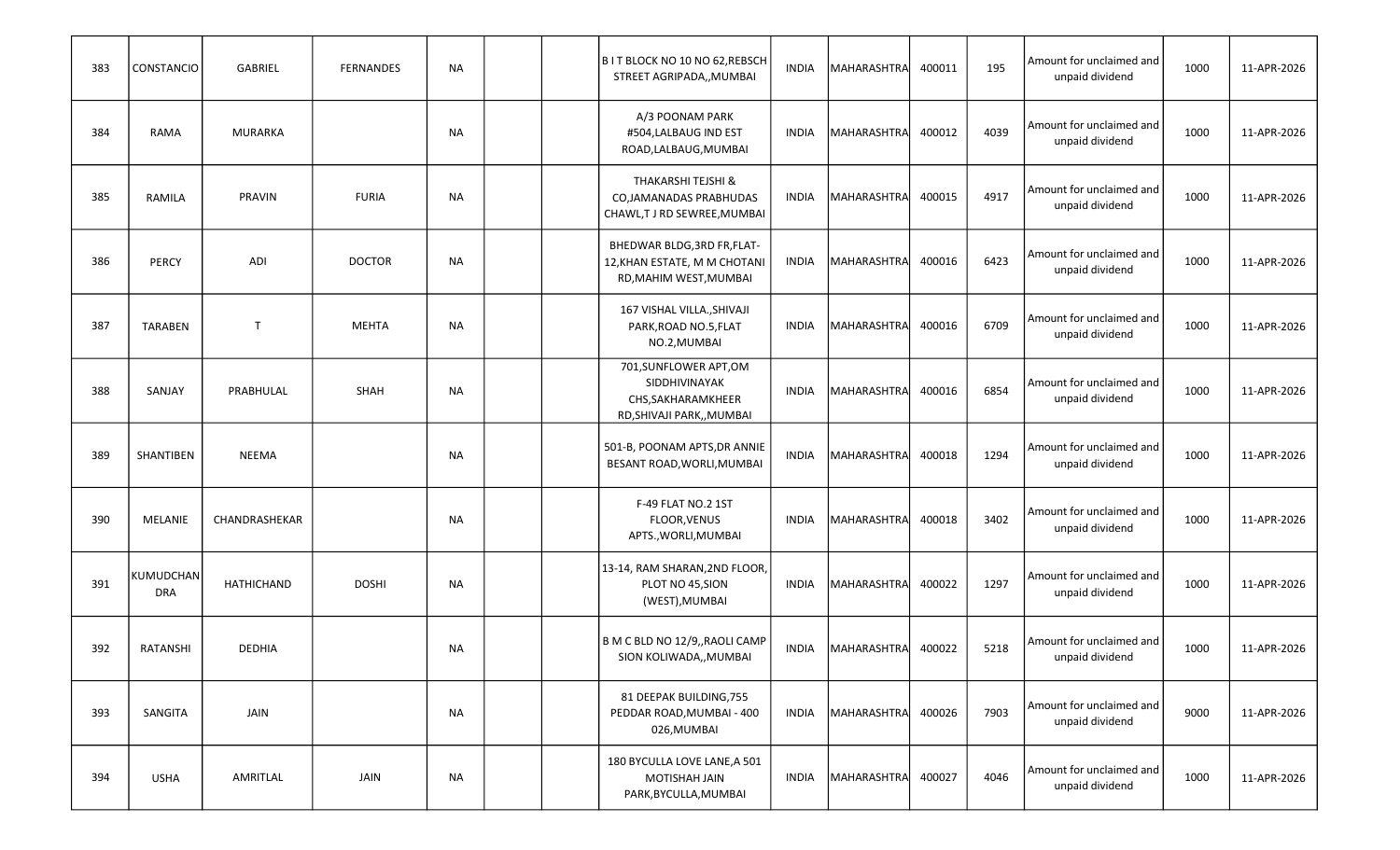| 383 | CONSTANCIO | GABRIEL | FERNANDES | NA | | | B I T BLOCK NO 10 NO 62,REBSCH STREET AGRIPADA,,MUMBAI | INDIA | MAHARASHTRA | 400011 | 195 | Amount for unclaimed and unpaid dividend | 1000 | 11-APR-2026 |
|---|---|---|---|---|---|---|---|---|---|---|---|---|---|---|
| 384 | RAMA | MURARKA | | NA | | | A/3 POONAM PARK #504,LALBAUG IND EST ROAD,LALBAUG,MUMBAI | INDIA | MAHARASHTRA | 400012 | 4039 | Amount for unclaimed and unpaid dividend | 1000 | 11-APR-2026 |
| 385 | RAMILA | PRAVIN | FURIA | NA | | | THAKARSHI TEJSHI & CO,JAMANADAS PRABHUDAS CHAWL,T J RD SEWREE,MUMBAI | INDIA | MAHARASHTRA | 400015 | 4917 | Amount for unclaimed and unpaid dividend | 1000 | 11-APR-2026 |
| 386 | PERCY | ADI | DOCTOR | NA | | | BHEDWAR BLDG,3RD FR,FLAT-12,KHAN ESTATE, M M CHOTANI RD,MAHIM WEST,MUMBAI | INDIA | MAHARASHTRA | 400016 | 6423 | Amount for unclaimed and unpaid dividend | 1000 | 11-APR-2026 |
| 387 | TARABEN | T | MEHTA | NA | | | 167 VISHAL VILLA.,SHIVAJI PARK,ROAD NO.5,FLAT NO.2,MUMBAI | INDIA | MAHARASHTRA | 400016 | 6709 | Amount for unclaimed and unpaid dividend | 1000 | 11-APR-2026 |
| 388 | SANJAY | PRABHULAL | SHAH | NA | | | 701,SUNFLOWER APT,OM SIDDHIVINAYAK CHS,SAKHARAMKHEER RD,SHIVAJI PARK,,MUMBAI | INDIA | MAHARASHTRA | 400016 | 6854 | Amount for unclaimed and unpaid dividend | 1000 | 11-APR-2026 |
| 389 | SHANTIBEN | NEEMA | | NA | | | 501-B, POONAM APTS,DR ANNIE BESANT ROAD,WORLI,MUMBAI | INDIA | MAHARASHTRA | 400018 | 1294 | Amount for unclaimed and unpaid dividend | 1000 | 11-APR-2026 |
| 390 | MELANIE | CHANDRASHEKAR | | NA | | | F-49 FLAT NO.2 1ST FLOOR,VENUS APTS.,WORLI,MUMBAI | INDIA | MAHARASHTRA | 400018 | 3402 | Amount for unclaimed and unpaid dividend | 1000 | 11-APR-2026 |
| 391 | KUMUDCHANDRA | HATHICHAND | DOSHI | NA | | | 13-14, RAM SHARAN,2ND FLOOR, PLOT NO 45,SION (WEST),MUMBAI | INDIA | MAHARASHTRA | 400022 | 1297 | Amount for unclaimed and unpaid dividend | 1000 | 11-APR-2026 |
| 392 | RATANSHI | DEDHIA | | NA | | | B M C BLD NO 12/9,,RAOLI CAMP SION KOLIWADA,,MUMBAI | INDIA | MAHARASHTRA | 400022 | 5218 | Amount for unclaimed and unpaid dividend | 1000 | 11-APR-2026 |
| 393 | SANGITA | JAIN | | NA | | | 81 DEEPAK BUILDING,755 PEDDAR ROAD,MUMBAI - 400 026,MUMBAI | INDIA | MAHARASHTRA | 400026 | 7903 | Amount for unclaimed and unpaid dividend | 9000 | 11-APR-2026 |
| 394 | USHA | AMRITLAL | JAIN | NA | | | 180 BYCULLA LOVE LANE,A 501 MOTISHAH JAIN PARK,BYCULLA,MUMBAI | INDIA | MAHARASHTRA | 400027 | 4046 | Amount for unclaimed and unpaid dividend | 1000 | 11-APR-2026 |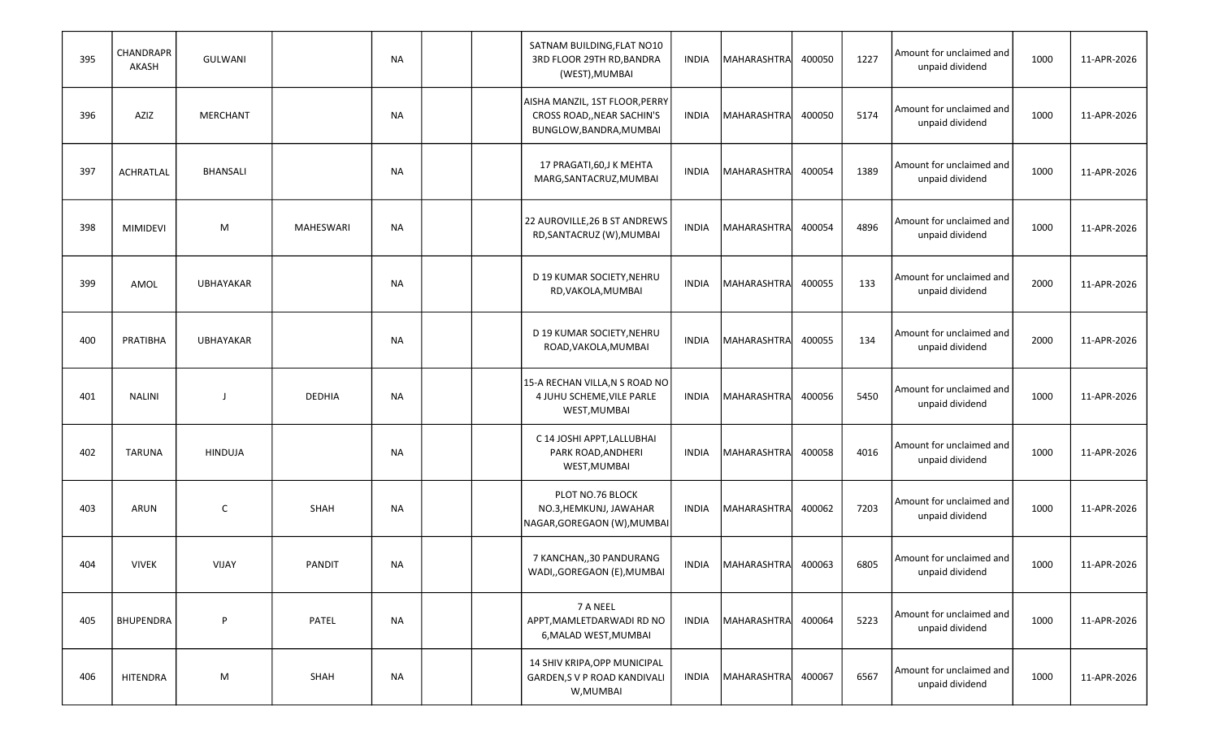| | | | | | | | | | | | | | | |
|---|---|---|---|---|---|---|---|---|---|---|---|---|---|---|
| 395 | CHANDRAPR AKASH | GULWANI | | NA | | | SATNAM BUILDING,FLAT NO10 3RD FLOOR 29TH RD,BANDRA (WEST),MUMBAI | INDIA | MAHARASHTRA | 400050 | 1227 | Amount for unclaimed and unpaid dividend | 1000 | 11-APR-2026 |
| 396 | AZIZ | MERCHANT | | NA | | | AISHA MANZIL, 1ST FLOOR,PERRY CROSS ROAD,,NEAR SACHIN'S BUNGLOW,BANDRA,MUMBAI | INDIA | MAHARASHTRA | 400050 | 5174 | Amount for unclaimed and unpaid dividend | 1000 | 11-APR-2026 |
| 397 | ACHRATLAL | BHANSALI | | NA | | | 17 PRAGATI,60,J K MEHTA MARG,SANTACRUZ,MUMBAI | INDIA | MAHARASHTRA | 400054 | 1389 | Amount for unclaimed and unpaid dividend | 1000 | 11-APR-2026 |
| 398 | MIMIDEVI | M | MAHESWARI | NA | | | 22 AUROVILLE,26 B ST ANDREWS RD,SANTACRUZ (W),MUMBAI | INDIA | MAHARASHTRA | 400054 | 4896 | Amount for unclaimed and unpaid dividend | 1000 | 11-APR-2026 |
| 399 | AMOL | UBHAYAKAR | | NA | | | D 19 KUMAR SOCIETY,NEHRU RD,VAKOLA,MUMBAI | INDIA | MAHARASHTRA | 400055 | 133 | Amount for unclaimed and unpaid dividend | 2000 | 11-APR-2026 |
| 400 | PRATIBHA | UBHAYAKAR | | NA | | | D 19 KUMAR SOCIETY,NEHRU ROAD,VAKOLA,MUMBAI | INDIA | MAHARASHTRA | 400055 | 134 | Amount for unclaimed and unpaid dividend | 2000 | 11-APR-2026 |
| 401 | NALINI | J | DEDHIA | NA | | | 15-A RECHAN VILLA,N S ROAD NO 4 JUHU SCHEME,VILE PARLE WEST,MUMBAI | INDIA | MAHARASHTRA | 400056 | 5450 | Amount for unclaimed and unpaid dividend | 1000 | 11-APR-2026 |
| 402 | TARUNA | HINDUJA | | NA | | | C 14 JOSHI APPT,LALLUBHAI PARK ROAD,ANDHERI WEST,MUMBAI | INDIA | MAHARASHTRA | 400058 | 4016 | Amount for unclaimed and unpaid dividend | 1000 | 11-APR-2026 |
| 403 | ARUN | C | SHAH | NA | | | PLOT NO.76 BLOCK NO.3,HEMKUNJ, JAWAHAR NAGAR,GOREGAON (W),MUMBAI | INDIA | MAHARASHTRA | 400062 | 7203 | Amount for unclaimed and unpaid dividend | 1000 | 11-APR-2026 |
| 404 | VIVEK | VIJAY | PANDIT | NA | | | 7 KANCHAN,,30 PANDURANG WADI,,GOREGAON (E),MUMBAI | INDIA | MAHARASHTRA | 400063 | 6805 | Amount for unclaimed and unpaid dividend | 1000 | 11-APR-2026 |
| 405 | BHUPENDRA | P | PATEL | NA | | | 7 A NEEL APPT,MAMLETDARWADI RD NO 6,MALAD WEST,MUMBAI | INDIA | MAHARASHTRA | 400064 | 5223 | Amount for unclaimed and unpaid dividend | 1000 | 11-APR-2026 |
| 406 | HITENDRA | M | SHAH | NA | | | 14 SHIV KRIPA,OPP MUNICIPAL GARDEN,S V P ROAD KANDIVALI W,MUMBAI | INDIA | MAHARASHTRA | 400067 | 6567 | Amount for unclaimed and unpaid dividend | 1000 | 11-APR-2026 |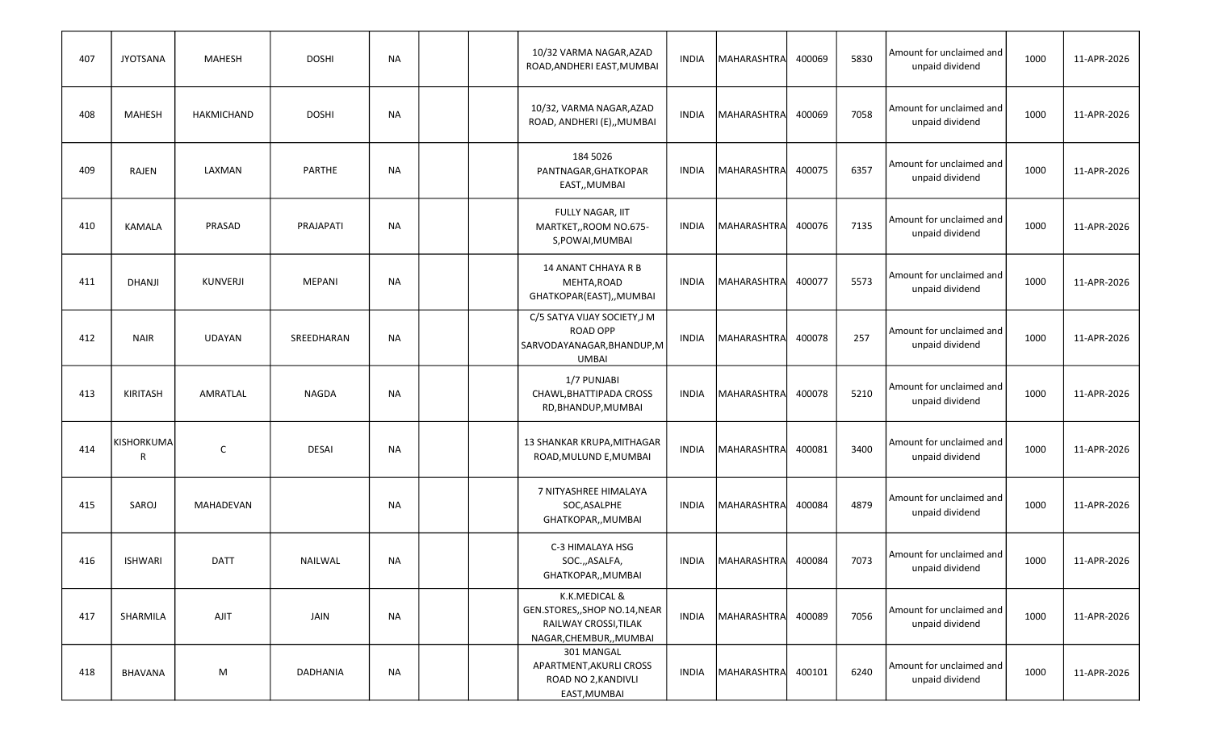| | | | | | | | | | | | | | | |
|---|---|---|---|---|---|---|---|---|---|---|---|---|---|---|
| 407 | JYOTSANA | MAHESH | DOSHI | NA | | | 10/32 VARMA NAGAR,AZAD ROAD,ANDHERI EAST,MUMBAI | INDIA | MAHARASHTRA | 400069 | 5830 | Amount for unclaimed and unpaid dividend | 1000 | 11-APR-2026 |
| 408 | MAHESH | HAKMICHAND | DOSHI | NA | | | 10/32, VARMA NAGAR,AZAD ROAD, ANDHERI (E),,MUMBAI | INDIA | MAHARASHTRA | 400069 | 7058 | Amount for unclaimed and unpaid dividend | 1000 | 11-APR-2026 |
| 409 | RAJEN | LAXMAN | PARTHE | NA | | | 184 5026 PANTNAGAR,GHATKOPAR EAST,,MUMBAI | INDIA | MAHARASHTRA | 400075 | 6357 | Amount for unclaimed and unpaid dividend | 1000 | 11-APR-2026 |
| 410 | KAMALA | PRASAD | PRAJAPATI | NA | | | FULLY NAGAR, IIT MARTKET,,ROOM NO.675-S,POWAI,MUMBAI | INDIA | MAHARASHTRA | 400076 | 7135 | Amount for unclaimed and unpaid dividend | 1000 | 11-APR-2026 |
| 411 | DHANJI | KUNVERJI | MEPANI | NA | | | 14 ANANT CHHAYA R B MEHTA,ROAD GHATKOPAR(EAST),,MUMBAI | INDIA | MAHARASHTRA | 400077 | 5573 | Amount for unclaimed and unpaid dividend | 1000 | 11-APR-2026 |
| 412 | NAIR | UDAYAN | SREEDHARAN | NA | | | C/5 SATYA VIJAY SOCIETY,J M ROAD OPP SARVODAYANAGAR,BHANDUP,MUMBAI | INDIA | MAHARASHTRA | 400078 | 257 | Amount for unclaimed and unpaid dividend | 1000 | 11-APR-2026 |
| 413 | KIRITASH | AMRATLAL | NAGDA | NA | | | 1/7 PUNJABI CHAWL,BHATTIPADA CROSS RD,BHANDUP,MUMBAI | INDIA | MAHARASHTRA | 400078 | 5210 | Amount for unclaimed and unpaid dividend | 1000 | 11-APR-2026 |
| 414 | KISHORKUMAR | C | DESAI | NA | | | 13 SHANKAR KRUPA,MITHAGAR ROAD,MULUND E,MUMBAI | INDIA | MAHARASHTRA | 400081 | 3400 | Amount for unclaimed and unpaid dividend | 1000 | 11-APR-2026 |
| 415 | SAROJ | MAHADEVAN | | NA | | | 7 NITYASHREE HIMALAYA SOC,ASALPHE GHATKOPAR,,MUMBAI | INDIA | MAHARASHTRA | 400084 | 4879 | Amount for unclaimed and unpaid dividend | 1000 | 11-APR-2026 |
| 416 | ISHWARI | DATT | NAILWAL | NA | | | C-3 HIMALAYA HSG SOC.,,ASALFA, GHATKOPAR,,MUMBAI | INDIA | MAHARASHTRA | 400084 | 7073 | Amount for unclaimed and unpaid dividend | 1000 | 11-APR-2026 |
| 417 | SHARMILA | AJIT | JAIN | NA | | | K.K.MEDICAL & GEN.STORES,,SHOP NO.14,NEAR RAILWAY CROSSI,TILAK NAGAR,CHEMBUR,,MUMBAI | INDIA | MAHARASHTRA | 400089 | 7056 | Amount for unclaimed and unpaid dividend | 1000 | 11-APR-2026 |
| 418 | BHAVANA | M | DADHANIA | NA | | | 301 MANGAL APARTMENT,AKURLI CROSS ROAD NO 2,KANDIVLI EAST,MUMBAI | INDIA | MAHARASHTRA | 400101 | 6240 | Amount for unclaimed and unpaid dividend | 1000 | 11-APR-2026 |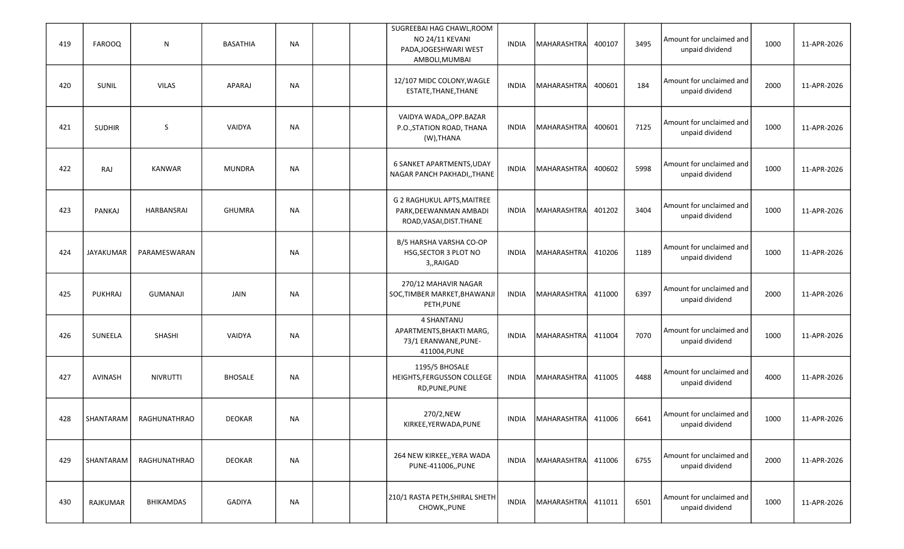| | | | | | | | | | | | | | | |
|---|---|---|---|---|---|---|---|---|---|---|---|---|---|---|
| 419 | FAROOQ | N | BASATHIA | NA | | | SUGREEBAI HAG CHAWL,ROOM NO 24/11 KEVANI PADA,JOGESHWARI WEST AMBOLI,MUMBAI | INDIA | MAHARASHTRA | 400107 | 3495 | Amount for unclaimed and unpaid dividend | 1000 | 11-APR-2026 |
| 420 | SUNIL | VILAS | APARAJ | NA | | | 12/107 MIDC COLONY,WAGLE ESTATE,THANE,THANE | INDIA | MAHARASHTRA | 400601 | 184 | Amount for unclaimed and unpaid dividend | 2000 | 11-APR-2026 |
| 421 | SUDHIR | S | VAIDYA | NA | | | VAIDYA WADA,,OPP.BAZAR P.O.,STATION ROAD, THANA (W),THANA | INDIA | MAHARASHTRA | 400601 | 7125 | Amount for unclaimed and unpaid dividend | 1000 | 11-APR-2026 |
| 422 | RAJ | KANWAR | MUNDRA | NA | | | 6 SANKET APARTMENTS,UDAY NAGAR PANCH PAKHADI,,THANE | INDIA | MAHARASHTRA | 400602 | 5998 | Amount for unclaimed and unpaid dividend | 1000 | 11-APR-2026 |
| 423 | PANKAJ | HARBANSRAI | GHUMRA | NA | | | G 2 RAGHUKUL APTS,MAITREE PARK,DEEWANMAN AMBADI ROAD,VASAI,DIST.THANE | INDIA | MAHARASHTRA | 401202 | 3404 | Amount for unclaimed and unpaid dividend | 1000 | 11-APR-2026 |
| 424 | JAYAKUMAR | PARAMESWARAN | | NA | | | B/5 HARSHA VARSHA CO-OP HSG,SECTOR 3 PLOT NO 3,,RAIGAD | INDIA | MAHARASHTRA | 410206 | 1189 | Amount for unclaimed and unpaid dividend | 1000 | 11-APR-2026 |
| 425 | PUKHRAJ | GUMANAJI | JAIN | NA | | | 270/12 MAHAVIR NAGAR SOC,TIMBER MARKET,BHAWANJI PETH,PUNE | INDIA | MAHARASHTRA | 411000 | 6397 | Amount for unclaimed and unpaid dividend | 2000 | 11-APR-2026 |
| 426 | SUNEELA | SHASHI | VAIDYA | NA | | | 4 SHANTANU APARTMENTS,BHAKTI MARG, 73/1 ERANWANE,PUNE-411004,PUNE | INDIA | MAHARASHTRA | 411004 | 7070 | Amount for unclaimed and unpaid dividend | 1000 | 11-APR-2026 |
| 427 | AVINASH | NIVRUTTI | BHOSALE | NA | | | 1195/5 BHOSALE HEIGHTS,FERGUSSON COLLEGE RD,PUNE,PUNE | INDIA | MAHARASHTRA | 411005 | 4488 | Amount for unclaimed and unpaid dividend | 4000 | 11-APR-2026 |
| 428 | SHANTARAM | RAGHUNATHRAO | DEOKAR | NA | | | 270/2,NEW KIRKEE,YERWADA,PUNE | INDIA | MAHARASHTRA | 411006 | 6641 | Amount for unclaimed and unpaid dividend | 1000 | 11-APR-2026 |
| 429 | SHANTARAM | RAGHUNATHRAO | DEOKAR | NA | | | 264 NEW KIRKEE,,YERA WADA PUNE-411006,,PUNE | INDIA | MAHARASHTRA | 411006 | 6755 | Amount for unclaimed and unpaid dividend | 2000 | 11-APR-2026 |
| 430 | RAJKUMAR | BHIKAMDAS | GADIYA | NA | | | 210/1 RASTA PETH,SHIRAL SHETH CHOWK,,PUNE | INDIA | MAHARASHTRA | 411011 | 6501 | Amount for unclaimed and unpaid dividend | 1000 | 11-APR-2026 |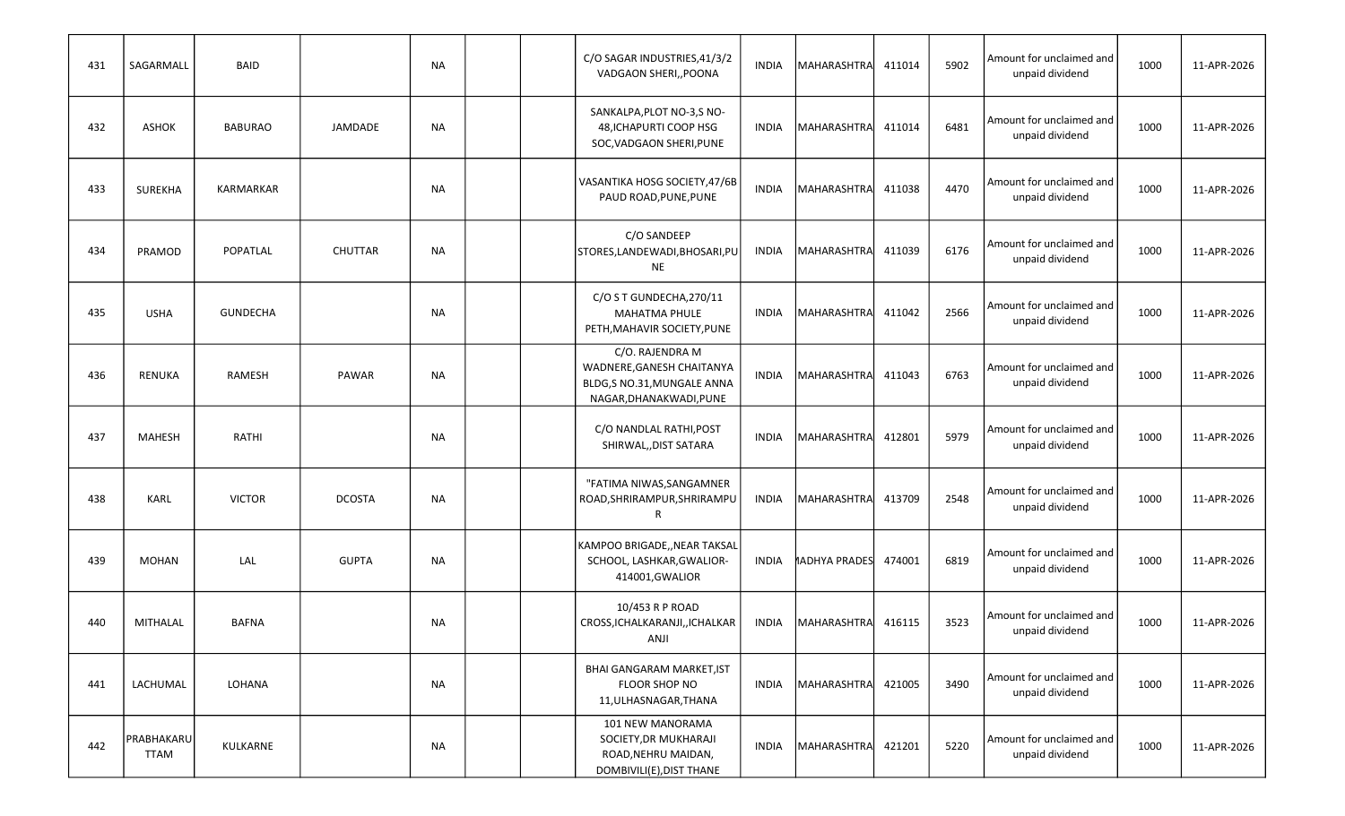| | | | | | | | | | | | | | | |
|---|---|---|---|---|---|---|---|---|---|---|---|---|---|---|
| 431 | SAGARMALL | BAID | | NA | | | C/O SAGAR INDUSTRIES,41/3/2 VADGAON SHERI,,POONA | INDIA | MAHARASHTRA | 411014 | 5902 | Amount for unclaimed and unpaid dividend | 1000 | 11-APR-2026 |
| 432 | ASHOK | BABURAO | JAMDADE | NA | | | SANKALPA,PLOT NO-3,S NO-48,ICHAPURTI COOP HSG SOC,VADGAON SHERI,PUNE | INDIA | MAHARASHTRA | 411014 | 6481 | Amount for unclaimed and unpaid dividend | 1000 | 11-APR-2026 |
| 433 | SUREKHA | KARMARKAR | | NA | | | VASANTIKA HOSG SOCIETY,47/6B PAUD ROAD,PUNE,PUNE | INDIA | MAHARASHTRA | 411038 | 4470 | Amount for unclaimed and unpaid dividend | 1000 | 11-APR-2026 |
| 434 | PRAMOD | POPATLAL | CHUTTAR | NA | | | C/O SANDEEP STORES,LANDEWADI,BHOSARI,PUNE | INDIA | MAHARASHTRA | 411039 | 6176 | Amount for unclaimed and unpaid dividend | 1000 | 11-APR-2026 |
| 435 | USHA | GUNDECHA | | NA | | | C/O S T GUNDECHA,270/11 MAHATMA PHULE PETH,MAHAVIR SOCIETY,PUNE | INDIA | MAHARASHTRA | 411042 | 2566 | Amount for unclaimed and unpaid dividend | 1000 | 11-APR-2026 |
| 436 | RENUKA | RAMESH | PAWAR | NA | | | C/O. RAJENDRA M WADNERE,GANESH CHAITANYA BLDG,S NO.31,MUNGALE ANNA NAGAR,DHANAKWADI,PUNE | INDIA | MAHARASHTRA | 411043 | 6763 | Amount for unclaimed and unpaid dividend | 1000 | 11-APR-2026 |
| 437 | MAHESH | RATHI | | NA | | | C/O NANDLAL RATHI,POST SHIRWAL,,DIST SATARA | INDIA | MAHARASHTRA | 412801 | 5979 | Amount for unclaimed and unpaid dividend | 1000 | 11-APR-2026 |
| 438 | KARL | VICTOR | DCOSTA | NA | | | "FATIMA NIWAS,SANGAMNER ROAD,SHRIRAMPUR,SHRIRAMPUR | INDIA | MAHARASHTRA | 413709 | 2548 | Amount for unclaimed and unpaid dividend | 1000 | 11-APR-2026 |
| 439 | MOHAN | LAL | GUPTA | NA | | | KAMPOO BRIGADE,,NEAR TAKSAL SCHOOL, LASHKAR,GWALIOR-414001,GWALIOR | INDIA | MADHYA PRADES | 474001 | 6819 | Amount for unclaimed and unpaid dividend | 1000 | 11-APR-2026 |
| 440 | MITHALAL | BAFNA | | NA | | | 10/453 R P ROAD CROSS,ICHALKARANJI,,ICHALKARANJI | INDIA | MAHARASHTRA | 416115 | 3523 | Amount for unclaimed and unpaid dividend | 1000 | 11-APR-2026 |
| 441 | LACHUMAL | LOHANA | | NA | | | BHAI GANGARAM MARKET,IST FLOOR SHOP NO 11,ULHASNAGAR,THANA | INDIA | MAHARASHTRA | 421005 | 3490 | Amount for unclaimed and unpaid dividend | 1000 | 11-APR-2026 |
| 442 | PRABHAKARUTTAM | KULKARNE | | NA | | | 101 NEW MANORAMA SOCIETY,DR MUKHARAJI ROAD,NEHRU MAIDAN, DOMBIVILI(E),DIST THANE | INDIA | MAHARASHTRA | 421201 | 5220 | Amount for unclaimed and unpaid dividend | 1000 | 11-APR-2026 |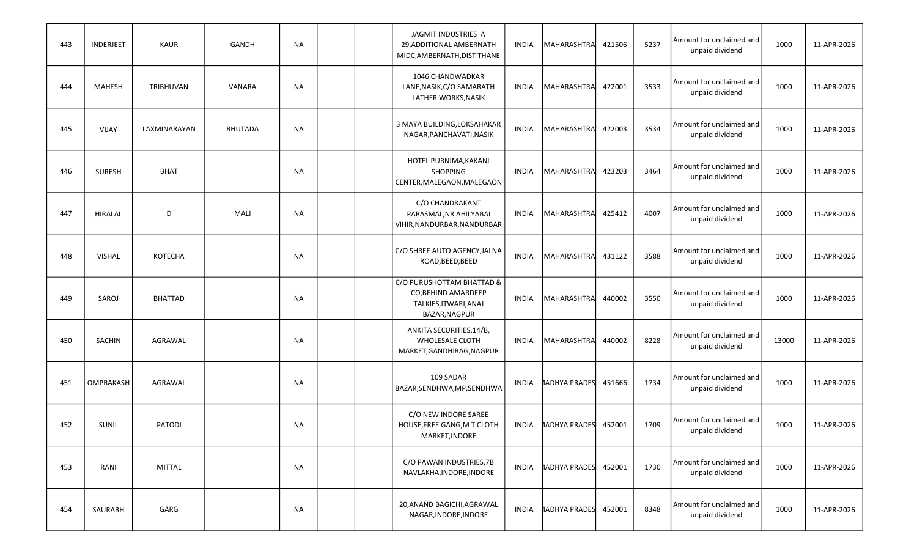| 443 | INDERJEET | KAUR | GANDH | NA | | | JAGMIT INDUSTRIES A 29,ADDITIONAL AMBERNATH MIDC,AMBERNATH,DIST THANE | INDIA | MAHARASHTRA | 421506 | 5237 | Amount for unclaimed and unpaid dividend | 1000 | 11-APR-2026 |
|---|---|---|---|---|---|---|---|---|---|---|---|---|---|---|
| 444 | MAHESH | TRIBHUVAN | VANARA | NA | | | 1046 CHANDWADKAR LANE,NASIK,C/O SAMARATH LATHER WORKS,NASIK | INDIA | MAHARASHTRA | 422001 | 3533 | Amount for unclaimed and unpaid dividend | 1000 | 11-APR-2026 |
| 445 | VIJAY | LAXMINARAYAN | BHUTADA | NA | | | 3 MAYA BUILDING,LOKSAHAKAR NAGAR,PANCHAVATI,NASIK | INDIA | MAHARASHTRA | 422003 | 3534 | Amount for unclaimed and unpaid dividend | 1000 | 11-APR-2026 |
| 446 | SURESH | BHAT | | NA | | | HOTEL PURNIMA,KAKANI SHOPPING CENTER,MALEGAON,MALEGAON | INDIA | MAHARASHTRA | 423203 | 3464 | Amount for unclaimed and unpaid dividend | 1000 | 11-APR-2026 |
| 447 | HIRALAL | D | MALI | NA | | | C/O CHANDRAKANT PARASMAL,NR AHILYABAI VIHIR,NANDURBAR,NANDURBAR | INDIA | MAHARASHTRA | 425412 | 4007 | Amount for unclaimed and unpaid dividend | 1000 | 11-APR-2026 |
| 448 | VISHAL | KOTECHA | | NA | | | C/O SHREE AUTO AGENCY,JALNA ROAD,BEED,BEED | INDIA | MAHARASHTRA | 431122 | 3588 | Amount for unclaimed and unpaid dividend | 1000 | 11-APR-2026 |
| 449 | SAROJ | BHATTAD | | NA | | | C/O PURUSHOTTAM BHATTAD & CO,BEHIND AMARDEEP TALKIES,ITWARI,ANAJ BAZAR,NAGPUR | INDIA | MAHARASHTRA | 440002 | 3550 | Amount for unclaimed and unpaid dividend | 1000 | 11-APR-2026 |
| 450 | SACHIN | AGRAWAL | | NA | | | ANKITA SECURITIES,14/B, WHOLESALE CLOTH MARKET,GANDHIBAG,NAGPUR | INDIA | MAHARASHTRA | 440002 | 8228 | Amount for unclaimed and unpaid dividend | 13000 | 11-APR-2026 |
| 451 | OMPRAKASH | AGRAWAL | | NA | | | 109 SADAR BAZAR,SENDHWA,MP,SENDHWA | INDIA | MADHYA PRADES | 451666 | 1734 | Amount for unclaimed and unpaid dividend | 1000 | 11-APR-2026 |
| 452 | SUNIL | PATODI | | NA | | | C/O NEW INDORE SAREE HOUSE,FREE GANG,M T CLOTH MARKET,INDORE | INDIA | MADHYA PRADES | 452001 | 1709 | Amount for unclaimed and unpaid dividend | 1000 | 11-APR-2026 |
| 453 | RANI | MITTAL | | NA | | | C/O PAWAN INDUSTRIES,7B NAVLAKHA,INDORE,INDORE | INDIA | MADHYA PRADES | 452001 | 1730 | Amount for unclaimed and unpaid dividend | 1000 | 11-APR-2026 |
| 454 | SAURABH | GARG | | NA | | | 20,ANAND BAGICHI,AGRAWAL NAGAR,INDORE,INDORE | INDIA | MADHYA PRADES | 452001 | 8348 | Amount for unclaimed and unpaid dividend | 1000 | 11-APR-2026 |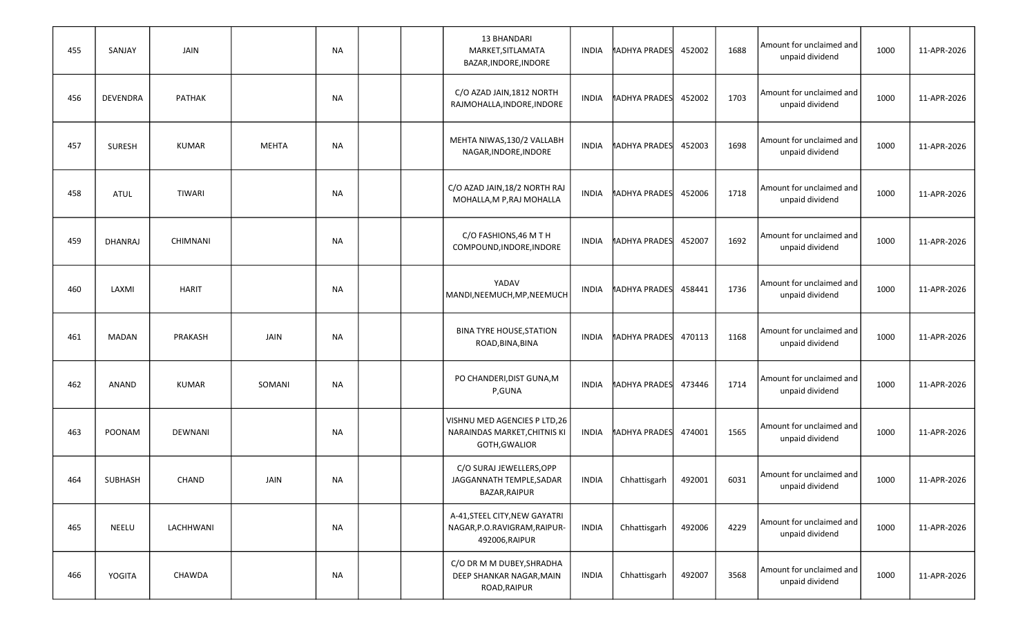| | | | | | | | | | | | | | | |
|---|---|---|---|---|---|---|---|---|---|---|---|---|---|---|
| 455 | SANJAY | JAIN | | NA | | | 13 BHANDARI MARKET,SITLAMATA BAZAR,INDORE,INDORE | INDIA | MADHYA PRADESH | 452002 | 1688 | Amount for unclaimed and unpaid dividend | 1000 | 11-APR-2026 |
| 456 | DEVENDRA | PATHAK | | NA | | | C/O AZAD JAIN,1812 NORTH RAJMOHALLA,INDORE,INDORE | INDIA | MADHYA PRADESH | 452002 | 1703 | Amount for unclaimed and unpaid dividend | 1000 | 11-APR-2026 |
| 457 | SURESH | KUMAR | MEHTA | NA | | | MEHTA NIWAS,130/2 VALLABH NAGAR,INDORE,INDORE | INDIA | MADHYA PRADESH | 452003 | 1698 | Amount for unclaimed and unpaid dividend | 1000 | 11-APR-2026 |
| 458 | ATUL | TIWARI | | NA | | | C/O AZAD JAIN,18/2 NORTH RAJ MOHALLA,M P,RAJ MOHALLA | INDIA | MADHYA PRADESH | 452006 | 1718 | Amount for unclaimed and unpaid dividend | 1000 | 11-APR-2026 |
| 459 | DHANRAJ | CHIMNANI | | NA | | | C/O FASHIONS,46 M T H COMPOUND,INDORE,INDORE | INDIA | MADHYA PRADESH | 452007 | 1692 | Amount for unclaimed and unpaid dividend | 1000 | 11-APR-2026 |
| 460 | LAXMI | HARIT | | NA | | | YADAV MANDI,NEEMUCH,MP,NEEMUCH | INDIA | MADHYA PRADESH | 458441 | 1736 | Amount for unclaimed and unpaid dividend | 1000 | 11-APR-2026 |
| 461 | MADAN | PRAKASH | JAIN | NA | | | BINA TYRE HOUSE,STATION ROAD,BINA,BINA | INDIA | MADHYA PRADESH | 470113 | 1168 | Amount for unclaimed and unpaid dividend | 1000 | 11-APR-2026 |
| 462 | ANAND | KUMAR | SOMANI | NA | | | PO CHANDERI,DIST GUNA,M P,GUNA | INDIA | MADHYA PRADESH | 473446 | 1714 | Amount for unclaimed and unpaid dividend | 1000 | 11-APR-2026 |
| 463 | POONAM | DEWNANI | | NA | | | VISHNU MED AGENCIES P LTD,26 NARAINDAS MARKET,CHITNIS KI GOTH,GWALIOR | INDIA | MADHYA PRADESH | 474001 | 1565 | Amount for unclaimed and unpaid dividend | 1000 | 11-APR-2026 |
| 464 | SUBHASH | CHAND | JAIN | NA | | | C/O SURAJ JEWELLERS,OPP JAGGANNATH TEMPLE,SADAR BAZAR,RAIPUR | INDIA | Chhattisgarh | 492001 | 6031 | Amount for unclaimed and unpaid dividend | 1000 | 11-APR-2026 |
| 465 | NEELU | LACHHWANI | | NA | | | A-41,STEEL CITY,NEW GAYATRI NAGAR,P.O.RAVIGRAM,RAIPUR-492006,RAIPUR | INDIA | Chhattisgarh | 492006 | 4229 | Amount for unclaimed and unpaid dividend | 1000 | 11-APR-2026 |
| 466 | YOGITA | CHAWDA | | NA | | | C/O DR M M DUBEY,SHRADHA DEEP SHANKAR NAGAR,MAIN ROAD,RAIPUR | INDIA | Chhattisgarh | 492007 | 3568 | Amount for unclaimed and unpaid dividend | 1000 | 11-APR-2026 |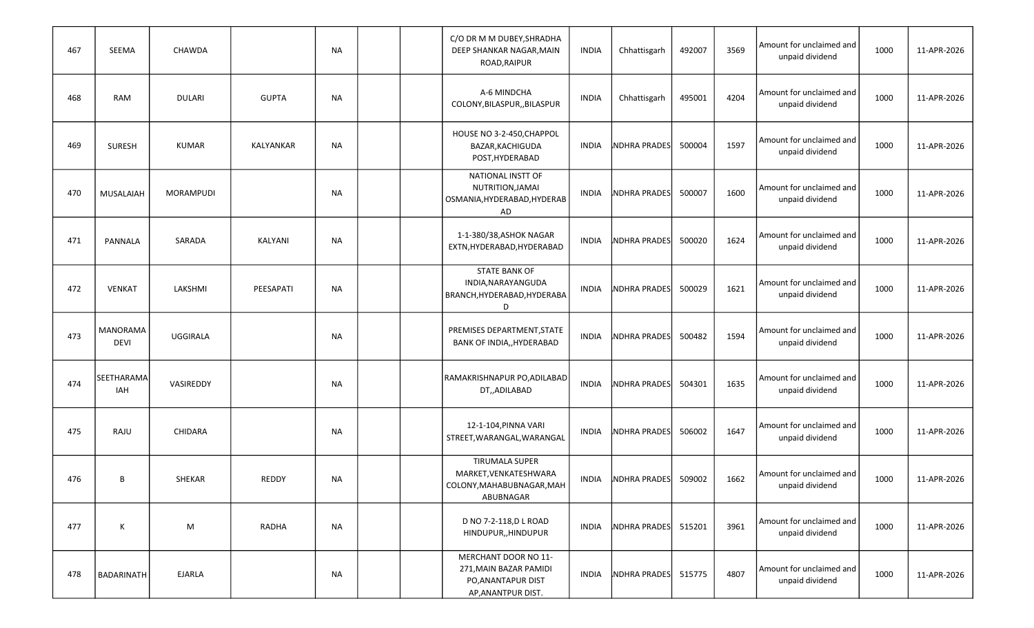| 467 | SEEMA | CHAWDA | | NA | | | C/O DR M M DUBEY,SHRADHA DEEP SHANKAR NAGAR,MAIN ROAD,RAIPUR | INDIA | Chhattisgarh | 492007 | 3569 | Amount for unclaimed and unpaid dividend | 1000 | 11-APR-2026 |
|---|---|---|---|---|---|---|---|---|---|---|---|---|---|---|
| 468 | RAM | DULARI | GUPTA | NA | | | A-6 MINDCHA COLONY,BILASPUR,,BILASPUR | INDIA | Chhattisgarh | 495001 | 4204 | Amount for unclaimed and unpaid dividend | 1000 | 11-APR-2026 |
| 469 | SURESH | KUMAR | KALYANKAR | NA | | | HOUSE NO 3-2-450,CHAPPOL BAZAR,KACHIGUDA POST,HYDERABAD | INDIA | NDHRA PRADES | 500004 | 1597 | Amount for unclaimed and unpaid dividend | 1000 | 11-APR-2026 |
| 470 | MUSALAIAH | MORAMPUDI | | NA | | | NATIONAL INSTT OF NUTRITION,JAMAI OSMANIA,HYDERABAD,HYDERABAD | INDIA | NDHRA PRADES | 500007 | 1600 | Amount for unclaimed and unpaid dividend | 1000 | 11-APR-2026 |
| 471 | PANNALA | SARADA | KALYANI | NA | | | 1-1-380/38,ASHOK NAGAR EXTN,HYDERABAD,HYDERABAD | INDIA | NDHRA PRADES | 500020 | 1624 | Amount for unclaimed and unpaid dividend | 1000 | 11-APR-2026 |
| 472 | VENKAT | LAKSHMI | PEESAPATI | NA | | | STATE BANK OF INDIA,NARAYANGUDA BRANCH,HYDERABAD,HYDERABAD | INDIA | NDHRA PRADES | 500029 | 1621 | Amount for unclaimed and unpaid dividend | 1000 | 11-APR-2026 |
| 473 | MANORAMA DEVI | UGGIRALA | | NA | | | PREMISES DEPARTMENT,STATE BANK OF INDIA,,HYDERABAD | INDIA | NDHRA PRADES | 500482 | 1594 | Amount for unclaimed and unpaid dividend | 1000 | 11-APR-2026 |
| 474 | SEETHARAMAIAH | VASIREDDY | | NA | | | RAMAKRISHNAPUR PO,ADILABAD DT,,ADILABAD | INDIA | NDHRA PRADES | 504301 | 1635 | Amount for unclaimed and unpaid dividend | 1000 | 11-APR-2026 |
| 475 | RAJU | CHIDARA | | NA | | | 12-1-104,PINNA VARI STREET,WARANGAL,WARANGAL | INDIA | NDHRA PRADES | 506002 | 1647 | Amount for unclaimed and unpaid dividend | 1000 | 11-APR-2026 |
| 476 | B | SHEKAR | REDDY | NA | | | TIRUMALA SUPER MARKET,VENKATESHWARA COLONY,MAHABUBNAGAR,MAHABUBNAGAR | INDIA | NDHRA PRADES | 509002 | 1662 | Amount for unclaimed and unpaid dividend | 1000 | 11-APR-2026 |
| 477 | K | M | RADHA | NA | | | D NO 7-2-118,D L ROAD HINDUPUR,,HINDUPUR | INDIA | NDHRA PRADES | 515201 | 3961 | Amount for unclaimed and unpaid dividend | 1000 | 11-APR-2026 |
| 478 | BADARINATH | EJARLA | | NA | | | MERCHANT DOOR NO 11-271,MAIN BAZAR PAMIDI PO,ANANTAPUR DIST AP,ANANTPUR DIST. | INDIA | NDHRA PRADES | 515775 | 4807 | Amount for unclaimed and unpaid dividend | 1000 | 11-APR-2026 |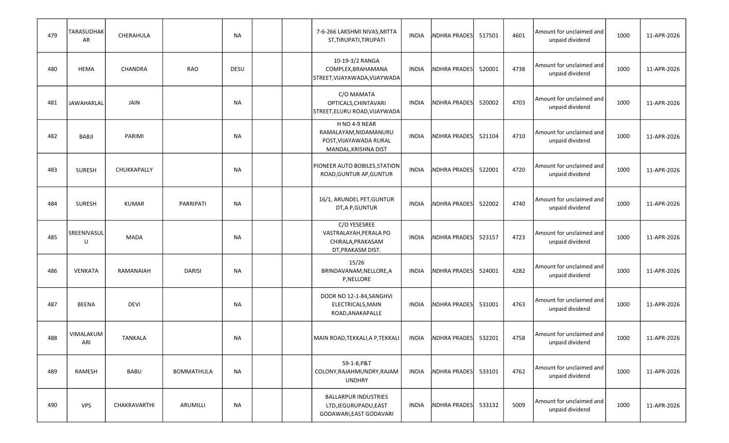| 479 | TARASUDHAKAR | CHERAHULA | | NA | | | 7-6-266 LAKSHMI NIVAS,MITTA ST,TIRUPATI,TIRUPATI | INDIA | NDHRA PRADES | 517501 | 4601 | Amount for unclaimed and unpaid dividend | 1000 | 11-APR-2026 |
|---|---|---|---|---|---|---|---|---|---|---|---|---|---|---|
| 480 | HEMA | CHANDRA | RAO | DESU | | | 10-19-3/2 RANGA COMPLEX,BRAHAMANA STREET,VIJAYAWADA,VIJAYWADA | INDIA | NDHRA PRADES | 520001 | 4738 | Amount for unclaimed and unpaid dividend | 1000 | 11-APR-2026 |
| 481 | JAWAHARLAL | JAIN | | NA | | | C/O MAMATA OPTICALS,CHINTAVARI STREET,ELURU ROAD,VIJAYWADA | INDIA | NDHRA PRADES | 520002 | 4703 | Amount for unclaimed and unpaid dividend | 1000 | 11-APR-2026 |
| 482 | BABJI | PARIMI | | NA | | | H NO 4-9 NEAR RAMALAYAM,NIDAMANURU POST,VIJAYAWADA RURAL MANDAL,KRISHNA DIST | INDIA | NDHRA PRADES | 521104 | 4710 | Amount for unclaimed and unpaid dividend | 1000 | 11-APR-2026 |
| 483 | SURESH | CHUKKAPALLY | | NA | | | PIONEER AUTO BOBILES,STATION ROAD,GUNTUR AP,GUNTUR | INDIA | NDHRA PRADES | 522001 | 4720 | Amount for unclaimed and unpaid dividend | 1000 | 11-APR-2026 |
| 484 | SURESH | KUMAR | PARRIPATI | NA | | | 16/1, ARUNDEL PET,GUNTUR DT,A P,GUNTUR | INDIA | NDHRA PRADES | 522002 | 4740 | Amount for unclaimed and unpaid dividend | 1000 | 11-APR-2026 |
| 485 | SREENIVASULU | MADA | | NA | | | C/O YESESREE VASTRALAYAH,PERALA PO CHIRALA,PRAKASAM DT,PRAKASM DIST. | INDIA | NDHRA PRADES | 523157 | 4723 | Amount for unclaimed and unpaid dividend | 1000 | 11-APR-2026 |
| 486 | VENKATA | RAMANAIAH | DARISI | NA | | | 15/26 BRINDAVANAM,NELLORE,A P,NELLORE | INDIA | NDHRA PRADES | 524001 | 4282 | Amount for unclaimed and unpaid dividend | 1000 | 11-APR-2026 |
| 487 | BEENA | DEVI | | NA | | | DOOR NO 12-1-84,SANGHVI ELECTRICALS,MAIN ROAD,ANAKAPALLE | INDIA | NDHRA PRADES | 531001 | 4763 | Amount for unclaimed and unpaid dividend | 1000 | 11-APR-2026 |
| 488 | VIMALAKUMARI | TANKALA | | NA | | | MAIN ROAD,TEKKALI,A P,TEKKALI | INDIA | NDHRA PRADES | 532201 | 4758 | Amount for unclaimed and unpaid dividend | 1000 | 11-APR-2026 |
| 489 | RAMESH | BABU | BOMMATHULA | NA | | | 59-1-8,P&T COLONY,RAJAHMUNDRY,RAJAMUNDHRY | INDIA | NDHRA PRADES | 533101 | 4762 | Amount for unclaimed and unpaid dividend | 1000 | 11-APR-2026 |
| 490 | VPS | CHAKRAVARTHI | ARUMILLI | NA | | | BALLARPUR INDUSTRIES LTD,JEGURUPADU,EAST GODAVARI,EAST GODAVARI | INDIA | NDHRA PRADES | 533132 | 5009 | Amount for unclaimed and unpaid dividend | 1000 | 11-APR-2026 |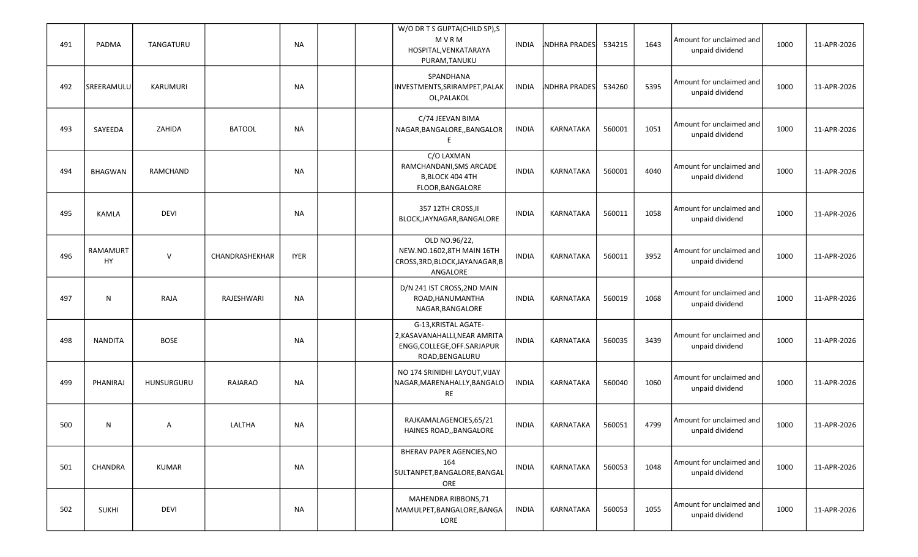| 491 | PADMA | TANGATURU | | NA | | | W/O DR T S GUPTA(CHILD SP),S M V R M HOSPITAL,VENKATARAYA PURAM,TANUKU | INDIA | NDHRA PRADES | 534215 | 1643 | Amount for unclaimed and unpaid dividend | 1000 | 11-APR-2026 |
|---|---|---|---|---|---|---|---|---|---|---|---|---|---|---|
| 492 | SREERAMULU | KARUMURI | | NA | | | SPANDHANA INVESTMENTS,SRIRAMPET,PALAKOL,PALAKOL | INDIA | NDHRA PRADES | 534260 | 5395 | Amount for unclaimed and unpaid dividend | 1000 | 11-APR-2026 |
| 493 | SAYEEDA | ZAHIDA | BATOOL | NA | | | C/74 JEEVAN BIMA NAGAR,BANGALORE,,BANGALORE | INDIA | KARNATAKA | 560001 | 1051 | Amount for unclaimed and unpaid dividend | 1000 | 11-APR-2026 |
| 494 | BHAGWAN | RAMCHAND | | NA | | | C/O LAXMAN RAMCHANDANI,SMS ARCADE B,BLOCK 404 4TH FLOOR,BANGALORE | INDIA | KARNATAKA | 560001 | 4040 | Amount for unclaimed and unpaid dividend | 1000 | 11-APR-2026 |
| 495 | KAMLA | DEVI | | NA | | | 357 12TH CROSS,II BLOCK,JAYNAGAR,BANGALORE | INDIA | KARNATAKA | 560011 | 1058 | Amount for unclaimed and unpaid dividend | 1000 | 11-APR-2026 |
| 496 | RAMAMURTHY | V | CHANDRASHEKHAR | IYER | | | OLD NO.96/22, NEW.NO.1602,8TH MAIN 16TH CROSS,3RD,BLOCK,JAYANAGAR,BANGALORE | INDIA | KARNATAKA | 560011 | 3952 | Amount for unclaimed and unpaid dividend | 1000 | 11-APR-2026 |
| 497 | N | RAJA | RAJESHWARI | NA | | | D/N 241 IST CROSS,2ND MAIN ROAD,HANUMANTHA NAGAR,BANGALORE | INDIA | KARNATAKA | 560019 | 1068 | Amount for unclaimed and unpaid dividend | 1000 | 11-APR-2026 |
| 498 | NANDITA | BOSE | | NA | | | G-13,KRISTAL AGATE-2,KASAVANAHALLI,NEAR AMRITA ENGG,COLLEGE,OFF.SARJAPUR ROAD,BENGALURU | INDIA | KARNATAKA | 560035 | 3439 | Amount for unclaimed and unpaid dividend | 1000 | 11-APR-2026 |
| 499 | PHANIRAJ | HUNSURGURU | RAJARAO | NA | | | NO 174 SRINIDHI LAYOUT,VIJAY NAGAR,MARENAHALLY,BANGALORE | INDIA | KARNATAKA | 560040 | 1060 | Amount for unclaimed and unpaid dividend | 1000 | 11-APR-2026 |
| 500 | N | A | LALTHA | NA | | | RAJKAMALAGENCIES,65/21 HAINES ROAD,,BANGALORE | INDIA | KARNATAKA | 560051 | 4799 | Amount for unclaimed and unpaid dividend | 1000 | 11-APR-2026 |
| 501 | CHANDRA | KUMAR | | NA | | | BHERAV PAPER AGENCIES,NO 164 SULTANPET,BANGALORE,BANGALORE | INDIA | KARNATAKA | 560053 | 1048 | Amount for unclaimed and unpaid dividend | 1000 | 11-APR-2026 |
| 502 | SUKHI | DEVI | | NA | | | MAHENDRA RIBBONS,71 MAMULPET,BANGALORE,BANGALORE | INDIA | KARNATAKA | 560053 | 1055 | Amount for unclaimed and unpaid dividend | 1000 | 11-APR-2026 |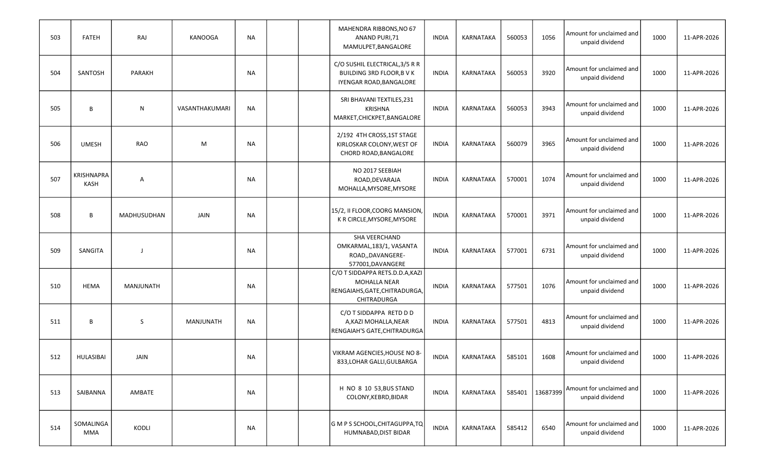| | | | | | | | | | | | | | | |
|---|---|---|---|---|---|---|---|---|---|---|---|---|---|---|
| 503 | FATEH | RAJ | KANOOGA | NA | | | MAHENDRA RIBBONS,NO 67 ANAND PURI,71 MAMULPET,BANGALORE | INDIA | KARNATAKA | 560053 | 1056 | Amount for unclaimed and unpaid dividend | 1000 | 11-APR-2026 |
| 504 | SANTOSH | PARAKH | | NA | | | C/O SUSHIL ELECTRICAL,3/5 R R BUILDING 3RD FLOOR,B V K IYENGAR ROAD,BANGALORE | INDIA | KARNATAKA | 560053 | 3920 | Amount for unclaimed and unpaid dividend | 1000 | 11-APR-2026 |
| 505 | B | N | VASANTHAKUMARI | NA | | | SRI BHAVANI TEXTILES,231 KRISHNA MARKET,CHICKPET,BANGALORE | INDIA | KARNATAKA | 560053 | 3943 | Amount for unclaimed and unpaid dividend | 1000 | 11-APR-2026 |
| 506 | UMESH | RAO | M | NA | | | 2/192 4TH CROSS,1ST STAGE KIRLOSKAR COLONY,WEST OF CHORD ROAD,BANGALORE | INDIA | KARNATAKA | 560079 | 3965 | Amount for unclaimed and unpaid dividend | 1000 | 11-APR-2026 |
| 507 | KRISHNAPRAKASH | A | | NA | | | NO 2017 SEEBIAH ROAD,DEVARAJA MOHALLA,MYSORE,MYSORE | INDIA | KARNATAKA | 570001 | 1074 | Amount for unclaimed and unpaid dividend | 1000 | 11-APR-2026 |
| 508 | B | MADHUSUDHAN | JAIN | NA | | | 15/2, II FLOOR,COORG MANSION, K R CIRCLE,MYSORE,MYSORE | INDIA | KARNATAKA | 570001 | 3971 | Amount for unclaimed and unpaid dividend | 1000 | 11-APR-2026 |
| 509 | SANGITA | J | | NA | | | SHA VEERCHAND OMKARMAL,183/1, VASANTA ROAD,,DAVANGERE-577001,DAVANGERE | INDIA | KARNATAKA | 577001 | 6731 | Amount for unclaimed and unpaid dividend | 1000 | 11-APR-2026 |
| 510 | HEMA | MANJUNATH | | NA | | | C/O T SIDDAPPA RETS.D.D.A,KAZI MOHALLA NEAR RENGAIAHS,GATE,CHITRADURGA, CHITRADURGA | INDIA | KARNATAKA | 577501 | 1076 | Amount for unclaimed and unpaid dividend | 1000 | 11-APR-2026 |
| 511 | B | S | MANJUNATH | NA | | | C/O T SIDDAPPA RETD D D A,KAZI MOHALLA,NEAR RENGAIAH'S GATE,CHITRADURGA | INDIA | KARNATAKA | 577501 | 4813 | Amount for unclaimed and unpaid dividend | 1000 | 11-APR-2026 |
| 512 | HULASIBAI | JAIN | | NA | | | VIKRAM AGENCIES,HOUSE NO 8-833,LOHAR GALLI,GULBARGA | INDIA | KARNATAKA | 585101 | 1608 | Amount for unclaimed and unpaid dividend | 1000 | 11-APR-2026 |
| 513 | SAIBANNA | AMBATE | | NA | | | H NO 8 10 53,BUS STAND COLONY,KEBRD,BIDAR | INDIA | KARNATAKA | 585401 | 13687399 | Amount for unclaimed and unpaid dividend | 1000 | 11-APR-2026 |
| 514 | SOMALINGAMMA | KODLI | | NA | | | G M P S SCHOOL,CHITAGUPPA,TQ HUMNABAD,DIST BIDAR | INDIA | KARNATAKA | 585412 | 6540 | Amount for unclaimed and unpaid dividend | 1000 | 11-APR-2026 |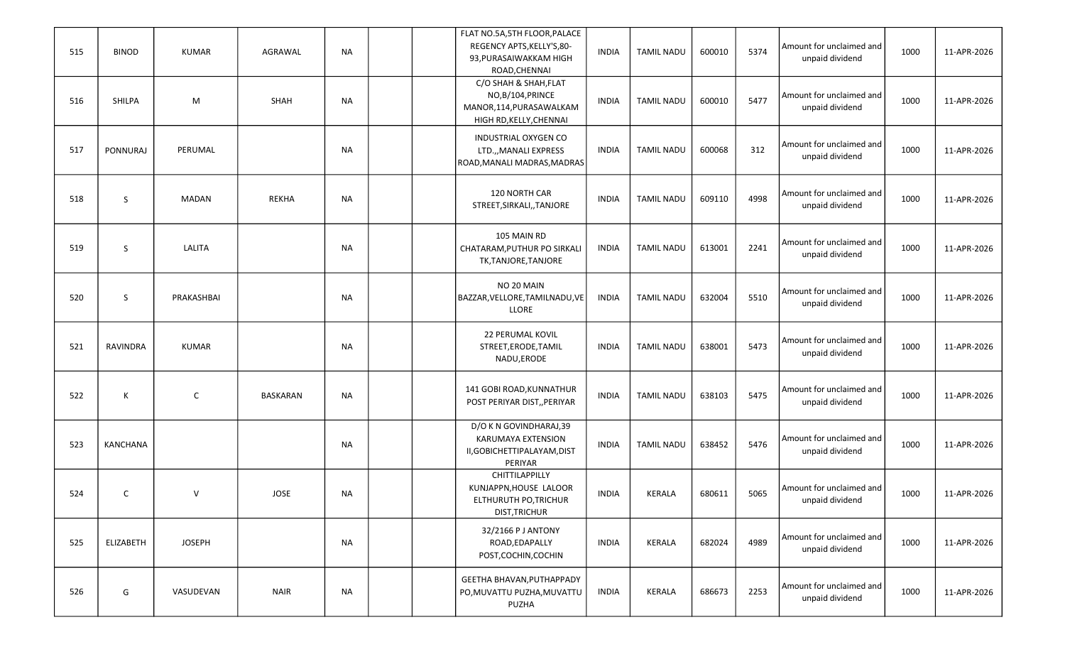| | | | | | | | | | | | | | | |
|---|---|---|---|---|---|---|---|---|---|---|---|---|---|---|
| 515 | BINOD | KUMAR | AGRAWAL | NA | | | FLAT NO.5A,5TH FLOOR,PALACE REGENCY APTS,KELLY'S,80-93,PURASAIWAKKAM HIGH ROAD,CHENNAI | INDIA | TAMIL NADU | 600010 | 5374 | Amount for unclaimed and unpaid dividend | 1000 | 11-APR-2026 |
| 516 | SHILPA | M | SHAH | NA | | | C/O SHAH & SHAH,FLAT NO,B/104,PRINCE MANOR,114,PURASAWALKAM HIGH RD,KELLY,CHENNAI | INDIA | TAMIL NADU | 600010 | 5477 | Amount for unclaimed and unpaid dividend | 1000 | 11-APR-2026 |
| 517 | PONNURAJ | PERUMAL | | NA | | | INDUSTRIAL OXYGEN CO LTD.,,MANALI EXPRESS ROAD,MANALI MADRAS,MADRAS | INDIA | TAMIL NADU | 600068 | 312 | Amount for unclaimed and unpaid dividend | 1000 | 11-APR-2026 |
| 518 | S | MADAN | REKHA | NA | | | 120 NORTH CAR STREET,SIRKALI,,TANJORE | INDIA | TAMIL NADU | 609110 | 4998 | Amount for unclaimed and unpaid dividend | 1000 | 11-APR-2026 |
| 519 | S | LALITA | | NA | | | 105 MAIN RD CHATARAM,PUTHUR PO SIRKALI TK,TANJORE,TANJORE | INDIA | TAMIL NADU | 613001 | 2241 | Amount for unclaimed and unpaid dividend | 1000 | 11-APR-2026 |
| 520 | S | PRAKASHBAI | | NA | | | NO 20 MAIN BAZZAR,VELLORE,TAMILNADU,VELLORE | INDIA | TAMIL NADU | 632004 | 5510 | Amount for unclaimed and unpaid dividend | 1000 | 11-APR-2026 |
| 521 | RAVINDRA | KUMAR | | NA | | | 22 PERUMAL KOVIL STREET,ERODE,TAMIL NADU,ERODE | INDIA | TAMIL NADU | 638001 | 5473 | Amount for unclaimed and unpaid dividend | 1000 | 11-APR-2026 |
| 522 | K | C | BASKARAN | NA | | | 141 GOBI ROAD,KUNNATHUR POST PERIYAR DIST,,PERIYAR | INDIA | TAMIL NADU | 638103 | 5475 | Amount for unclaimed and unpaid dividend | 1000 | 11-APR-2026 |
| 523 | KANCHANA | | | NA | | | D/O K N GOVINDHARAJ,39 KARUMAYA EXTENSION II,GOBICHETTIPALAYAM,DIST PERIYAR | INDIA | TAMIL NADU | 638452 | 5476 | Amount for unclaimed and unpaid dividend | 1000 | 11-APR-2026 |
| 524 | C | V | JOSE | NA | | | CHITTILAPPILLY KUNJAPPN,HOUSE LALOOR ELTHURUTH PO,TRICHUR DIST,TRICHUR | INDIA | KERALA | 680611 | 5065 | Amount for unclaimed and unpaid dividend | 1000 | 11-APR-2026 |
| 525 | ELIZABETH | JOSEPH | | NA | | | 32/2166 P J ANTONY ROAD,EDAPALLY POST,COCHIN,COCHIN | INDIA | KERALA | 682024 | 4989 | Amount for unclaimed and unpaid dividend | 1000 | 11-APR-2026 |
| 526 | G | VASUDEVAN | NAIR | NA | | | GEETHA BHAVAN,PUTHAPPADY PO,MUVATTU PUZHA,MUVATTU PUZHA | INDIA | KERALA | 686673 | 2253 | Amount for unclaimed and unpaid dividend | 1000 | 11-APR-2026 |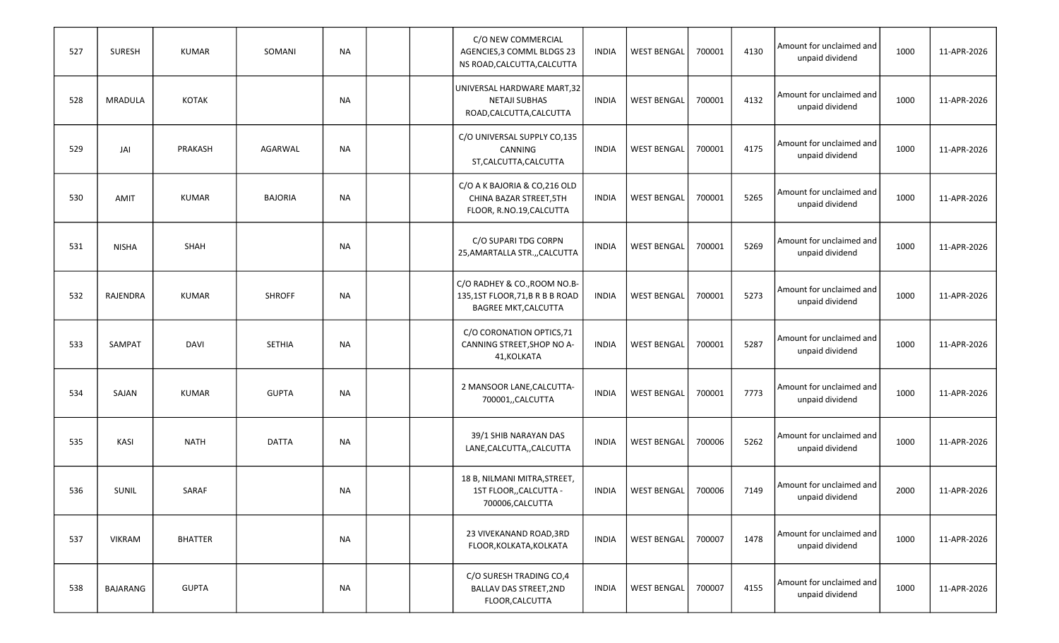| 527 | SURESH | KUMAR | SOMANI | NA | | | C/O NEW COMMERCIAL AGENCIES,3 COMML BLDGS 23 NS ROAD,CALCUTTA,CALCUTTA | INDIA | WEST BENGAL | 700001 | 4130 | Amount for unclaimed and unpaid dividend | 1000 | 11-APR-2026 |
|---|---|---|---|---|---|---|---|---|---|---|---|---|---|---|
| 528 | MRADULA | KOTAK | | NA | | | UNIVERSAL HARDWARE MART,32 NETAJI SUBHAS ROAD,CALCUTTA,CALCUTTA | INDIA | WEST BENGAL | 700001 | 4132 | Amount for unclaimed and unpaid dividend | 1000 | 11-APR-2026 |
| 529 | JAI | PRAKASH | AGARWAL | NA | | | C/O UNIVERSAL SUPPLY CO,135 CANNING ST,CALCUTTA,CALCUTTA | INDIA | WEST BENGAL | 700001 | 4175 | Amount for unclaimed and unpaid dividend | 1000 | 11-APR-2026 |
| 530 | AMIT | KUMAR | BAJORIA | NA | | | C/O A K BAJORIA & CO,216 OLD CHINA BAZAR STREET,5TH FLOOR, R.NO.19,CALCUTTA | INDIA | WEST BENGAL | 700001 | 5265 | Amount for unclaimed and unpaid dividend | 1000 | 11-APR-2026 |
| 531 | NISHA | SHAH | | NA | | | C/O SUPARI TDG CORPN 25,AMARTALLA STR.,,CALCUTTA | INDIA | WEST BENGAL | 700001 | 5269 | Amount for unclaimed and unpaid dividend | 1000 | 11-APR-2026 |
| 532 | RAJENDRA | KUMAR | SHROFF | NA | | | C/O RADHEY & CO.,ROOM NO.B-135,1ST FLOOR,71,B R B B ROAD BAGREE MKT,CALCUTTA | INDIA | WEST BENGAL | 700001 | 5273 | Amount for unclaimed and unpaid dividend | 1000 | 11-APR-2026 |
| 533 | SAMPAT | DAVI | SETHIA | NA | | | C/O CORONATION OPTICS,71 CANNING STREET,SHOP NO A-41,KOLKATA | INDIA | WEST BENGAL | 700001 | 5287 | Amount for unclaimed and unpaid dividend | 1000 | 11-APR-2026 |
| 534 | SAJAN | KUMAR | GUPTA | NA | | | 2 MANSOOR LANE,CALCUTTA-700001,,CALCUTTA | INDIA | WEST BENGAL | 700001 | 7773 | Amount for unclaimed and unpaid dividend | 1000 | 11-APR-2026 |
| 535 | KASI | NATH | DATTA | NA | | | 39/1 SHIB NARAYAN DAS LANE,CALCUTTA,,CALCUTTA | INDIA | WEST BENGAL | 700006 | 5262 | Amount for unclaimed and unpaid dividend | 1000 | 11-APR-2026 |
| 536 | SUNIL | SARAF | | NA | | | 18 B, NILMANI MITRA,STREET, 1ST FLOOR,,CALCUTTA - 700006,CALCUTTA | INDIA | WEST BENGAL | 700006 | 7149 | Amount for unclaimed and unpaid dividend | 2000 | 11-APR-2026 |
| 537 | VIKRAM | BHATTER | | NA | | | 23 VIVEKANAND ROAD,3RD FLOOR,KOLKATA,KOLKATA | INDIA | WEST BENGAL | 700007 | 1478 | Amount for unclaimed and unpaid dividend | 1000 | 11-APR-2026 |
| 538 | BAJARANG | GUPTA | | NA | | | C/O SURESH TRADING CO,4 BALLAV DAS STREET,2ND FLOOR,CALCUTTA | INDIA | WEST BENGAL | 700007 | 4155 | Amount for unclaimed and unpaid dividend | 1000 | 11-APR-2026 |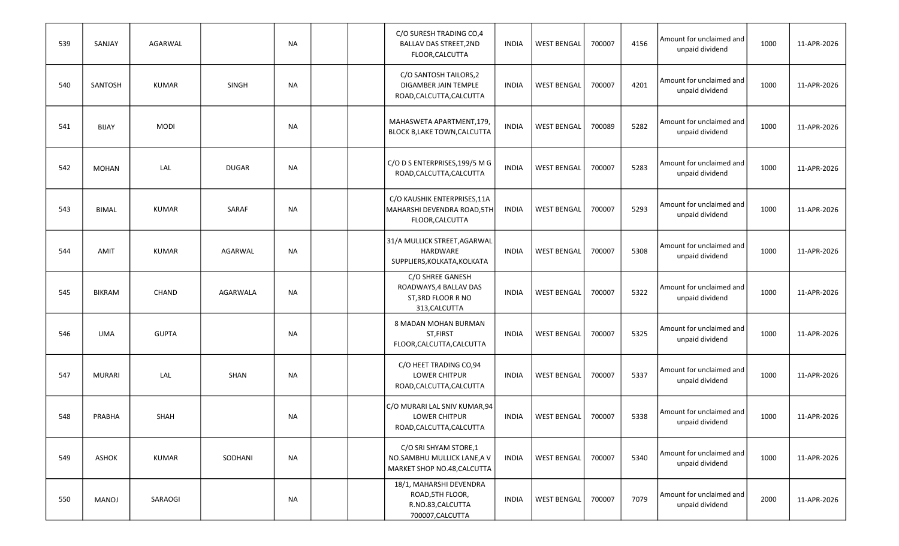| 539 | SANJAY | AGARWAL | | NA | | | C/O SURESH TRADING CO,4 BALLAV DAS STREET,2ND FLOOR,CALCUTTA | INDIA | WEST BENGAL | 700007 | 4156 | Amount for unclaimed and unpaid dividend | 1000 | 11-APR-2026 |
|---|---|---|---|---|---|---|---|---|---|---|---|---|---|---|
| 540 | SANTOSH | KUMAR | SINGH | NA | | | C/O SANTOSH TAILORS,2 DIGAMBER JAIN TEMPLE ROAD,CALCUTTA,CALCUTTA | INDIA | WEST BENGAL | 700007 | 4201 | Amount for unclaimed and unpaid dividend | 1000 | 11-APR-2026 |
| 541 | BIJAY | MODI | | NA | | | MAHASWETA APARTMENT,179, BLOCK B,LAKE TOWN,CALCUTTA | INDIA | WEST BENGAL | 700089 | 5282 | Amount for unclaimed and unpaid dividend | 1000 | 11-APR-2026 |
| 542 | MOHAN | LAL | DUGAR | NA | | | C/O D S ENTERPRISES,199/5 M G ROAD,CALCUTTA,CALCUTTA | INDIA | WEST BENGAL | 700007 | 5283 | Amount for unclaimed and unpaid dividend | 1000 | 11-APR-2026 |
| 543 | BIMAL | KUMAR | SARAF | NA | | | C/O KAUSHIK ENTERPRISES,11A MAHARSHI DEVENDRA ROAD,5TH FLOOR,CALCUTTA | INDIA | WEST BENGAL | 700007 | 5293 | Amount for unclaimed and unpaid dividend | 1000 | 11-APR-2026 |
| 544 | AMIT | KUMAR | AGARWAL | NA | | | 31/A MULLICK STREET,AGARWAL HARDWARE SUPPLIERS,KOLKATA,KOLKATA | INDIA | WEST BENGAL | 700007 | 5308 | Amount for unclaimed and unpaid dividend | 1000 | 11-APR-2026 |
| 545 | BIKRAM | CHAND | AGARWALA | NA | | | C/O SHREE GANESH ROADWAYS,4 BALLAV DAS ST,3RD FLOOR R NO 313,CALCUTTA | INDIA | WEST BENGAL | 700007 | 5322 | Amount for unclaimed and unpaid dividend | 1000 | 11-APR-2026 |
| 546 | UMA | GUPTA | | NA | | | 8 MADAN MOHAN BURMAN ST,FIRST FLOOR,CALCUTTA,CALCUTTA | INDIA | WEST BENGAL | 700007 | 5325 | Amount for unclaimed and unpaid dividend | 1000 | 11-APR-2026 |
| 547 | MURARI | LAL | SHAN | NA | | | C/O HEET TRADING CO,94 LOWER CHITPUR ROAD,CALCUTTA,CALCUTTA | INDIA | WEST BENGAL | 700007 | 5337 | Amount for unclaimed and unpaid dividend | 1000 | 11-APR-2026 |
| 548 | PRABHA | SHAH | | NA | | | C/O MURARI LAL SNIV KUMAR,94 LOWER CHITPUR ROAD,CALCUTTA,CALCUTTA | INDIA | WEST BENGAL | 700007 | 5338 | Amount for unclaimed and unpaid dividend | 1000 | 11-APR-2026 |
| 549 | ASHOK | KUMAR | SODHANI | NA | | | C/O SRI SHYAM STORE,1 NO.SAMBHU MULLICK LANE,A V MARKET SHOP NO.48,CALCUTTA | INDIA | WEST BENGAL | 700007 | 5340 | Amount for unclaimed and unpaid dividend | 1000 | 11-APR-2026 |
| 550 | MANOJ | SARAOGI | | NA | | | 18/1, MAHARSHI DEVENDRA ROAD,5TH FLOOR, R.NO.83,CALCUTTA 700007,CALCUTTA | INDIA | WEST BENGAL | 700007 | 7079 | Amount for unclaimed and unpaid dividend | 2000 | 11-APR-2026 |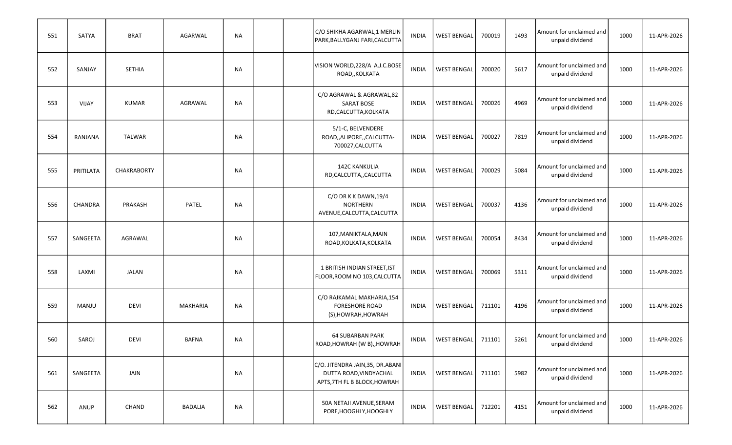| 551 | SATYA | BRAT | AGARWAL | NA | | | C/O SHIKHA AGARWAL,1 MERLIN PARK,BALLYGANJ FARI,CALCUTTA | INDIA | WEST BENGAL | 700019 | 1493 | Amount for unclaimed and unpaid dividend | 1000 | 11-APR-2026 |
|---|---|---|---|---|---|---|---|---|---|---|---|---|---|---|
| 552 | SANJAY | SETHIA | | NA | | | VISION WORLD,228/A A.J.C.BOSE ROAD,,KOLKATA | INDIA | WEST BENGAL | 700020 | 5617 | Amount for unclaimed and unpaid dividend | 1000 | 11-APR-2026 |
| 553 | VIJAY | KUMAR | AGRAWAL | NA | | | C/O AGRAWAL & AGRAWAL,82 SARAT BOSE RD,CALCUTTA,KOLKATA | INDIA | WEST BENGAL | 700026 | 4969 | Amount for unclaimed and unpaid dividend | 1000 | 11-APR-2026 |
| 554 | RANJANA | TALWAR | | NA | | | 5/1-C, BELVENDERE ROAD,,ALIPORE,,CALCUTTA-700027,CALCUTTA | INDIA | WEST BENGAL | 700027 | 7819 | Amount for unclaimed and unpaid dividend | 1000 | 11-APR-2026 |
| 555 | PRITILATA | CHAKRABORTY | | NA | | | 142C KANKULIA RD,CALCUTTA,,CALCUTTA | INDIA | WEST BENGAL | 700029 | 5084 | Amount for unclaimed and unpaid dividend | 1000 | 11-APR-2026 |
| 556 | CHANDRA | PRAKASH | PATEL | NA | | | C/O DR K K DAWN,19/4 NORTHERN AVENUE,CALCUTTA,CALCUTTA | INDIA | WEST BENGAL | 700037 | 4136 | Amount for unclaimed and unpaid dividend | 1000 | 11-APR-2026 |
| 557 | SANGEETA | AGRAWAL | | NA | | | 107,MANIKTALA,MAIN ROAD,KOLKATA,KOLKATA | INDIA | WEST BENGAL | 700054 | 8434 | Amount for unclaimed and unpaid dividend | 1000 | 11-APR-2026 |
| 558 | LAXMI | JALAN | | NA | | | 1 BRITISH INDIAN STREET,IST FLOOR,ROOM NO 103,CALCUTTA | INDIA | WEST BENGAL | 700069 | 5311 | Amount for unclaimed and unpaid dividend | 1000 | 11-APR-2026 |
| 559 | MANJU | DEVI | MAKHARIA | NA | | | C/O RAJKAMAL MAKHARIA,154 FORESHORE ROAD (S),HOWRAH,HOWRAH | INDIA | WEST BENGAL | 711101 | 4196 | Amount for unclaimed and unpaid dividend | 1000 | 11-APR-2026 |
| 560 | SAROJ | DEVI | BAFNA | NA | | | 64 SUBARBAN PARK ROAD,HOWRAH (W B),,HOWRAH | INDIA | WEST BENGAL | 711101 | 5261 | Amount for unclaimed and unpaid dividend | 1000 | 11-APR-2026 |
| 561 | SANGEETA | JAIN | | NA | | | C/O. JITENDRA JAIN,35, DR.ABANI DUTTA ROAD,VINDYACHAL APTS,7TH FL B BLOCK,HOWRAH | INDIA | WEST BENGAL | 711101 | 5982 | Amount for unclaimed and unpaid dividend | 1000 | 11-APR-2026 |
| 562 | ANUP | CHAND | BADALIA | NA | | | 50A NETAJI AVENUE,SERAM PORE,HOOGHLY,HOOGHLY | INDIA | WEST BENGAL | 712201 | 4151 | Amount for unclaimed and unpaid dividend | 1000 | 11-APR-2026 |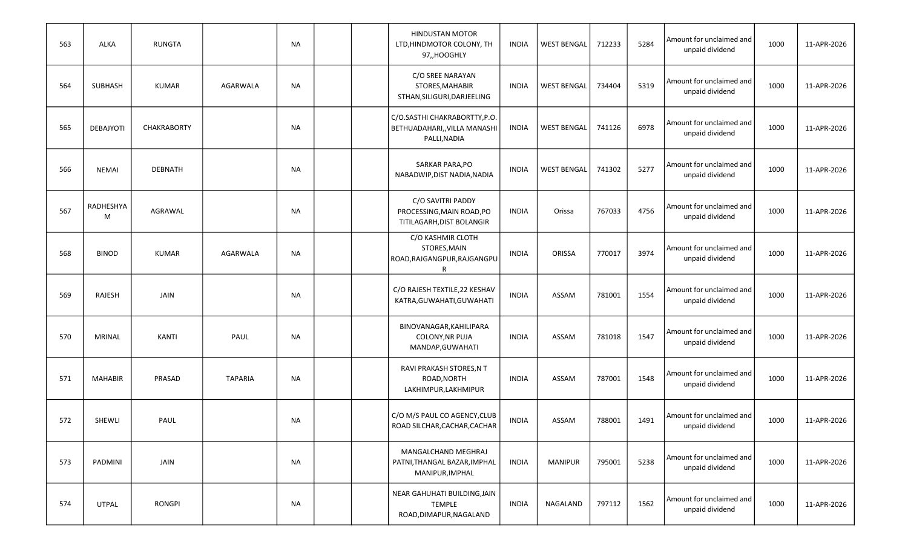| 563 | ALKA | RUNGTA | | NA | | | HINDUSTAN MOTOR LTD,HINDMOTOR COLONY, TH 97,,HOOGHLY | INDIA | WEST BENGAL | 712233 | 5284 | Amount for unclaimed and unpaid dividend | 1000 | 11-APR-2026 |
|---|---|---|---|---|---|---|---|---|---|---|---|---|---|---|
| 564 | SUBHASH | KUMAR | AGARWALA | NA | | | C/O SREE NARAYAN STORES,MAHABIR STHAN,SILIGURI,DARJEELING | INDIA | WEST BENGAL | 734404 | 5319 | Amount for unclaimed and unpaid dividend | 1000 | 11-APR-2026 |
| 565 | DEBAJYOTI | CHAKRABORTY | | NA | | | C/O.SASTHI CHAKRABORTTY,P.O. BETHUADAHARI,,VILLA MANASHI PALLI,NADIA | INDIA | WEST BENGAL | 741126 | 6978 | Amount for unclaimed and unpaid dividend | 1000 | 11-APR-2026 |
| 566 | NEMAI | DEBNATH | | NA | | | SARKAR PARA,PO NABADWIP,DIST NADIA,NADIA | INDIA | WEST BENGAL | 741302 | 5277 | Amount for unclaimed and unpaid dividend | 1000 | 11-APR-2026 |
| 567 | RADHESHYAM | AGRAWAL | | NA | | | C/O SAVITRI PADDY PROCESSING,MAIN ROAD,PO TITILAGARH,DIST BOLANGIR | INDIA | Orissa | 767033 | 4756 | Amount for unclaimed and unpaid dividend | 1000 | 11-APR-2026 |
| 568 | BINOD | KUMAR | AGARWALA | NA | | | C/O KASHMIR CLOTH STORES,MAIN ROAD,RAJGANGPUR,RAJGANGPUR | INDIA | ORISSA | 770017 | 3974 | Amount for unclaimed and unpaid dividend | 1000 | 11-APR-2026 |
| 569 | RAJESH | JAIN | | NA | | | C/O RAJESH TEXTILE,22 KESHAV KATRA,GUWAHATI,GUWAHATI | INDIA | ASSAM | 781001 | 1554 | Amount for unclaimed and unpaid dividend | 1000 | 11-APR-2026 |
| 570 | MRINAL | KANTI | PAUL | NA | | | BINOVANAGAR,KAHILIPARA COLONY,NR PUJA MANDAP,GUWAHATI | INDIA | ASSAM | 781018 | 1547 | Amount for unclaimed and unpaid dividend | 1000 | 11-APR-2026 |
| 571 | MAHABIR | PRASAD | TAPARIA | NA | | | RAVI PRAKASH STORES,N T ROAD,NORTH LAKHIMPUR,LAKHMIPUR | INDIA | ASSAM | 787001 | 1548 | Amount for unclaimed and unpaid dividend | 1000 | 11-APR-2026 |
| 572 | SHEWLI | PAUL | | NA | | | C/O M/S PAUL CO AGENCY,CLUB ROAD SILCHAR,CACHAR,CACHAR | INDIA | ASSAM | 788001 | 1491 | Amount for unclaimed and unpaid dividend | 1000 | 11-APR-2026 |
| 573 | PADMINI | JAIN | | NA | | | MANGALCHAND MEGHRAJ PATNI,THANGAL BAZAR,IMPHAL MANIPUR,IMPHAL | INDIA | MANIPUR | 795001 | 5238 | Amount for unclaimed and unpaid dividend | 1000 | 11-APR-2026 |
| 574 | UTPAL | RONGPI | | NA | | | NEAR GAHUHATI BUILDING,JAIN TEMPLE ROAD,DIMAPUR,NAGALAND | INDIA | NAGALAND | 797112 | 1562 | Amount for unclaimed and unpaid dividend | 1000 | 11-APR-2026 |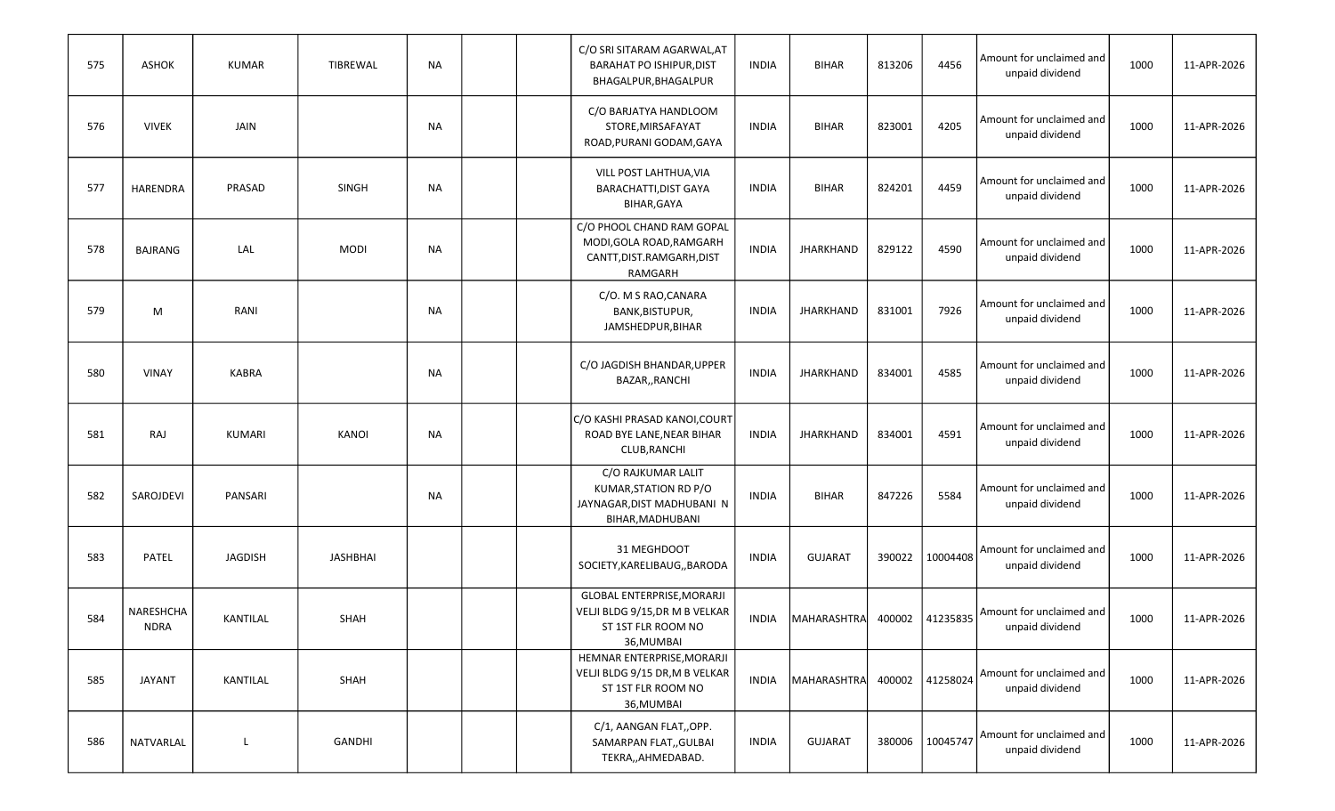| 575 | ASHOK | KUMAR | TIBREWAL | NA | | | C/O SRI SITARAM AGARWAL,AT BARAHAT PO ISHIPUR,DIST BHAGALPUR,BHAGALPUR | INDIA | BIHAR | 813206 | 4456 | Amount for unclaimed and unpaid dividend | 1000 | 11-APR-2026 |
|---|---|---|---|---|---|---|---|---|---|---|---|---|---|---|
| 576 | VIVEK | JAIN | | NA | | | C/O BARJATYA HANDLOOM STORE,MIRSAFAYAT ROAD,PURANI GODAM,GAYA | INDIA | BIHAR | 823001 | 4205 | Amount for unclaimed and unpaid dividend | 1000 | 11-APR-2026 |
| 577 | HARENDRA | PRASAD | SINGH | NA | | | VILL POST LAHTHUA,VIA BARACHATTI,DIST GAYA BIHAR,GAYA | INDIA | BIHAR | 824201 | 4459 | Amount for unclaimed and unpaid dividend | 1000 | 11-APR-2026 |
| 578 | BAJRANG | LAL | MODI | NA | | | C/O PHOOL CHAND RAM GOPAL MODI,GOLA ROAD,RAMGARH CANTT,DIST.RAMGARH,DIST RAMGARH | INDIA | JHARKHAND | 829122 | 4590 | Amount for unclaimed and unpaid dividend | 1000 | 11-APR-2026 |
| 579 | M | RANI | | NA | | | C/O. M S RAO,CANARA BANK,BISTUPUR, JAMSHEDPUR,BIHAR | INDIA | JHARKHAND | 831001 | 7926 | Amount for unclaimed and unpaid dividend | 1000 | 11-APR-2026 |
| 580 | VINAY | KABRA | | NA | | | C/O JAGDISH BHANDAR,UPPER BAZAR,,RANCHI | INDIA | JHARKHAND | 834001 | 4585 | Amount for unclaimed and unpaid dividend | 1000 | 11-APR-2026 |
| 581 | RAJ | KUMARI | KANOI | NA | | | C/O KASHI PRASAD KANOI,COURT ROAD BYE LANE,NEAR BIHAR CLUB,RANCHI | INDIA | JHARKHAND | 834001 | 4591 | Amount for unclaimed and unpaid dividend | 1000 | 11-APR-2026 |
| 582 | SAROJDEVI | PANSARI | | NA | | | C/O RAJKUMAR LALIT KUMAR,STATION RD P/O JAYNAGAR,DIST MADHUBANI N BIHAR,MADHUBANI | INDIA | BIHAR | 847226 | 5584 | Amount for unclaimed and unpaid dividend | 1000 | 11-APR-2026 |
| 583 | PATEL | JAGDISH | JASHBHAI | | | | 31 MEGHDOOT SOCIETY,KARELIBAUG,,BARODA | INDIA | GUJARAT | 390022 | 10004408 | Amount for unclaimed and unpaid dividend | 1000 | 11-APR-2026 |
| 584 | NARESHCHA NDRA | KANTILAL | SHAH | | | | GLOBAL ENTERPRISE,MORARJI VELJI BLDG 9/15,DR M B VELKAR ST 1ST FLR ROOM NO 36,MUMBAI | INDIA | MAHARASHTRA | 400002 | 41235835 | Amount for unclaimed and unpaid dividend | 1000 | 11-APR-2026 |
| 585 | JAYANT | KANTILAL | SHAH | | | | HEMNAR ENTERPRISE,MORARJI VELJI BLDG 9/15 DR,M B VELKAR ST 1ST FLR ROOM NO 36,MUMBAI | INDIA | MAHARASHTRA | 400002 | 41258024 | Amount for unclaimed and unpaid dividend | 1000 | 11-APR-2026 |
| 586 | NATVARLAL | L | GANDHI | | | | C/1, AANGAN FLAT,,OPP. SAMARPAN FLAT,,GULBAI TEKRA,,AHMEDABAD. | INDIA | GUJARAT | 380006 | 10045747 | Amount for unclaimed and unpaid dividend | 1000 | 11-APR-2026 |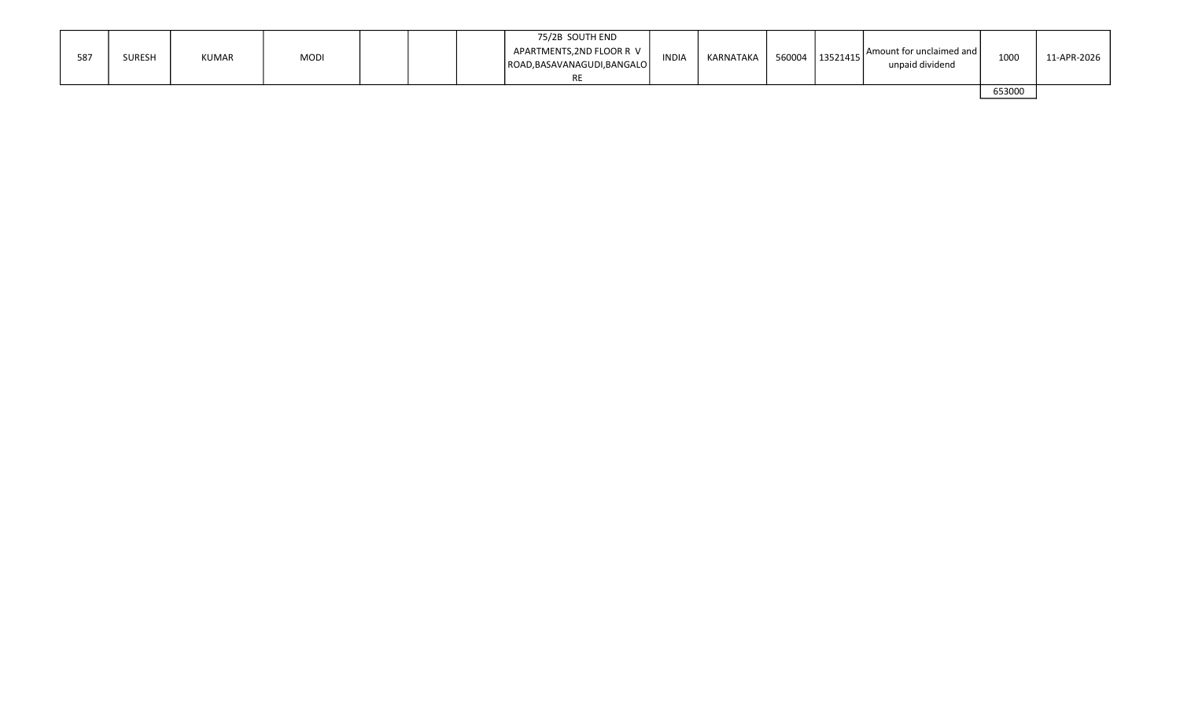| | | | | | | | | | | | | | | |
|---|---|---|---|---|---|---|---|---|---|---|---|---|---|---|
| 587 | SURESH | KUMAR | MODI | | | | 75/2B SOUTH END APARTMENTS,2ND FLOOR R V ROAD,BASAVANAGUDI,BANGALORE | INDIA | KARNATAKA | 560004 | 13521415 | Amount for unclaimed and unpaid dividend | 1000 | 11-APR-2026 |
| | | | | | | | | | | | | | 653000 | |